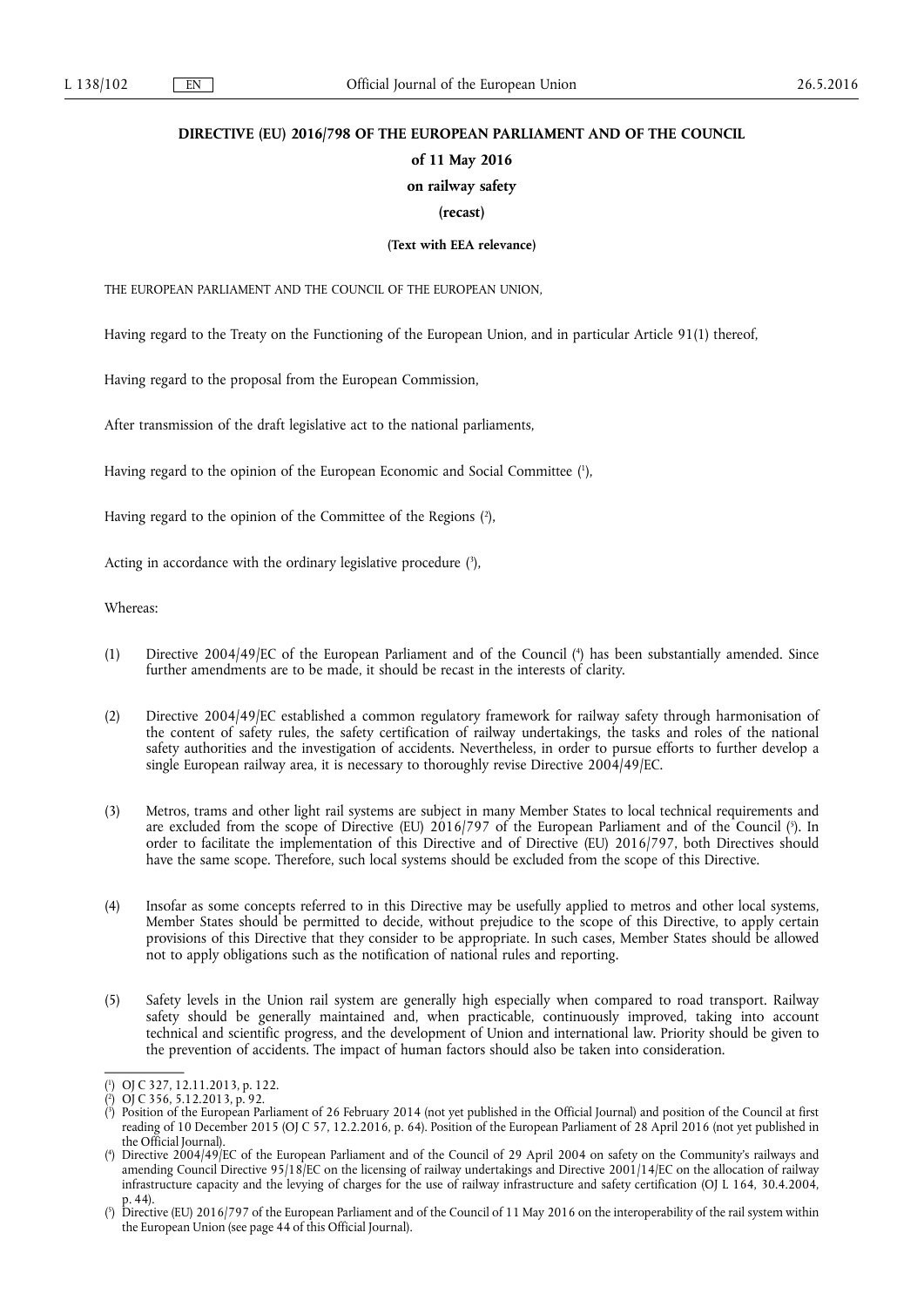# DIRECTIVE (EU) 2016/798 OF THE EUROPEAN PARLIAMENT AND OF THE COUNCIL

## of 11 May 2016

## on railway safety

## (recast)

**(Text with EEA relevance)**

THE EUROPEAN PARLIAMENT AND THE COUNCIL OF THE EUROPEAN UNION,

Having regard to the Treaty on the Functioning of the European Union, and in particular Article 91(1) thereof,

Having regard to the proposal from the European Commission,

After transmission of the draft legislative act to the national parliaments,

Having regard to the opinion of the European Economic and Social Committee [1],

Having regard to the opinion of the Committee of the Regions [2],

Acting in accordance with the ordinary legislative procedure [3],

Whereas:

(1) Directive 2004/49/EC of the European Parliament and of the Council [4] has been substantially amended. Since further amendments are to be made, it should be recast in the interests of clarity.

(2) Directive 2004/49/EC established a common regulatory framework for railway safety through harmonisation of the content of safety rules, the safety certification of railway undertakings, the tasks and roles of the national safety authorities and the investigation of accidents. Nevertheless, in order to pursue efforts to further develop a single European railway area, it is necessary to thoroughly revise Directive 2004/49/EC.

(3) Metros, trams and other light rail systems are subject in many Member States to local technical requirements and are excluded from the scope of Directive (EU) 2016/797 of the European Parliament and of the Council [5]. In order to facilitate the implementation of this Directive and of Directive (EU) 2016/797, both Directives should have the same scope. Therefore, such local systems should be excluded from the scope of this Directive.

(4) Insofar as some concepts referred to in this Directive may be usefully applied to metros and other local systems, Member States should be permitted to decide, without prejudice to the scope of this Directive, to apply certain provisions of this Directive that they consider to be appropriate. In such cases, Member States should be allowed not to apply obligations such as the notification of national rules and reporting.

(5) Safety levels in the Union rail system are generally high especially when compared to road transport. Railway safety should be generally maintained and, when practicable, continuously improved, taking into account technical and scientific progress, and the development of Union and international law. Priority should be given to the prevention of accidents. The impact of human factors should also be taken into consideration.

---

[1] OJ C 327, 12.11.2013, p. 122.

[2] OJ C 356, 5.12.2013, p. 92.

[3] Position of the European Parliament of 26 February 2014 (not yet published in the Official Journal) and position of the Council at first reading of 10 December 2015 (OJ C 57, 12.2.2016, p. 64). Position of the European Parliament of 28 April 2016 (not yet published in the Official Journal).

[4] Directive 2004/49/EC of the European Parliament and of the Council of 29 April 2004 on safety on the Community's railways and amending Council Directive 95/18/EC on the licensing of railway undertakings and Directive 2001/14/EC on the allocation of railway infrastructure capacity and the levying of charges for the use of railway infrastructure and safety certification (OJ L 164, 30.4.2004, p. 44).

[5] Directive (EU) 2016/797 of the European Parliament and of the Council of 11 May 2016 on the interoperability of the rail system within the European Union (see page 44 of this Official Journal).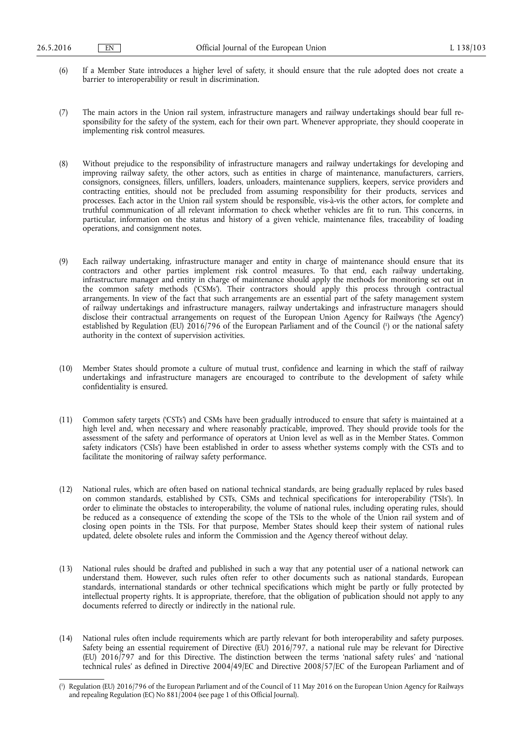(6) If a Member State introduces a higher level of safety, it should ensure that the rule adopted does not create a barrier to interoperability or result in discrimination.

(7) The main actors in the Union rail system, infrastructure managers and railway undertakings should bear full responsibility for the safety of the system, each for their own part. Whenever appropriate, they should cooperate in implementing risk control measures.

(8) Without prejudice to the responsibility of infrastructure managers and railway undertakings for developing and improving railway safety, the other actors, such as entities in charge of maintenance, manufacturers, carriers, consignors, consignees, fillers, unfillers, loaders, unloaders, maintenance suppliers, keepers, service providers and contracting entities, should not be precluded from assuming responsibility for their products, services and processes. Each actor in the Union rail system should be responsible, vis-à-vis the other actors, for complete and truthful communication of all relevant information to check whether vehicles are fit to run. This concerns, in particular, information on the status and history of a given vehicle, maintenance files, traceability of loading operations, and consignment notes.

(9) Each railway undertaking, infrastructure manager and entity in charge of maintenance should ensure that its contractors and other parties implement risk control measures. To that end, each railway undertaking, infrastructure manager and entity in charge of maintenance should apply the methods for monitoring set out in the common safety methods ('CSMs'). Their contractors should apply this process through contractual arrangements. In view of the fact that such arrangements are an essential part of the safety management system of railway undertakings and infrastructure managers, railway undertakings and infrastructure managers should disclose their contractual arrangements on request of the European Union Agency for Railways ('the Agency') established by Regulation (EU) 2016/796 of the European Parliament and of the Council ([1]) or the national safety authority in the context of supervision activities.

(10) Member States should promote a culture of mutual trust, confidence and learning in which the staff of railway undertakings and infrastructure managers are encouraged to contribute to the development of safety while confidentiality is ensured.

(11) Common safety targets ('CSTs') and CSMs have been gradually introduced to ensure that safety is maintained at a high level and, when necessary and where reasonably practicable, improved. They should provide tools for the assessment of the safety and performance of operators at Union level as well as in the Member States. Common safety indicators ('CSIs') have been established in order to assess whether systems comply with the CSTs and to facilitate the monitoring of railway safety performance.

(12) National rules, which are often based on national technical standards, are being gradually replaced by rules based on common standards, established by CSTs, CSMs and technical specifications for interoperability ('TSIs'). In order to eliminate the obstacles to interoperability, the volume of national rules, including operating rules, should be reduced as a consequence of extending the scope of the TSIs to the whole of the Union rail system and of closing open points in the TSIs. For that purpose, Member States should keep their system of national rules updated, delete obsolete rules and inform the Commission and the Agency thereof without delay.

(13) National rules should be drafted and published in such a way that any potential user of a national network can understand them. However, such rules often refer to other documents such as national standards, European standards, international standards or other technical specifications which might be partly or fully protected by intellectual property rights. It is appropriate, therefore, that the obligation of publication should not apply to any documents referred to directly or indirectly in the national rule.

(14) National rules often include requirements which are partly relevant for both interoperability and safety purposes. Safety being an essential requirement of Directive (EU) 2016/797, a national rule may be relevant for Directive (EU) 2016/797 and for this Directive. The distinction between the terms 'national safety rules' and 'national technical rules' as defined in Directive 2004/49/EC and Directive 2008/57/EC of the European Parliament and of

---

([1]) Regulation (EU) 2016/796 of the European Parliament and of the Council of 11 May 2016 on the European Union Agency for Railways and repealing Regulation (EC) No 881/2004 (see page 1 of this Official Journal).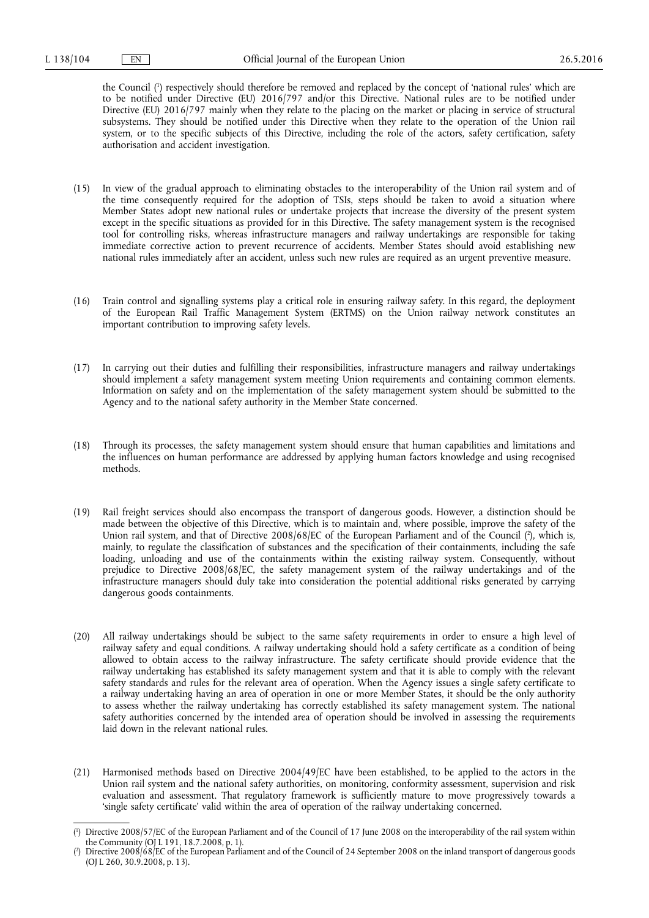the Council [1] respectively should therefore be removed and replaced by the concept of 'national rules' which are to be notified under Directive (EU) 2016/797 and/or this Directive. National rules are to be notified under Directive (EU) 2016/797 mainly when they relate to the placing on the market or placing in service of structural subsystems. They should be notified under this Directive when they relate to the operation of the Union rail system, or to the specific subjects of this Directive, including the role of the actors, safety certification, safety authorisation and accident investigation.

(15) In view of the gradual approach to eliminating obstacles to the interoperability of the Union rail system and of the time consequently required for the adoption of TSIs, steps should be taken to avoid a situation where Member States adopt new national rules or undertake projects that increase the diversity of the present system except in the specific situations as provided for in this Directive. The safety management system is the recognised tool for controlling risks, whereas infrastructure managers and railway undertakings are responsible for taking immediate corrective action to prevent recurrence of accidents. Member States should avoid establishing new national rules immediately after an accident, unless such new rules are required as an urgent preventive measure.

(16) Train control and signalling systems play a critical role in ensuring railway safety. In this regard, the deployment of the European Rail Traffic Management System (ERTMS) on the Union railway network constitutes an important contribution to improving safety levels.

(17) In carrying out their duties and fulfilling their responsibilities, infrastructure managers and railway undertakings should implement a safety management system meeting Union requirements and containing common elements. Information on safety and on the implementation of the safety management system should be submitted to the Agency and to the national safety authority in the Member State concerned.

(18) Through its processes, the safety management system should ensure that human capabilities and limitations and the influences on human performance are addressed by applying human factors knowledge and using recognised methods.

(19) Rail freight services should also encompass the transport of dangerous goods. However, a distinction should be made between the objective of this Directive, which is to maintain and, where possible, improve the safety of the Union rail system, and that of Directive 2008/68/EC of the European Parliament and of the Council [2], which is, mainly, to regulate the classification of substances and the specification of their containments, including the safe loading, unloading and use of the containments within the existing railway system. Consequently, without prejudice to Directive 2008/68/EC, the safety management system of the railway undertakings and of the infrastructure managers should duly take into consideration the potential additional risks generated by carrying dangerous goods containments.

(20) All railway undertakings should be subject to the same safety requirements in order to ensure a high level of railway safety and equal conditions. A railway undertaking should hold a safety certificate as a condition of being allowed to obtain access to the railway infrastructure. The safety certificate should provide evidence that the railway undertaking has established its safety management system and that it is able to comply with the relevant safety standards and rules for the relevant area of operation. When the Agency issues a single safety certificate to a railway undertaking having an area of operation in one or more Member States, it should be the only authority to assess whether the railway undertaking has correctly established its safety management system. The national safety authorities concerned by the intended area of operation should be involved in assessing the requirements laid down in the relevant national rules.

(21) Harmonised methods based on Directive 2004/49/EC have been established, to be applied to the actors in the Union rail system and the national safety authorities, on monitoring, conformity assessment, supervision and risk evaluation and assessment. That regulatory framework is sufficiently mature to move progressively towards a 'single safety certificate' valid within the area of operation of the railway undertaking concerned.

---

[1] Directive 2008/57/EC of the European Parliament and of the Council of 17 June 2008 on the interoperability of the rail system within the Community (OJ L 191, 18.7.2008, p. 1).

[2] Directive 2008/68/EC of the European Parliament and of the Council of 24 September 2008 on the inland transport of dangerous goods (OJ L 260, 30.9.2008, p. 13).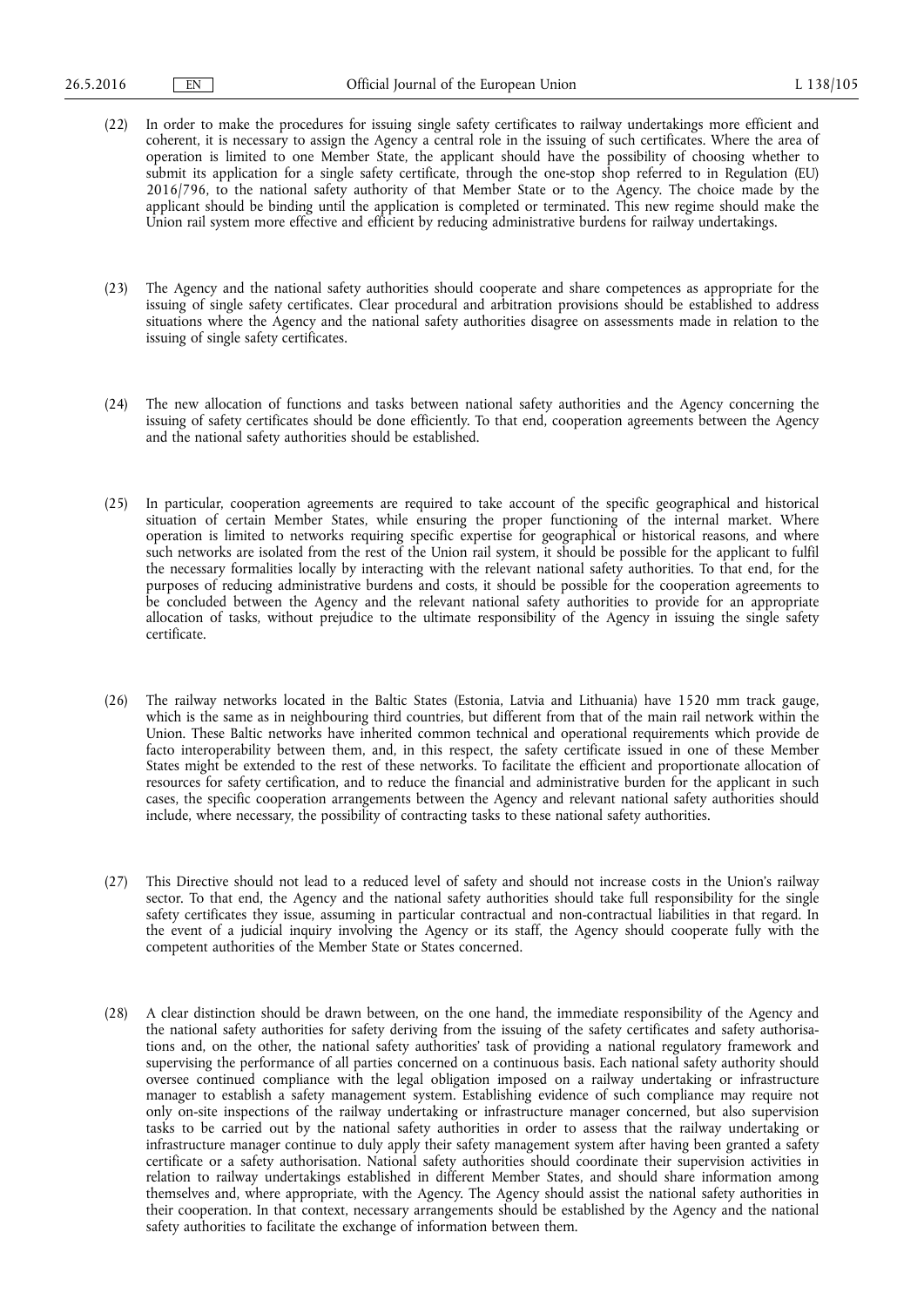(22) In order to make the procedures for issuing single safety certificates to railway undertakings more efficient and coherent, it is necessary to assign the Agency a central role in the issuing of such certificates. Where the area of operation is limited to one Member State, the applicant should have the possibility of choosing whether to submit its application for a single safety certificate, through the one-stop shop referred to in Regulation (EU) 2016/796, to the national safety authority of that Member State or to the Agency. The choice made by the applicant should be binding until the application is completed or terminated. This new regime should make the Union rail system more effective and efficient by reducing administrative burdens for railway undertakings.

(23) The Agency and the national safety authorities should cooperate and share competences as appropriate for the issuing of single safety certificates. Clear procedural and arbitration provisions should be established to address situations where the Agency and the national safety authorities disagree on assessments made in relation to the issuing of single safety certificates.

(24) The new allocation of functions and tasks between national safety authorities and the Agency concerning the issuing of safety certificates should be done efficiently. To that end, cooperation agreements between the Agency and the national safety authorities should be established.

(25) In particular, cooperation agreements are required to take account of the specific geographical and historical situation of certain Member States, while ensuring the proper functioning of the internal market. Where operation is limited to networks requiring specific expertise for geographical or historical reasons, and where such networks are isolated from the rest of the Union rail system, it should be possible for the applicant to fulfil the necessary formalities locally by interacting with the relevant national safety authorities. To that end, for the purposes of reducing administrative burdens, it should be possible for the cooperation agreements to be concluded between the Agency and the relevant national safety authorities to provide for an appropriate allocation of tasks, without prejudice to the ultimate responsibility of the Agency in issuing the single safety certificate.

(26) The railway networks located in the Baltic States (Estonia, Latvia and Lithuania) have 1520 mm track gauge, which is the same as in neighbouring third countries, but different from that of the main rail network within the Union. These Baltic networks have inherited common technical and operational requirements which provide de facto interoperability between them, and, in this respect, the safety certificate issued in one of these Member States might be extended to the rest of these networks. To facilitate the efficient and proportionate allocation of resources for safety certification, and to reduce the financial and administrative burden for the applicant in such cases, the specific cooperation arrangements between the Agency and relevant national safety authorities should include, where necessary, the possibility of contracting tasks to these national safety authorities.

(27) This Directive should not lead to a reduced level of safety and should not increase costs in the Union's railway sector. To that end, the Agency and the national safety authorities should take full responsibility for the single safety certificates they issue, assuming in particular contractual and non-contractual liabilities in that regard. In the event of a judicial inquiry involving the Agency or its staff, the Agency should cooperate fully with the competent authorities of the Member State or States concerned.

(28) A clear distinction should be drawn between, on the one hand, the immediate responsibility of the Agency and the national safety authorities for safety deriving from the issuing of the safety certificates and safety authorisations and, on the other, the national safety authorities' task of providing a national regulatory framework and supervising the performance of all parties concerned on a continuous basis. Each national safety authority should oversee continued compliance with the legal obligation imposed on a railway undertaking or infrastructure manager to establish a safety management system. Establishing evidence of such compliance may require not only on-site inspections of the railway undertaking or infrastructure manager concerned, but also supervision tasks to be carried out by the national safety authorities in order to assess that the railway undertaking or infrastructure manager continue to duly apply their safety management system after having been granted a safety certificate or a safety authorisation. National safety authorities should coordinate their supervision activities in relation to railway undertakings established in different Member States, and should share information among themselves and, where appropriate, with the Agency. The Agency should assist the national safety authorities in their cooperation. In that context, necessary arrangements should be established by the Agency and the national safety authorities to facilitate the exchange of information between them.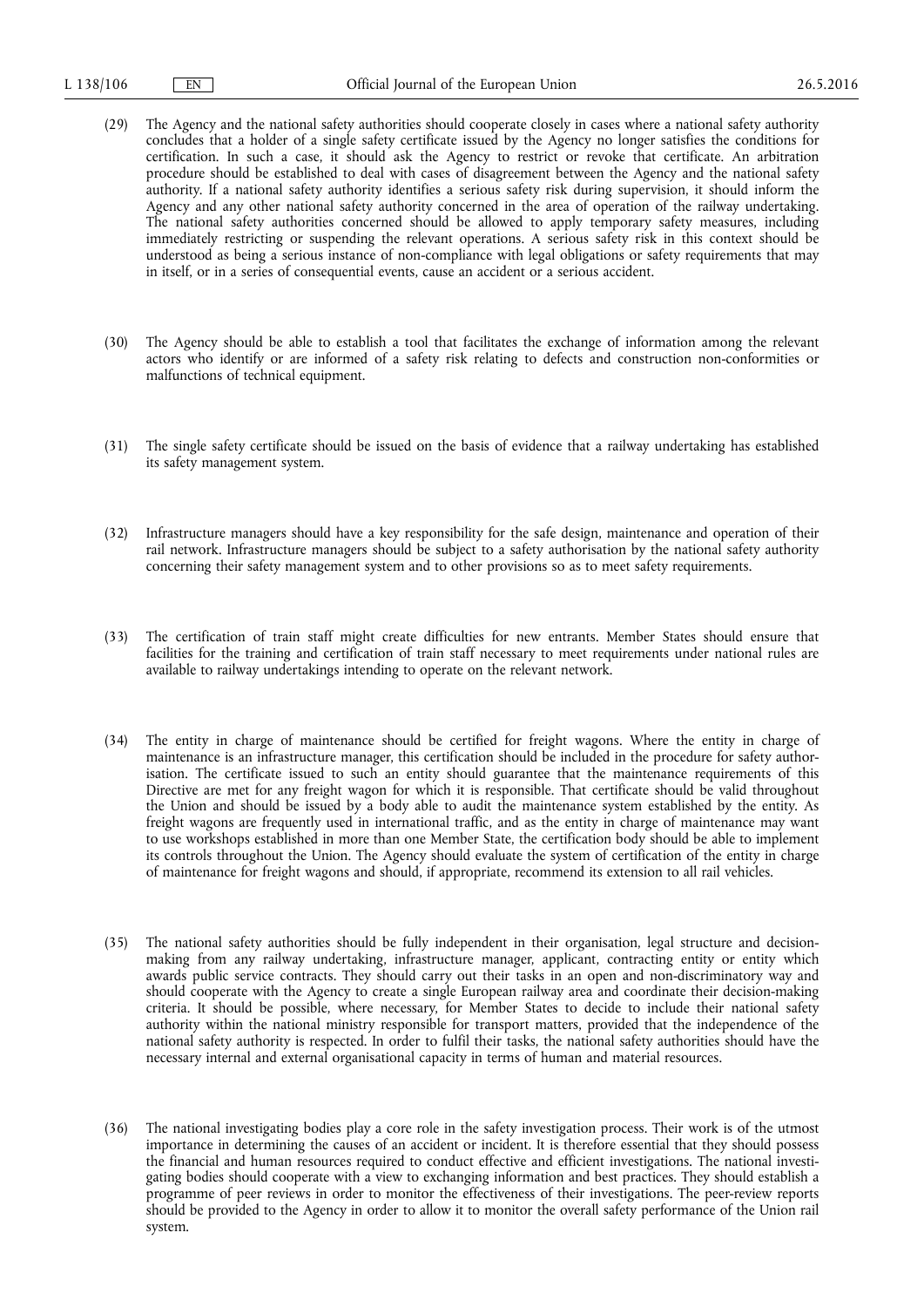(29) The Agency and the national safety authorities should cooperate closely in cases where a national safety authority concludes that a holder of a single safety certificate issued by the Agency no longer satisfies the conditions for certification. In such a case, it should ask the Agency to restrict or revoke that certificate. An arbitration procedure should be established to deal with cases of disagreement between the Agency and the national safety authority. If a national safety authority identifies a serious safety risk during supervision, it should inform the Agency and any other national safety authority concerned in the area of operation of the railway undertaking. The national safety authorities concerned should be allowed to apply temporary safety measures, including immediately restricting or suspending the relevant operations. A serious safety risk in this context should be understood as being a serious instance of non-compliance with legal obligations or safety requirements that may in itself, or in a series of consequential events, cause an accident or a serious accident.

(30) The Agency should be able to establish a tool that facilitates the exchange of information among the relevant actors who identify or are informed of a safety risk relating to defects and construction non-conformities or malfunctions of technical equipment.

(31) The single safety certificate should be issued on the basis of evidence that a railway undertaking has established its safety management system.

(32) Infrastructure managers should have a key responsibility for the safe design, maintenance and operation of their rail network. Infrastructure managers should be subject to a safety authorisation by the national safety authority concerning their safety management system and to other provisions so as to meet safety requirements.

(33) The certification of train staff might create difficulties for new entrants. Member States should ensure that facilities for the training and certification of train staff necessary to meet requirements under national rules are available to railway undertakings intending to operate on the relevant network.

(34) The entity in charge of maintenance should be certified for freight wagons. Where the entity in charge of maintenance is an infrastructure manager, this certification should be included in the procedure for safety authorisation. The certificate issued to such an entity should guarantee that the maintenance requirements of this Directive are met for any freight wagon for which it is responsible. That certificate should be valid throughout the Union and should be issued by a body able to audit the maintenance system established by the entity. As freight wagons are frequently used in international traffic, and as the entity in charge of maintenance may want to use workshops established in more than one Member State, the certification body should be able to implement its controls throughout the Union. The Agency should evaluate the system of certification of the entity in charge of maintenance for freight wagons and should, if appropriate, recommend its extension to all rail vehicles.

(35) The national safety authorities should be fully independent in their organisation, legal structure and decision-making from any railway undertaking, infrastructure manager, applicant, contracting entity or entity which awards public service contracts. They should carry out their tasks in an open and non-discriminatory way and should cooperate with the Agency to create a single European railway area and coordinate their decision-making criteria. It should be possible, where necessary, for Member States to decide to include their national safety authority within the national ministry responsible for transport matters, provided that the independence of the national safety authority is respected. In order to fulfil their tasks, the national safety authorities should have the necessary internal and external organisational capacity in terms of human and material resources.

(36) The national investigating bodies play a core role in the safety investigation process. Their work is of the utmost importance in determining the causes of an accident or incident. It is therefore essential that they should possess the financial and human resources required to conduct effective and efficient investigations. The national investigating bodies should cooperate with a view to exchanging information and best practices. They should establish a programme of peer reviews in order to monitor the effectiveness of their investigations. The peer-review reports should be provided to the Agency in order to allow it to monitor the overall safety performance of the Union rail system.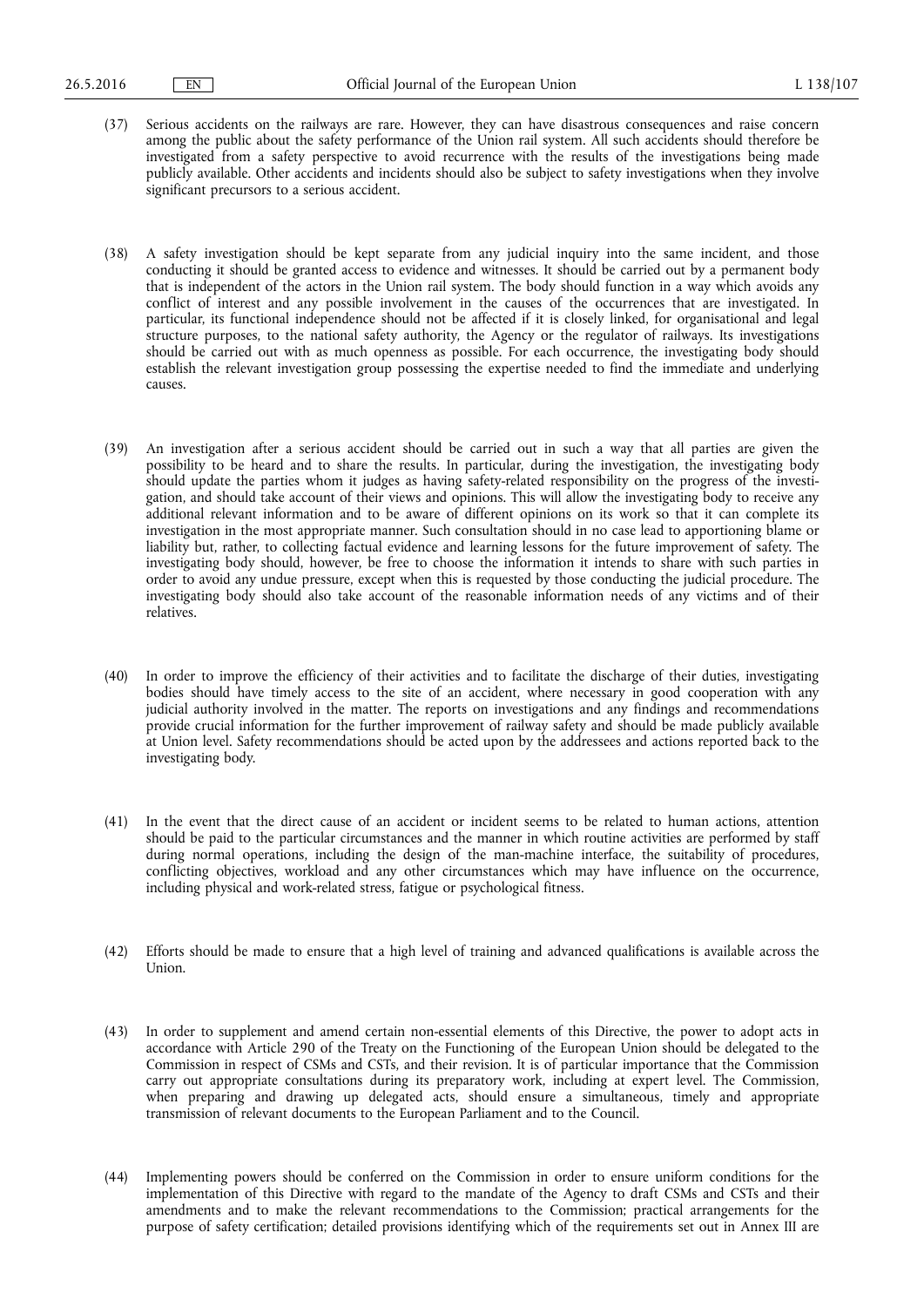(37) Serious accidents on the railways are rare. However, they can have disastrous consequences and raise concern among the public about the safety performance of the Union rail system. All such accidents should therefore be investigated from a safety perspective to avoid recurrence with the results of the investigations being made publicly available. Other accidents and incidents should also be subject to safety investigations when they involve significant precursors to a serious accident.

(38) A safety investigation should be kept separate from any judicial inquiry into the same incident, and those conducting it should be granted access to evidence and witnesses. It should be carried out by a permanent body that is independent of the actors in the Union rail system. The body should function in a way which avoids any conflict of interest and any possible involvement in the causes of the occurrences that are investigated. In particular, its functional independence should not be affected if it is closely linked, for organisational and legal structure purposes, to the national safety authority, the Agency or the regulator of railways. Its investigations should be carried out with as much openness as possible. For each occurrence, the investigating body should establish the relevant investigation group possessing the expertise needed to find the immediate and underlying causes.

(39) An investigation after a serious accident should be carried out in such a way that all parties are given the possibility to be heard and to share the results. In particular, during the investigation, the investigating body should update the parties whom it judges as having safety-related responsibility on the progress of the investigation, and should take account of their views and opinions. This will allow the investigating body to receive any additional relevant information and to be aware of different opinions on its work so that it can complete its investigation in the most appropriate manner. Such consultation should in no case lead to apportioning blame or liability but, rather, to collecting factual evidence and learning lessons for the future improvement of safety. The investigating body should, however, be free to choose the information it intends to share with such parties in order to avoid any undue pressure, except when this is requested by those conducting the judicial procedure. The investigating body should also take account of the reasonable information needs of any victims and of their relatives.

(40) In order to improve the efficiency of their activities and to facilitate the discharge of their duties, investigating bodies should have timely access to the site of an accident, where necessary in good cooperation with any judicial authority involved in the matter. The reports on investigations and any findings and recommendations provide crucial information for the further improvement of railway safety and should be made publicly available at Union level. Safety recommendations should be acted upon by the addressees and actions reported back to the investigating body.

(41) In the event that the direct cause of an accident or incident seems to be related to human actions, attention should be paid to the particular circumstances and the manner in which routine activities are performed by staff during normal operations, including the design of the man-machine interface, the suitability of procedures, conflicting objectives, workload and any other circumstances which may have influence on the occurrence, including physical and work-related stress, fatigue or psychological fitness.

(42) Efforts should be made to ensure that a high level of training and advanced qualifications is available across the Union.

(43) In order to supplement and amend certain non-essential elements of this Directive, the power to adopt acts in accordance with Article 290 of the Treaty on the Functioning of the European Union should be delegated to the Commission in respect of CSMs and CSTs, and their revision. It is of particular importance that the Commission carry out appropriate consultations during its preparatory work, including at expert level. The Commission, when preparing and drawing up delegated acts, should ensure a simultaneous, timely and appropriate transmission of relevant documents to the European Parliament and to the Council.

(44) Implementing powers should be conferred on the Commission in order to ensure uniform conditions for the implementation of this Directive with regard to the mandate of the Agency to draft CSMs and CSTs and their amendments and to make the relevant recommendations to the Commission; practical arrangements for the purpose of safety certification; detailed provisions identifying which of the requirements set out in Annex III are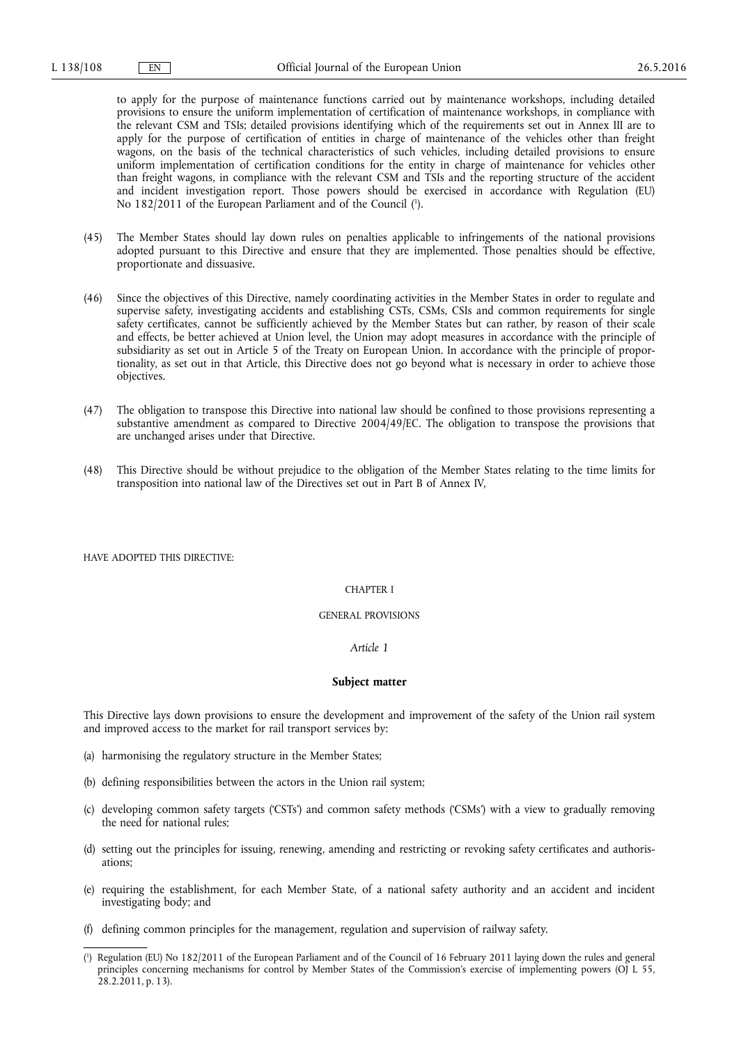to apply for the purpose of maintenance functions carried out by maintenance workshops, including detailed provisions to ensure the uniform implementation of certification of maintenance workshops, in compliance with the relevant CSM and TSIs; detailed provisions identifying which of the requirements set out in Annex III are to apply for the purpose of certification of entities in charge of maintenance of the vehicles other than freight wagons, on the basis of the technical characteristics of such vehicles, including detailed provisions to ensure uniform implementation of certification conditions for the entity in charge of maintenance for vehicles other than freight wagons, in compliance with the relevant CSM and TSIs and the reporting structure of the accident and incident investigation report. Those powers should be exercised in accordance with Regulation (EU) No 182/2011 of the European Parliament and of the Council [1].

(45) The Member States should lay down rules on penalties applicable to infringements of the national provisions adopted pursuant to this Directive and ensure that they are implemented. Those penalties should be effective, proportionate and dissuasive.

(46) Since the objectives of this Directive, namely coordinating activities in the Member States in order to regulate and supervise safety, investigating accidents and establishing CSTs, CSMs, CSIs and common requirements for single safety certificates, cannot be sufficiently achieved by the Member States but can rather, by reason of their scale and effects, be better achieved at Union level, the Union may adopt measures in accordance with the principle of subsidiarity as set out in Article 5 of the Treaty on European Union. In accordance with the principle of proportionality, as set out in that Article, this Directive does not go beyond what is necessary in order to achieve those objectives.

(47) The obligation to transpose this Directive into national law should be confined to those provisions representing a substantive amendment as compared to Directive 2004/49/EC. The obligation to transpose the provisions that are unchanged arises under that Directive.

(48) This Directive should be without prejudice to the obligation of the Member States relating to the time limits for transposition into national law of the Directives set out in Part B of Annex IV,

HAVE ADOPTED THIS DIRECTIVE:

## CHAPTER I

## GENERAL PROVISIONS

### *Article 1*

### **Subject matter**

This Directive lays down provisions to ensure the development and improvement of the safety of the Union rail system and improved access to the market for rail transport services by:

(a) harmonising the regulatory structure in the Member States;

(b) defining responsibilities between the actors in the Union rail system;

(c) developing common safety targets ('CSTs') and common safety methods ('CSMs') with a view to gradually removing the need for national rules;

(d) setting out the principles for issuing, renewing, amending and restricting or revoking safety certificates and authorisations;

(e) requiring the establishment, for each Member State, of a national safety authority and an accident and incident investigating body; and

(f) defining common principles for the management, regulation and supervision of railway safety.

---

[1] Regulation (EU) No 182/2011 of the European Parliament and of the Council of 16 February 2011 laying down the rules and general principles concerning mechanisms for control by Member States of the Commission's exercise of implementing powers (OJ L 55, 28.2.2011, p. 13).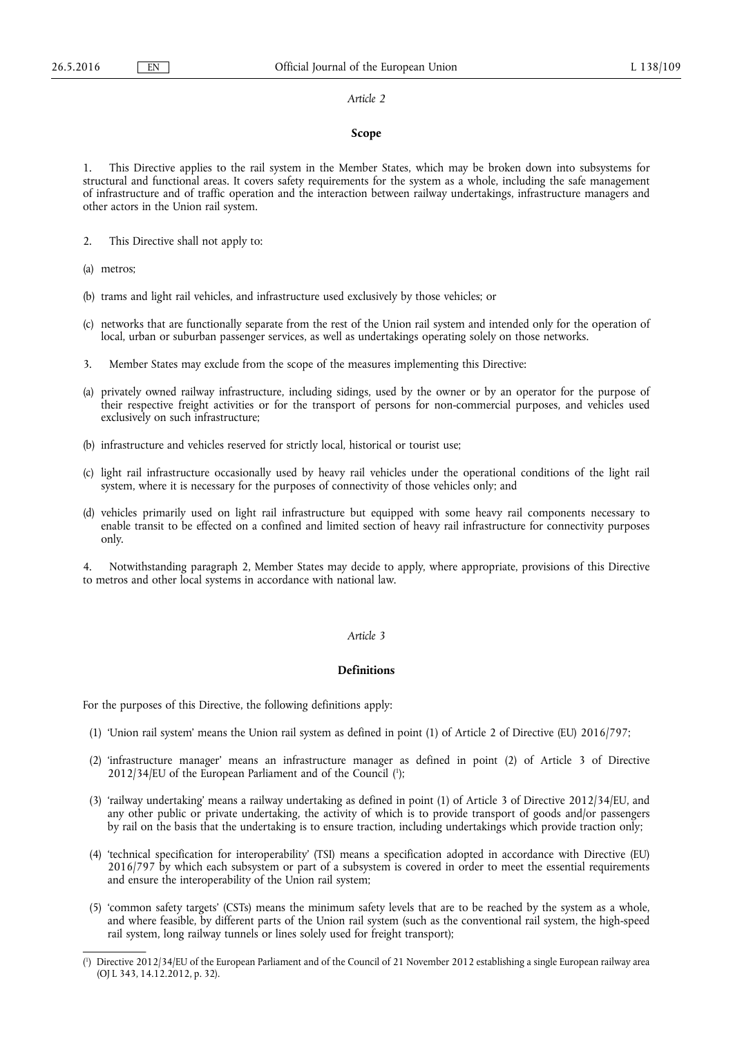*Article 2*

**Scope**

1. This Directive applies to the rail system in the Member States, which may be broken down into subsystems for structural and functional areas. It covers safety requirements for the system as a whole, including the safe management of infrastructure and of traffic operation and the interaction between railway undertakings, infrastructure managers and other actors in the Union rail system.

2. This Directive shall not apply to:

(a) metros;

(b) trams and light rail vehicles, and infrastructure used exclusively by those vehicles; or

(c) networks that are functionally separate from the rest of the Union rail system and intended only for the operation of local, urban or suburban passenger services, as well as undertakings operating solely on those networks.

3. Member States may exclude from the scope of the measures implementing this Directive:

(a) privately owned railway infrastructure, including sidings, used by the owner or by an operator for the purpose of their respective freight activities or for the transport of persons for non-commercial purposes, and vehicles used exclusively on such infrastructure;

(b) infrastructure and vehicles reserved for strictly local, historical or tourist use;

(c) light rail infrastructure occasionally used by heavy rail vehicles under the operational conditions of the light rail system, where it is necessary for the purposes of connectivity of those vehicles only; and

(d) vehicles primarily used on light rail infrastructure but equipped with some heavy rail components necessary to enable transit to be effected on a confined and limited section of heavy rail infrastructure for connectivity purposes only.

4. Notwithstanding paragraph 2, Member States may decide to apply, where appropriate, provisions of this Directive to metros and other local systems in accordance with national law.

*Article 3*

**Definitions**

For the purposes of this Directive, the following definitions apply:

(1) 'Union rail system' means the Union rail system as defined in point (1) of Article 2 of Directive (EU) 2016/797;

(2) 'infrastructure manager' means an infrastructure manager as defined in point (2) of Article 3 of Directive 2012/34/EU of the European Parliament and of the Council [1];

(3) 'railway undertaking' means a railway undertaking as defined in point (1) of Article 3 of Directive 2012/34/EU, and any other public or private undertaking, the activity of which is to provide transport of goods and/or passengers by rail on the basis that the undertaking is to ensure traction, including undertakings which provide traction only;

(4) 'technical specification for interoperability' (TSI) means a specification adopted in accordance with Directive (EU) 2016/797 by which each subsystem or part of a subsystem is covered in order to meet the essential requirements and ensure the interoperability of the Union rail system;

(5) 'common safety targets' (CSTs) means the minimum safety levels that are to be reached by the system as a whole, and where feasible, by different parts of the Union rail system (such as the conventional rail system, the high-speed rail system, long railway tunnels or lines solely used for freight transport);

---

[1] Directive 2012/34/EU of the European Parliament and of the Council of 21 November 2012 establishing a single European railway area (OJ L 343, 14.12.2012, p. 32).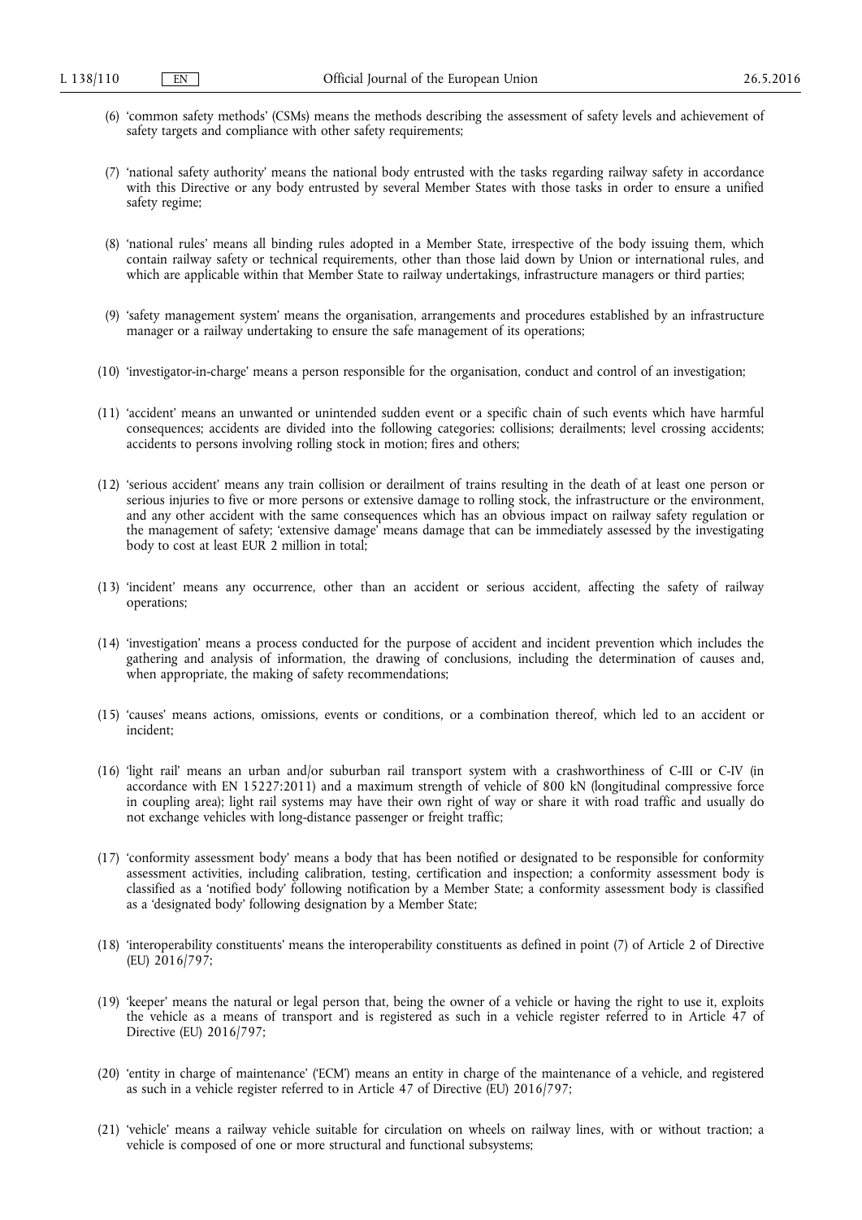(6) 'common safety methods' (CSMs) means the methods describing the assessment of safety levels and achievement of safety targets and compliance with other safety requirements;

(7) 'national safety authority' means the national body entrusted with the tasks regarding railway safety in accordance with this Directive or any body entrusted by several Member States with those tasks in order to ensure a unified safety regime;

(8) 'national rules' means all binding rules adopted in a Member State, irrespective of the body issuing them, which contain railway safety or technical requirements, other than those laid down by Union or international rules, and which are applicable within that Member State to railway undertakings, infrastructure managers or third parties;

(9) 'safety management system' means the organisation, arrangements and procedures established by an infrastructure manager or a railway undertaking to ensure the safe management of its operations;

(10) 'investigator-in-charge' means a person responsible for the organisation, conduct and control of an investigation;

(11) 'accident' means an unwanted or unintended sudden event or a specific chain of such events which have harmful consequences; accidents are divided into the following categories: collisions; derailments; level crossing accidents; accidents to persons involving rolling stock in motion; fires and others;

(12) 'serious accident' means any train collision or derailment of trains resulting in the death of at least one person or serious injuries to five or more persons or extensive damage to rolling stock, the infrastructure or the environment, and any other accident with the same consequences which has an obvious impact on railway safety regulation or the management of safety; 'extensive damage' means damage that can be immediately assessed by the investigating body to cost at least EUR 2 million in total;

(13) 'incident' means any occurrence, other than an accident or serious accident, affecting the safety of railway operations;

(14) 'investigation' means a process conducted for the purpose of accident and incident prevention which includes the gathering and analysis of information, the drawing of conclusions, including the determination of causes and, when appropriate, the making of safety recommendations;

(15) 'causes' means actions, omissions, events or conditions, or a combination thereof, which led to an accident or incident;

(16) 'light rail' means an urban and/or suburban rail transport system with a crashworthiness of C-III or C-IV (in accordance with EN 15227:2011) and a maximum strength of vehicle of 800 kN (longitudinal compressive force in coupling area); light rail systems may have their own right of way or share it with road traffic and usually do not exchange vehicles with long-distance passenger or freight traffic;

(17) 'conformity assessment body' means a body that has been notified or designated to be responsible for conformity assessment activities, including calibration, testing, certification and inspection; a conformity assessment body is classified as a 'notified body' following notification by a Member State; a conformity assessment body is classified as a 'designated body' following designation by a Member State;

(18) 'interoperability constituents' means the interoperability constituents as defined in point (7) of Article 2 of Directive (EU) 2016/797;

(19) 'keeper' means the natural or legal person that, being the owner of a vehicle or having the right to use it, exploits the vehicle as a means of transport and is registered as such in a vehicle register referred to in Article 47 of Directive (EU) 2016/797;

(20) 'entity in charge of maintenance' ('ECM') means an entity in charge of the maintenance of a vehicle, and registered as such in a vehicle register referred to in Article 47 of Directive (EU) 2016/797;

(21) 'vehicle' means a railway vehicle suitable for circulation on wheels on railway lines, with or without traction; a vehicle is composed of one or more structural and functional subsystems;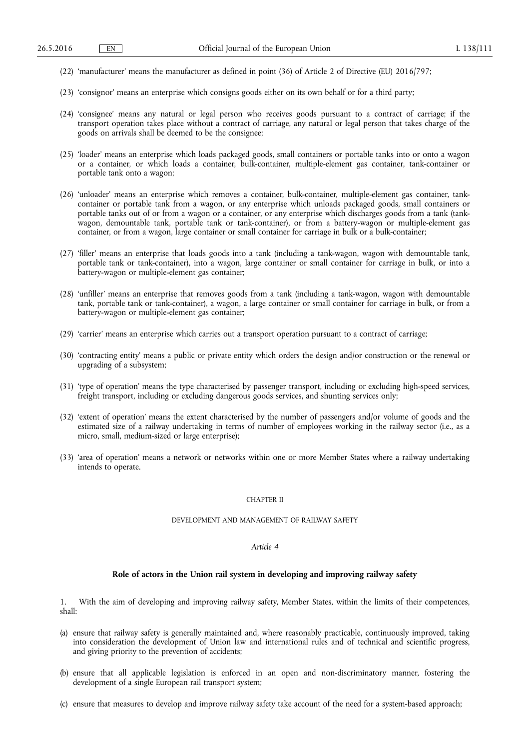(22) 'manufacturer' means the manufacturer as defined in point (36) of Article 2 of Directive (EU) 2016/797;

(23) 'consignor' means an enterprise which consigns goods either on its own behalf or for a third party;

(24) 'consignee' means any natural or legal person who receives goods pursuant to a contract of carriage; if the transport operation takes place without a contract of carriage, any natural or legal person that takes charge of the goods on arrivals shall be deemed to be the consignee;

(25) 'loader' means an enterprise which loads packaged goods, small containers or portable tanks into or onto a wagon or a container, or which loads a container, bulk-container, multiple-element gas container, tank-container or portable tank onto a wagon;

(26) 'unloader' means an enterprise which removes a container, bulk-container, multiple-element gas container, tank-container or portable tank from a wagon, or any enterprise which unloads packaged goods, small containers or portable tanks out of or from a wagon or a container, or any enterprise which discharges goods from a tank (tank-wagon, demountable tank, portable tank or tank-container), or from a battery-wagon or multiple-element gas container, or from a wagon, large container or small container for carriage in bulk or a bulk-container;

(27) 'filler' means an enterprise that loads goods into a tank (including a tank-wagon, wagon with demountable tank, portable tank or tank-container), into a wagon, large container or small container for carriage in bulk, or into a battery-wagon or multiple-element gas container;

(28) 'unfiller' means an enterprise that removes goods from a tank (including a tank-wagon, wagon with demountable tank, portable tank or tank-container), a wagon, a large container or small container for carriage in bulk, or from a battery-wagon or multiple-element gas container;

(29) 'carrier' means an enterprise which carries out a transport operation pursuant to a contract of carriage;

(30) 'contracting entity' means a public or private entity which orders the design and/or construction or the renewal or upgrading of a subsystem;

(31) 'type of operation' means the type characterised by passenger transport, including or excluding high-speed services, freight transport, including or excluding dangerous goods services, and shunting services only;

(32) 'extent of operation' means the extent characterised by the number of passengers and/or volume of goods and the estimated size of a railway undertaking in terms of number of employees working in the railway sector (i.e., as a micro, small, medium-sized or large enterprise);

(33) 'area of operation' means a network or networks within one or more Member States where a railway undertaking intends to operate.

## CHAPTER II

## DEVELOPMENT AND MANAGEMENT OF RAILWAY SAFETY

### *Article 4*

### **Role of actors in the Union rail system in developing and improving railway safety**

1. With the aim of developing and improving railway safety, Member States, within the limits of their competences, shall:

(a) ensure that railway safety is generally maintained and, where reasonably practicable, continuously improved, taking into consideration the development of Union law and international rules and of technical and scientific progress, and giving priority to the prevention of accidents;

(b) ensure that all applicable legislation is enforced in an open and non-discriminatory manner, fostering the development of a single European rail transport system;

(c) ensure that measures to develop and improve railway safety take account of the need for a system-based approach;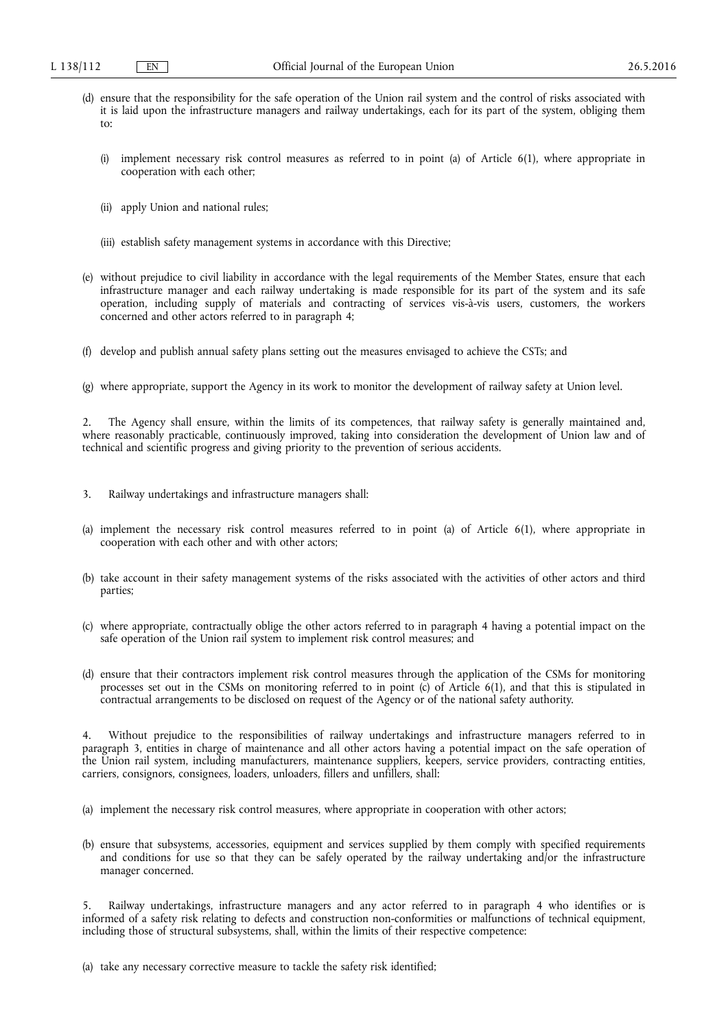(d) ensure that the responsibility for the safe operation of the Union rail system and the control of risks associated with it is laid upon the infrastructure managers and railway undertakings, each for its part of the system, obliging them to:

   (i) implement necessary risk control measures as referred to in point (a) of Article 6(1), where appropriate in cooperation with each other;

   (ii) apply Union and national rules;

   (iii) establish safety management systems in accordance with this Directive;

(e) without prejudice to civil liability in accordance with the legal requirements of the Member States, ensure that each infrastructure manager and each railway undertaking is made responsible for its part of the system and its safe operation, including supply of materials and contracting of services vis-à-vis users, customers, the workers concerned and other actors referred to in paragraph 4;

(f) develop and publish annual safety plans setting out the measures envisaged to achieve the CSTs; and

(g) where appropriate, support the Agency in its work to monitor the development of railway safety at Union level.

2. The Agency shall ensure, within the limits of its competences, that railway safety is generally maintained and, where reasonably practicable, continuously improved, taking into consideration the development of Union law and of technical and scientific progress and giving priority to the prevention of serious accidents.

3. Railway undertakings and infrastructure managers shall:

(a) implement the necessary risk control measures referred to in point (a) of Article 6(1), where appropriate in cooperation with each other and with other actors;

(b) take account in their safety management systems of the risks associated with the activities of other actors and third parties;

(c) where appropriate, contractually oblige the other actors referred to in paragraph 4 having a potential impact on the safe operation of the Union rail system to implement risk control measures; and

(d) ensure that their contractors implement risk control measures through the application of the CSMs for monitoring processes set out in the CSMs on monitoring referred to in point (c) of Article 6(1), and that this is stipulated in contractual arrangements to be disclosed on request of the Agency or of the national safety authority.

4. Without prejudice to the responsibilities of railway undertakings and infrastructure managers referred to in paragraph 3, entities in charge of maintenance and all other actors having a potential impact on the safe operation of the Union rail system, including manufacturers, maintenance suppliers, keepers, service providers, contracting entities, carriers, consignors, consignees, loaders, unloaders, fillers and unfillers, shall:

(a) implement the necessary risk control measures, where appropriate in cooperation with other actors;

(b) ensure that subsystems, accessories, equipment and services supplied by them comply with specified requirements and conditions for use so that they can be safely operated by the railway undertaking and/or the infrastructure manager concerned.

5. Railway undertakings, infrastructure managers and any actor referred to in paragraph 4 who identifies or is informed of a safety risk relating to defects and construction non-conformities or malfunctions of technical equipment, including those of structural subsystems, shall, within the limits of their respective competence:

(a) take any necessary corrective measure to tackle the safety risk identified;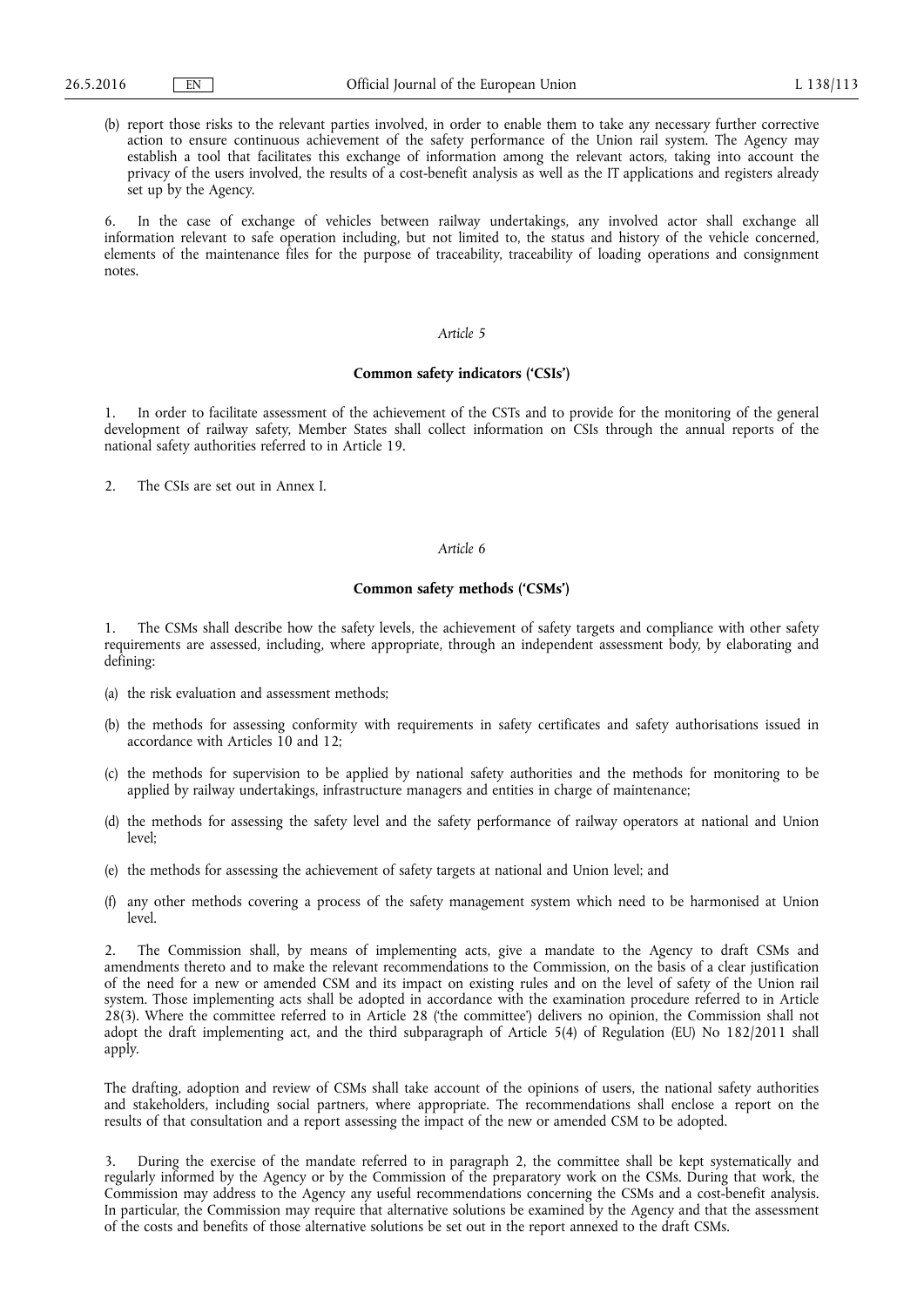(b) report those risks to the relevant parties involved, in order to enable them to take any necessary further corrective action to ensure continuous achievement of the safety performance of the Union rail system. The Agency may establish a tool that facilitates this exchange of information among the relevant actors, taking into account the privacy of the users involved, the results of a cost-benefit analysis as well as the IT applications and registers already set up by the Agency.

6. In the case of exchange of vehicles between railway undertakings, any involved actor shall exchange all information relevant to safe operation including, but not limited to, the status and history of the vehicle concerned, elements of the maintenance files for the purpose of traceability, traceability of loading operations and consignment notes.

*Article 5*

**Common safety indicators ('CSIs')**

1. In order to facilitate assessment of the achievement of the CSTs and to provide for the monitoring of the general development of railway safety, Member States shall collect information on CSIs through the annual reports of the national safety authorities referred to in Article 19.

2. The CSIs are set out in Annex I.

*Article 6*

**Common safety methods ('CSMs')**

1. The CSMs shall describe how the safety levels, the achievement of safety targets and compliance with other safety requirements are assessed, including, where appropriate, through an independent assessment body, by elaborating and defining:

(a) the risk evaluation and assessment methods;

(b) the methods for assessing conformity with requirements in safety certificates and safety authorisations issued in accordance with Articles 10 and 12;

(c) the methods for supervision to be applied by national safety authorities and the methods for monitoring to be applied by railway undertakings, infrastructure managers and entities in charge of maintenance;

(d) the methods for assessing the safety level and the safety performance of railway operators at national and Union level;

(e) the methods for assessing the achievement of safety targets at national and Union level; and

(f) any other methods covering a process of the safety management system which need to be harmonised at Union level.

2. The Commission shall, by means of implementing acts, give a mandate to the Agency to draft CSMs and amendments thereto and to make the relevant recommendations to the Commission, on the basis of a clear justification of the need for a new or amended CSM and its impact on existing rules and on the level of safety of the Union rail system. Those implementing acts shall be adopted in accordance with the examination procedure referred to in Article 28(3). Where the committee referred to in Article 28 ('the committee') delivers no opinion, the Commission shall not adopt the draft implementing act, and the third subparagraph of Article 5(4) of Regulation (EU) No 182/2011 shall apply.

The drafting, adoption and review of CSMs shall take account of the opinions of users, the national safety authorities and stakeholders, including social partners, where appropriate. The recommendations shall enclose a report on the results of that consultation and a report assessing the impact of the new or amended CSM to be adopted.

3. During the exercise of the mandate referred to in paragraph 2, the committee shall be kept systematically and regularly informed by the Agency or by the Commission of the preparatory work on the CSMs. During that work, the Commission may address to the Agency any useful recommendations concerning the CSMs and a cost-benefit analysis. In particular, the Commission may require that alternative solutions be examined by the Agency and that the assessment of the costs and benefits of those alternative solutions be set out in the report annexed to the draft CSMs.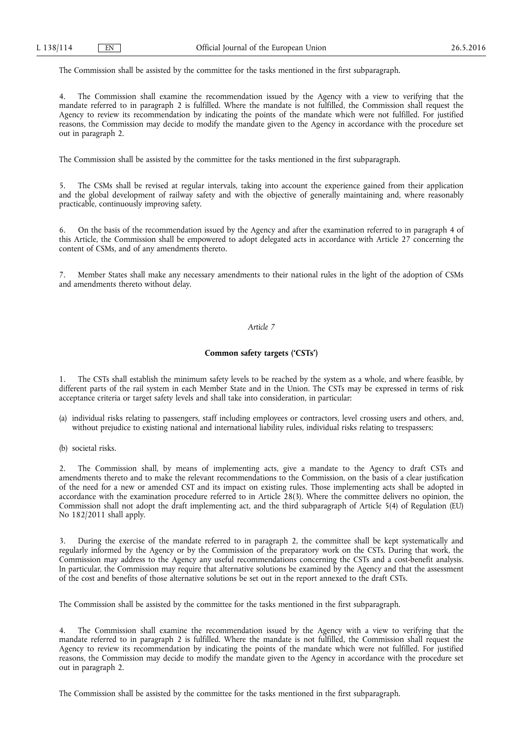The Commission shall be assisted by the committee for the tasks mentioned in the first subparagraph.

4. The Commission shall examine the recommendation issued by the Agency with a view to verifying that the mandate referred to in paragraph 2 is fulfilled. Where the mandate is not fulfilled, the Commission shall request the Agency to review its recommendation by indicating the points of the mandate which were not fulfilled. For justified reasons, the Commission may decide to modify the mandate given to the Agency in accordance with the procedure set out in paragraph 2.

The Commission shall be assisted by the committee for the tasks mentioned in the first subparagraph.

5. The CSMs shall be revised at regular intervals, taking into account the experience gained from their application and the global development of railway safety and with the objective of generally maintaining and, where reasonably practicable, continuously improving safety.

6. On the basis of the recommendation issued by the Agency and after the examination referred to in paragraph 4 of this Article, the Commission shall be empowered to adopt delegated acts in accordance with Article 27 concerning the content of CSMs, and of any amendments thereto.

7. Member States shall make any necessary amendments to their national rules in the light of the adoption of CSMs and amendments thereto without delay.

*Article 7*

**Common safety targets ('CSTs')**

1. The CSTs shall establish the minimum safety levels to be reached by the system as a whole, and where feasible, by different parts of the rail system in each Member State and in the Union. The CSTs may be expressed in terms of risk acceptance criteria or target safety levels and shall take into consideration, in particular:

(a) individual risks relating to passengers, staff including employees or contractors, level crossing users and others, and, without prejudice to existing national and international liability rules, individual risks relating to trespassers;

(b) societal risks.

2. The Commission shall, by means of implementing acts, give a mandate to the Agency to draft CSTs and amendments thereto and to make the relevant recommendations to the Commission, on the basis of a clear justification of the need for a new or amended CST and its impact on existing rules. Those implementing acts shall be adopted in accordance with the examination procedure referred to in Article 28(3). Where the committee delivers no opinion, the Commission shall not adopt the draft implementing act, and the third subparagraph of Article 5(4) of Regulation (EU) No 182/2011 shall apply.

3. During the exercise of the mandate referred to in paragraph 2, the committee shall be kept systematically and regularly informed by the Agency or by the Commission of the preparatory work on the CSTs. During that work, the Commission may address to the Agency any useful recommendations concerning the CSTs and a cost-benefit analysis. In particular, the Commission may require that alternative solutions be examined by the Agency and that the assessment of the cost and benefits of those alternative solutions be set out in the report annexed to the draft CSTs.

The Commission shall be assisted by the committee for the tasks mentioned in the first subparagraph.

4. The Commission shall examine the recommendation issued by the Agency with a view to verifying that the mandate referred to in paragraph 2 is fulfilled. Where the mandate is not fulfilled, the Commission shall request the Agency to review its recommendation by indicating the points of the mandate which were not fulfilled. For justified reasons, the Commission may decide to modify the mandate given to the Agency in accordance with the procedure set out in paragraph 2.

The Commission shall be assisted by the committee for the tasks mentioned in the first subparagraph.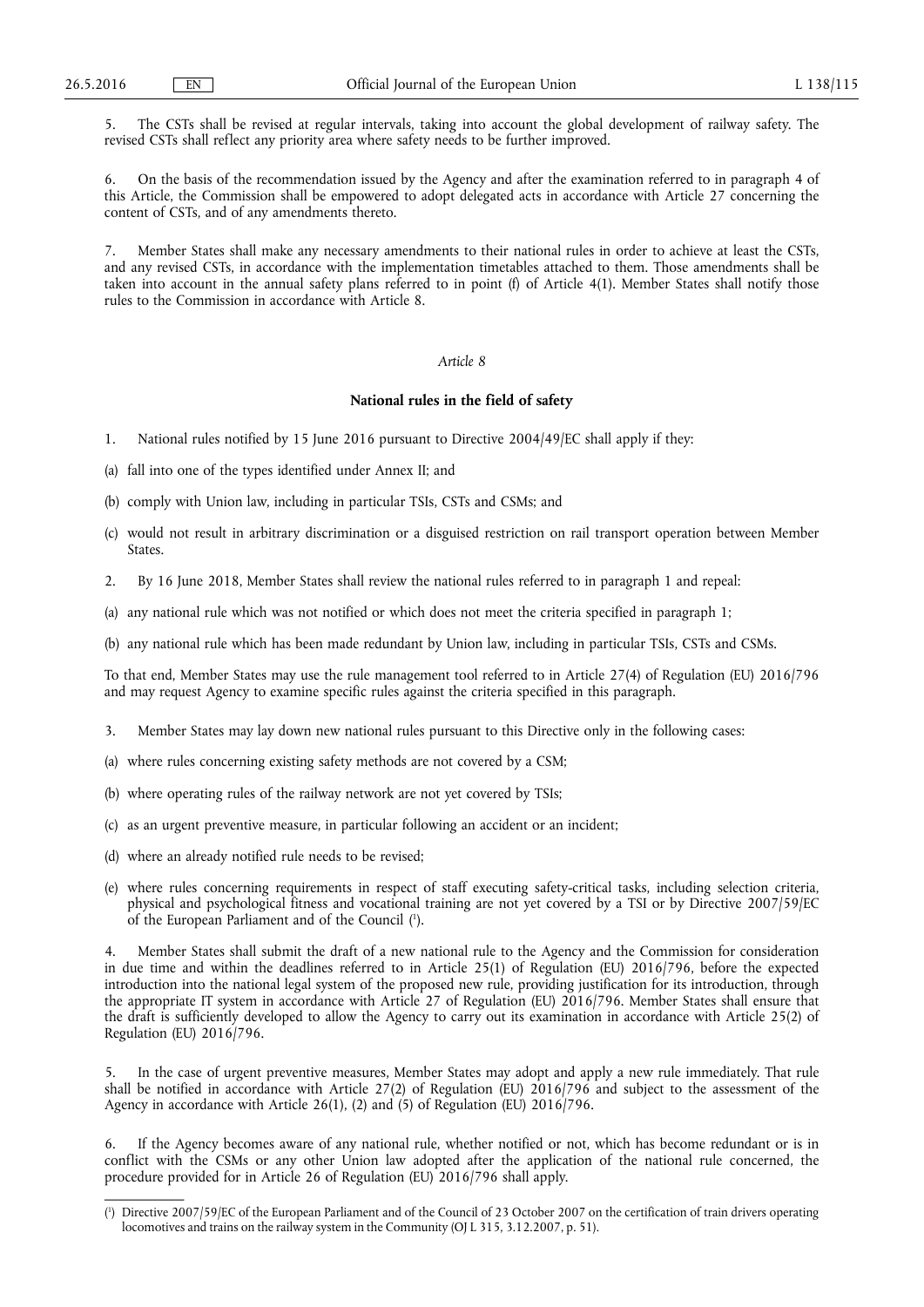5. The CSTs shall be revised at regular intervals, taking into account the global development of railway safety. The revised CSTs shall reflect any priority area where safety needs to be further improved.

6. On the basis of the recommendation issued by the Agency and after the examination referred to in paragraph 4 of this Article, the Commission shall be empowered to adopt delegated acts in accordance with Article 27 concerning the content of CSTs, and of any amendments thereto.

7. Member States shall make any necessary amendments to their national rules in order to achieve at least the CSTs, and any revised CSTs, in accordance with the implementation timetables attached to them. Those amendments shall be taken into account in the annual safety plans referred to in point (f) of Article 4(1). Member States shall notify those rules to the Commission in accordance with Article 8.

*Article 8*

**National rules in the field of safety**

1. National rules notified by 15 June 2016 pursuant to Directive 2004/49/EC shall apply if they:

(a) fall into one of the types identified under Annex II; and

(b) comply with Union law, including in particular TSIs, CSTs and CSMs; and

(c) would not result in arbitrary discrimination or a disguised restriction on rail transport operation between Member States.

2. By 16 June 2018, Member States shall review the national rules referred to in paragraph 1 and repeal:

(a) any national rule which was not notified or which does not meet the criteria specified in paragraph 1;

(b) any national rule which has been made redundant by Union law, including in particular TSIs, CSTs and CSMs.

To that end, Member States may use the rule management tool referred to in Article 27(4) of Regulation (EU) 2016/796 and may request Agency to examine specific rules against the criteria specified in this paragraph.

3. Member States may lay down new national rules pursuant to this Directive only in the following cases:

(a) where rules concerning existing safety methods are not covered by a CSM;

(b) where operating rules of the railway network are not yet covered by TSIs;

(c) as an urgent preventive measure, in particular following an accident or an incident;

(d) where an already notified rule needs to be revised;

(e) where rules concerning requirements in respect of staff executing safety-critical tasks, including selection criteria, physical and psychological fitness and vocational training are not yet covered by a TSI or by Directive 2007/59/EC of the European Parliament and of the Council [1].

4. Member States shall submit the draft of a new national rule to the Agency and the Commission for consideration in due time and within the deadlines referred to in Article 25(1) of Regulation (EU) 2016/796, before the expected introduction into the national legal system of the proposed new rule, providing justification for its introduction, through the appropriate IT system in accordance with Article 27 of Regulation (EU) 2016/796. Member States shall ensure that the draft is sufficiently developed to allow the Agency to carry out its examination in accordance with Article 25(2) of Regulation (EU) 2016/796.

5. In the case of urgent preventive measures, Member States may adopt and apply a new rule immediately. That rule shall be notified in accordance with Article 27(2) of Regulation (EU) 2016/796 and subject to the assessment of the Agency in accordance with Article 26(1), (2) and (5) of Regulation (EU) 2016/796.

6. If the Agency becomes aware of any national rule, whether notified or not, which has become redundant or is in conflict with the CSMs or any other Union law adopted after the application of the national rule concerned, the procedure provided for in Article 26 of Regulation (EU) 2016/796 shall apply.

---

[1] Directive 2007/59/EC of the European Parliament and of the Council of 23 October 2007 on the certification of train drivers operating locomotives and trains on the railway system in the Community (OJ L 315, 3.12.2007, p. 51).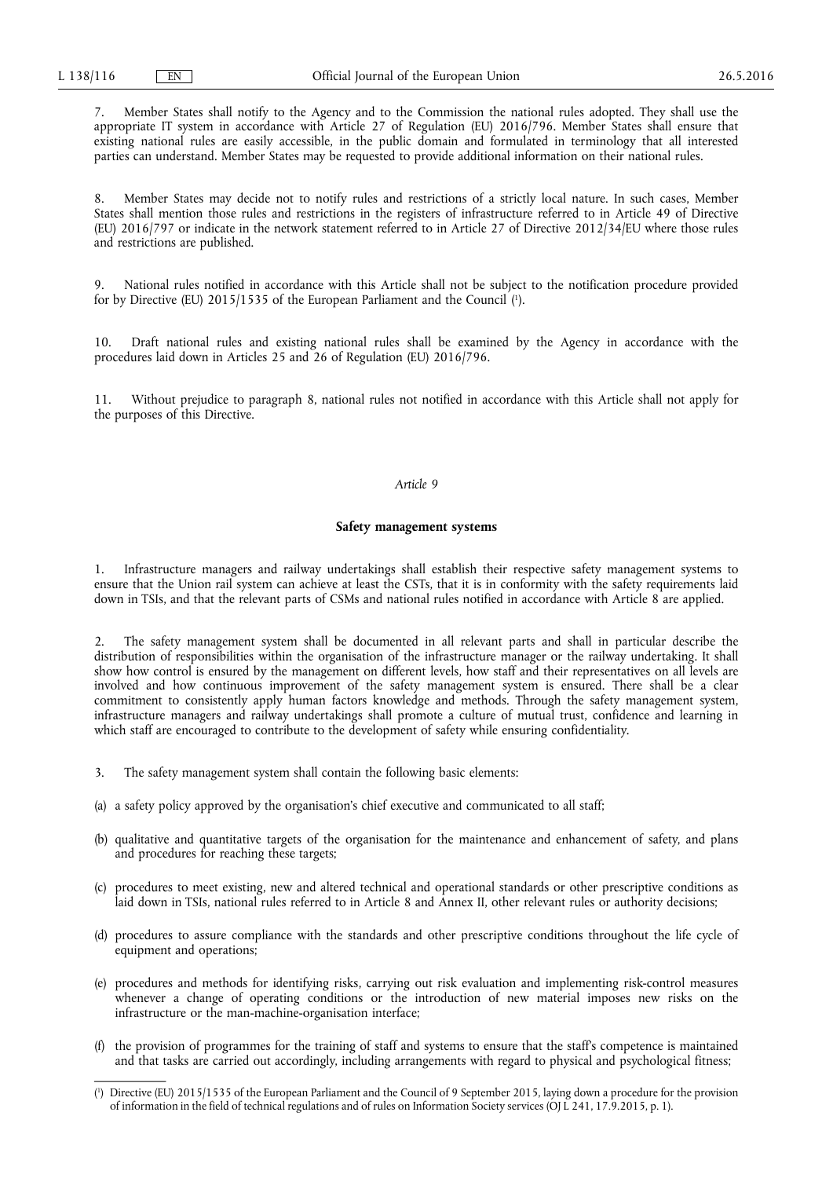7. Member States shall notify to the Agency and to the Commission the national rules adopted. They shall use the appropriate IT system in accordance with Article 27 of Regulation (EU) 2016/796. Member States shall ensure that existing national rules are easily accessible, in the public domain and formulated in terminology that all interested parties can understand. Member States may be requested to provide additional information on their national rules.

8. Member States may decide not to notify rules and restrictions of a strictly local nature. In such cases, Member States shall mention those rules and restrictions in the registers of infrastructure referred to in Article 49 of Directive (EU) 2016/797 or indicate in the network statement referred to in Article 27 of Directive 2012/34/EU where those rules and restrictions are published.

9. National rules notified in accordance with this Article shall not be subject to the notification procedure provided for by Directive (EU) 2015/1535 of the European Parliament and the Council [1].

10. Draft national rules and existing national rules shall be examined by the Agency in accordance with the procedures laid down in Articles 25 and 26 of Regulation (EU) 2016/796.

11. Without prejudice to paragraph 8, national rules not notified in accordance with this Article shall not apply for the purposes of this Directive.

*Article 9*

**Safety management systems**

1. Infrastructure managers and railway undertakings shall establish their respective safety management systems to ensure that the Union rail system can achieve at least the CSTs, that it is in conformity with the safety requirements laid down in TSIs, and that the relevant parts of CSMs and national rules notified in accordance with Article 8 are applied.

2. The safety management system shall be documented in all relevant parts and shall in particular describe the distribution of responsibilities within the organisation of the infrastructure manager or the railway undertaking. It shall show how control is ensured by the management on different levels, how staff and their representatives on all levels are involved and how continuous improvement of the safety management system is ensured. There shall be a clear commitment to consistently apply human factors knowledge and methods. Through the safety management system, infrastructure managers and railway undertakings shall promote a culture of mutual trust, confidence and learning in which staff are encouraged to contribute to the development of safety while ensuring confidentiality.

3. The safety management system shall contain the following basic elements:

(a) a safety policy approved by the organisation's chief executive and communicated to all staff;

(b) qualitative and quantitative targets of the organisation for the maintenance and enhancement of safety, and plans and procedures for reaching these targets;

(c) procedures to meet existing, new and altered technical and operational standards or other prescriptive conditions as laid down in TSIs, national rules referred to in Article 8 and Annex II, other relevant rules or authority decisions;

(d) procedures to assure compliance with the standards and other prescriptive conditions throughout the life cycle of equipment and operations;

(e) procedures and methods for identifying risks, carrying out risk evaluation and implementing risk-control measures whenever a change of operating conditions or the introduction of new material imposes new risks on the infrastructure or the man-machine-organisation interface;

(f) the provision of programmes for the training of staff and systems to ensure that the staff's competence is maintained and that tasks are carried out accordingly, including arrangements with regard to physical and psychological fitness;

---

[1] Directive (EU) 2015/1535 of the European Parliament and the Council of 9 September 2015, laying down a procedure for the provision of information in the field of technical regulations and of rules on Information Society services (OJ L 241, 17.9.2015, p. 1).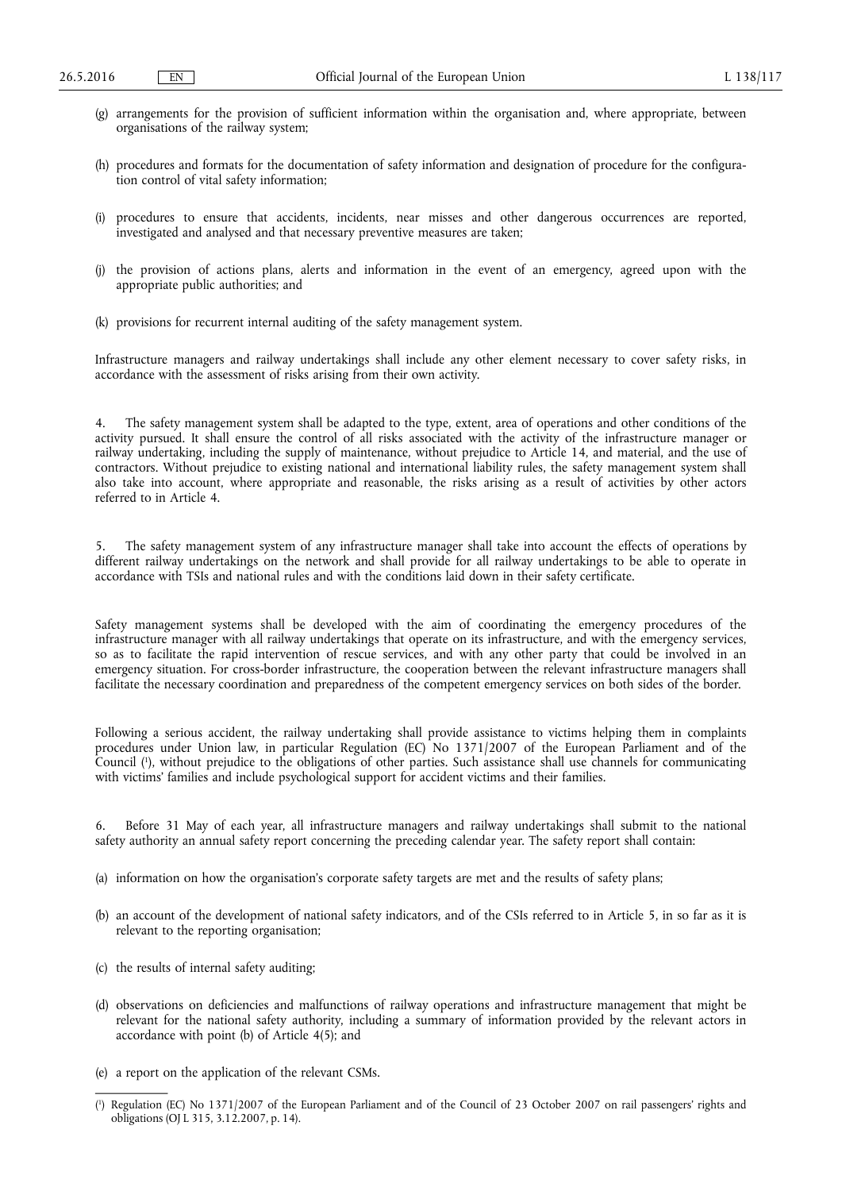(g) arrangements for the provision of sufficient information within the organisation and, where appropriate, between organisations of the railway system;

(h) procedures and formats for the documentation of safety information and designation of procedure for the configuration control of vital safety information;

(i) procedures to ensure that accidents, incidents, near misses and other dangerous occurrences are reported, investigated and analysed and that necessary preventive measures are taken;

(j) the provision of actions plans, alerts and information in the event of an emergency, agreed upon with the appropriate public authorities; and

(k) provisions for recurrent internal auditing of the safety management system.

Infrastructure managers and railway undertakings shall include any other element necessary to cover safety risks, in accordance with the assessment of risks arising from their own activity.

4. The safety management system shall be adapted to the type, extent, area of operations and other conditions of the activity pursued. It shall ensure the control of all risks associated with the activity of the infrastructure manager or railway undertaking, including the supply of maintenance, without prejudice to Article 14, and material, and the use of contractors. Without prejudice to existing national and international liability rules, the safety management system shall also take into account, where appropriate and reasonable, the risks arising as a result of activities by other actors referred to in Article 4.

5. The safety management system of any infrastructure manager shall take into account the effects of operations by different railway undertakings on the network and shall provide for all railway undertakings to be able to operate in accordance with TSIs and national rules and with the conditions laid down in their safety certificate.

Safety management systems shall be developed with the aim of coordinating the emergency procedures of the infrastructure manager with all railway undertakings that operate on its infrastructure, and with the emergency services, so as to facilitate the rapid intervention of rescue services, and with any other party that could be involved in an emergency situation. For cross-border infrastructure, the cooperation between the relevant infrastructure managers shall facilitate the necessary coordination and preparedness of the competent emergency services on both sides of the border.

Following a serious accident, the railway undertaking shall provide assistance to victims helping them in complaints procedures under Union law, in particular Regulation (EC) No 1371/2007 of the European Parliament and of the Council [1], without prejudice to the obligations of other parties. Such assistance shall use channels for communicating with victims' families and include psychological support for accident victims and their families.

6. Before 31 May of each year, all infrastructure managers and railway undertakings shall submit to the national safety authority an annual safety report concerning the preceding calendar year. The safety report shall contain:

(a) information on how the organisation's corporate safety targets are met and the results of safety plans;

(b) an account of the development of national safety indicators, and of the CSIs referred to in Article 5, in so far as it is relevant to the reporting organisation;

(c) the results of internal safety auditing;

(d) observations on deficiencies and malfunctions of railway operations and infrastructure management that might be relevant for the national safety authority, including a summary of information provided by the relevant actors in accordance with point (b) of Article 4(5); and

(e) a report on the application of the relevant CSMs.

---

[1] Regulation (EC) No 1371/2007 of the European Parliament and of the Council of 23 October 2007 on rail passengers' rights and obligations (OJ L 315, 3.12.2007, p. 14).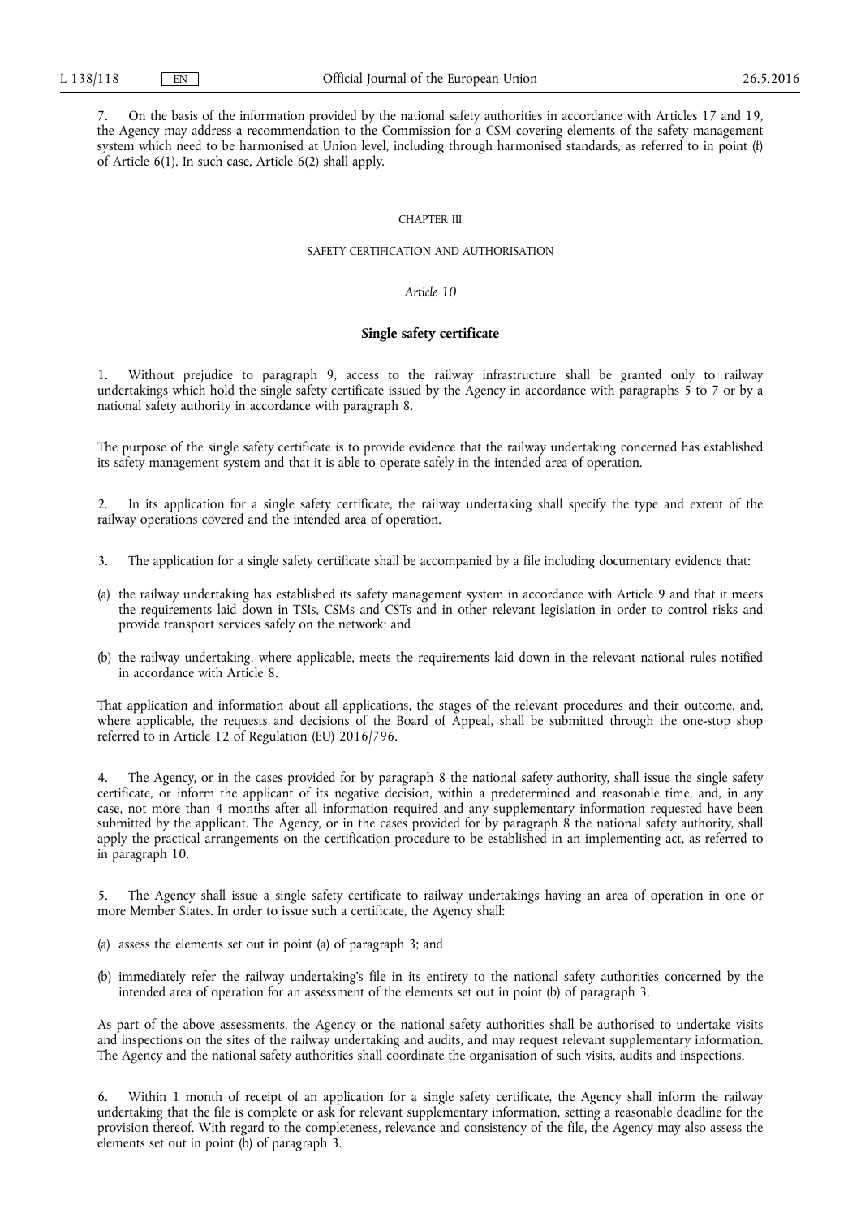7. On the basis of the information provided by the national safety authorities in accordance with Articles 17 and 19, the Agency may address a recommendation to the Commission for a CSM covering elements of the safety management system which need to be harmonised at Union level, including through harmonised standards, as referred to in point (f) of Article 6(1). In such case, Article 6(2) shall apply.

## CHAPTER III

## SAFETY CERTIFICATION AND AUTHORISATION

### *Article 10*

### **Single safety certificate**

1. Without prejudice to paragraph 9, access to the railway infrastructure shall be granted only to railway undertakings which hold the single safety certificate issued by the Agency in accordance with paragraphs 5 to 7 or by a national safety authority in accordance with paragraph 8.

The purpose of the single safety certificate is to provide evidence that the railway undertaking concerned has established its safety management system and that it is able to operate safely in the intended area of operation.

2. In its application for a single safety certificate, the railway undertaking shall specify the type and extent of the railway operations covered and the intended area of operation.

3. The application for a single safety certificate shall be accompanied by a file including documentary evidence that:

(a) the railway undertaking has established its safety management system in accordance with Article 9 and that it meets the requirements laid down in TSIs, CSMs and CSTs and in other relevant legislation in order to control risks and provide transport services safely on the network; and

(b) the railway undertaking, where applicable, meets the requirements laid down in the relevant national rules notified in accordance with Article 8.

That application and information about all applications, the stages of the relevant procedures and their outcome, and, where applicable, the requests and decisions of the Board of Appeal, shall be submitted through the one-stop shop referred to in Article 12 of Regulation (EU) 2016/796.

4. The Agency, or in the cases provided for by paragraph 8 the national safety authority, shall issue the single safety certificate, or inform the applicant of its negative decision, within a predetermined and reasonable time, and, in any case, not more than 4 months after all information required and any supplementary information requested have been submitted by the applicant. The Agency, or in the cases provided for by paragraph 8 the national safety authority, shall apply the practical arrangements on the certification procedure to be established in an implementing act, as referred to in paragraph 10.

5. The Agency shall issue a single safety certificate to railway undertakings having an area of operation in one or more Member States. In order to issue such a certificate, the Agency shall:

(a) assess the elements set out in point (a) of paragraph 3; and

(b) immediately refer the railway undertaking's file in its entirety to the national safety authorities concerned by the intended area of operation for an assessment of the elements set out in point (b) of paragraph 3.

As part of the above assessments, the Agency or the national safety authorities shall be authorised to undertake visits and inspections on the sites of the railway undertaking and audits, and may request relevant supplementary information. The Agency and the national safety authorities shall coordinate the organisation of such visits, audits and inspections.

6. Within 1 month of receipt of an application for a single safety certificate, the Agency shall inform the railway undertaking that the file is complete or ask for relevant supplementary information, setting a reasonable deadline for the provision thereof. With regard to the completeness, relevance and consistency of the file, the Agency may also assess the elements set out in point (b) of paragraph 3.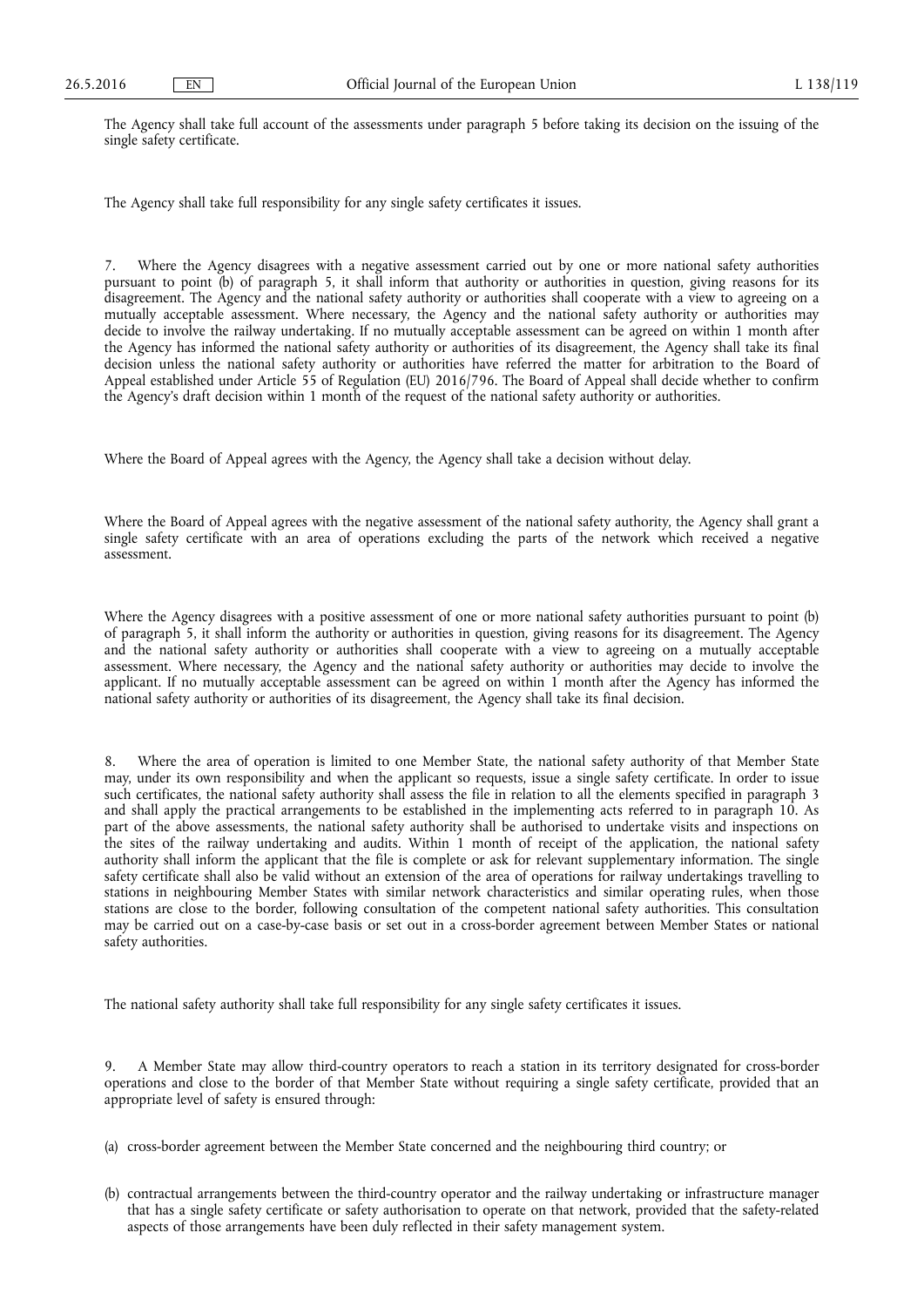The Agency shall take full account of the assessments under paragraph 5 before taking its decision on the issuing of the single safety certificate.

The Agency shall take full responsibility for any single safety certificates it issues.

7. Where the Agency disagrees with a negative assessment carried out by one or more national safety authorities pursuant to point (b) of paragraph 5, it shall inform that authority or authorities in question, giving reasons for its disagreement. The Agency and the national safety authority or authorities shall cooperate with a view to agreeing on a mutually acceptable assessment. Where necessary, the Agency and the national safety authority or authorities may decide to involve the railway undertaking. If no mutually acceptable assessment can be agreed on within 1 month after the Agency has informed the national safety authority or authorities of its disagreement, the Agency shall take its final decision unless the national safety authority or authorities have referred the matter for arbitration to the Board of Appeal established under Article 55 of Regulation (EU) 2016/796. The Board of Appeal shall decide whether to confirm the Agency's draft decision within 1 month of the request of the national safety authority or authorities.

Where the Board of Appeal agrees with the Agency, the Agency shall take a decision without delay.

Where the Board of Appeal agrees with the negative assessment of the national safety authority, the Agency shall grant a single safety certificate with an area of operations excluding the parts of the network which received a negative assessment.

Where the Agency disagrees with a positive assessment of one or more national safety authorities pursuant to point (b) of paragraph 5, it shall inform the authority or authorities in question, giving reasons for its disagreement. The Agency and the national safety authority or authorities shall cooperate with a view to agreeing on a mutually acceptable assessment. Where necessary, the Agency and the national safety authority or authorities may decide to involve the applicant. If no mutually acceptable assessment can be agreed on within 1 month after the Agency has informed the national safety authority or authorities of its disagreement, the Agency shall take its final decision.

8. Where the area of operation is limited to one Member State, the national safety authority of that Member State may, under its own responsibility and when the applicant so requests, issue a single safety certificate. In order to issue such certificates, the national safety authority shall assess the file in relation to all the elements specified in paragraph 3 and shall apply the practical arrangements to be established in the implementing acts referred to in paragraph 10. As part of the above assessments, the national safety authority shall be authorised to undertake visits and inspections on the sites of the railway undertaking and audits. Within 1 month of receipt of the application, the national safety authority shall inform the applicant that the file is complete or ask for relevant supplementary information. The single safety certificate shall also be valid without an extension of the area of operations for railway undertakings travelling to stations in neighbouring Member States with similar network characteristics and similar operating rules, when those stations are close to the border, following consultation of the competent national safety authorities. This consultation may be carried out on a case-by-case basis or set out in a cross-border agreement between Member States or national safety authorities.

The national safety authority shall take full responsibility for any single safety certificates it issues.

9. A Member State may allow third-country operators to reach a station in its territory designated for cross-border operations and close to the border of that Member State without requiring a single safety certificate, provided that an appropriate level of safety is ensured through:

(a) cross-border agreement between the Member State concerned and the neighbouring third country; or

(b) contractual arrangements between the third-country operator and the railway undertaking or infrastructure manager that has a single safety certificate or safety authorisation to operate on that network, provided that the safety-related aspects of those arrangements have been duly reflected in their safety management system.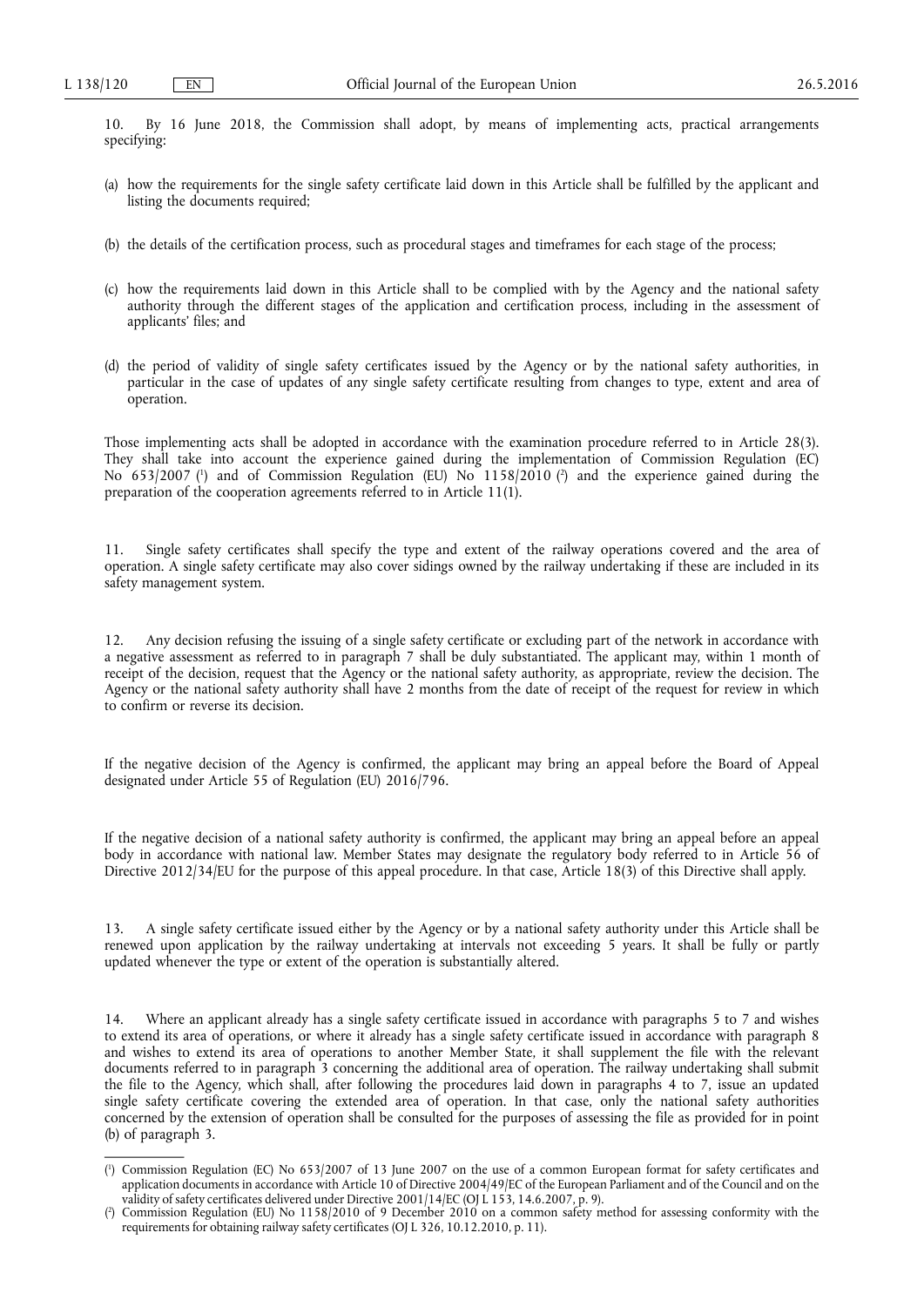10. By 16 June 2018, the Commission shall adopt, by means of implementing acts, practical arrangements specifying:

(a) how the requirements for the single safety certificate laid down in this Article shall be fulfilled by the applicant and listing the documents required;

(b) the details of the certification process, such as procedural stages and timeframes for each stage of the process;

(c) how the requirements laid down in this Article shall to be complied with by the Agency and the national safety authority through the different stages of the application and certification process, including in the assessment of applicants' files; and

(d) the period of validity of single safety certificates issued by the Agency or by the national safety authorities, in particular in the case of updates of any single safety certificate resulting from changes to type, extent and area of operation.

Those implementing acts shall be adopted in accordance with the examination procedure referred to in Article 28(3). They shall take into account the experience gained during the implementation of Commission Regulation (EC) No 653/2007 [1] and of Commission Regulation (EU) No 1158/2010 [2] and the experience gained during the preparation of the cooperation agreements referred to in Article 11(1).

11. Single safety certificates shall specify the type and extent of the railway operations covered and the area of operation. A single safety certificate may also cover sidings owned by the railway undertaking if these are included in its safety management system.

12. Any decision refusing the issuing of a single safety certificate or excluding part of the network in accordance with a negative assessment as referred to in paragraph 7 shall be duly substantiated. The applicant may, within 1 month of receipt of the decision, request that the Agency or the national safety authority, as appropriate, review the decision. The Agency or the national safety authority shall have 2 months from the date of receipt of the request for review in which to confirm or reverse its decision.

If the negative decision of the Agency is confirmed, the applicant may bring an appeal before the Board of Appeal designated under Article 55 of Regulation (EU) 2016/796.

If the negative decision of a national safety authority is confirmed, the applicant may bring an appeal before an appeal body in accordance with national law. Member States may designate the regulatory body referred to in Article 56 of Directive 2012/34/EU for the purpose of this appeal procedure. In that case, Article 18(3) of this Directive shall apply.

13. A single safety certificate issued either by the Agency or by a national safety authority under this Article shall be renewed upon application by the railway undertaking at intervals not exceeding 5 years. It shall be fully or partly updated whenever the type or extent of the operation is substantially altered.

14. Where an applicant already has a single safety certificate issued in accordance with paragraphs 5 to 7 and wishes to extend its area of operations, or where it already has a single safety certificate issued in accordance with paragraph 8 and wishes to extend its area of operations to another Member State, it shall supplement the file with the relevant documents referred to in paragraph 3 concerning the additional area of operation. The railway undertaking shall submit the file to the Agency, which shall, after following the procedures laid down in paragraphs 4 to 7, issue an updated single safety certificate covering the extended area of operation. In that case, only the national safety authorities concerned by the extension of operation shall be consulted for the purposes of assessing the file as provided for in point (b) of paragraph 3.

---

[1] Commission Regulation (EC) No 653/2007 of 13 June 2007 on the use of a common European format for safety certificates and application documents in accordance with Article 10 of Directive 2004/49/EC of the European Parliament and of the Council and on the validity of safety certificates delivered under Directive 2001/14/EC (OJ L 153, 14.6.2007, p. 9).

[2] Commission Regulation (EU) No 1158/2010 of 9 December 2010 on a common safety method for assessing conformity with the requirements for obtaining railway safety certificates (OJ L 326, 10.12.2010, p. 11).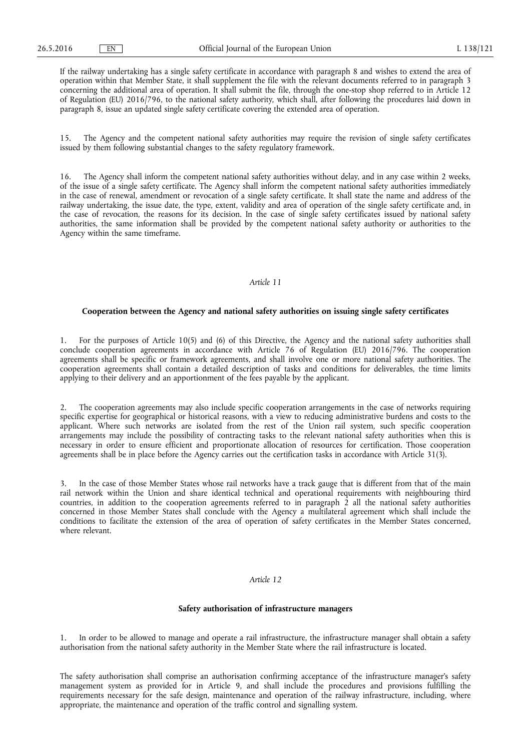If the railway undertaking has a single safety certificate in accordance with paragraph 8 and wishes to extend the area of operation within that Member State, it shall supplement the file with the relevant documents referred to in paragraph 3 concerning the additional area of operation. It shall submit the file, through the one-stop shop referred to in Article 12 of Regulation (EU) 2016/796, to the national safety authority, which shall, after following the procedures laid down in paragraph 8, issue an updated single safety certificate covering the extended area of operation.

15. The Agency and the competent national safety authorities may require the revision of single safety certificates issued by them following substantial changes to the safety regulatory framework.

16. The Agency shall inform the competent national safety authorities without delay, and in any case within 2 weeks, of the issue of a single safety certificate. The Agency shall inform the competent national safety authorities immediately in the case of renewal, amendment or revocation of a single safety certificate. It shall state the name and address of the railway undertaking, the issue date, the type, extent, validity and area of operation of the single safety certificate and, in the case of revocation, the reasons for its decision. In the case of single safety certificates issued by national safety authorities, the same information shall be provided by the competent national safety authority or authorities to the Agency within the same timeframe.

*Article 11*

**Cooperation between the Agency and national safety authorities on issuing single safety certificates**

1. For the purposes of Article 10(5) and (6) of this Directive, the Agency and the national safety authorities shall conclude cooperation agreements in accordance with Article 76 of Regulation (EU) 2016/796. The cooperation agreements shall be specific or framework agreements, and shall involve one or more national safety authorities. The cooperation agreements shall contain a detailed description of tasks and conditions for deliverables, the time limits applying to their delivery and an apportionment of the fees payable by the applicant.

2. The cooperation agreements may also include specific cooperation arrangements in the case of networks requiring specific expertise for geographical or historical reasons, with a view to reducing administrative burdens and costs to the applicant. Where such networks are isolated from the rest of the Union rail system, such specific cooperation arrangements may include the possibility of contracting tasks to the relevant national safety authorities when this is necessary in order to ensure efficient and proportionate allocation of resources for certification. Those cooperation agreements shall be in place before the Agency carries out the certification tasks in accordance with Article 31(3).

3. In the case of those Member States whose rail networks have a track gauge that is different from that of the main rail network within the Union and share identical technical and operational requirements with neighbouring third countries, in addition to the cooperation agreements referred to in paragraph 2 all the national safety authorities concerned in those Member States shall conclude with the Agency a multilateral agreement which shall include the conditions to facilitate the extension of the area of operation of safety certificates in the Member States concerned, where relevant.

*Article 12*

**Safety authorisation of infrastructure managers**

1. In order to be allowed to manage and operate a rail infrastructure, the infrastructure manager shall obtain a safety authorisation from the national safety authority in the Member State where the rail infrastructure is located.

The safety authorisation shall comprise an authorisation confirming acceptance of the infrastructure manager's safety management system as provided for in Article 9, and shall include the procedures and provisions fulfilling the requirements necessary for the safe design, maintenance and operation of the railway infrastructure, including, where appropriate, the maintenance and operation of the traffic control and signalling system.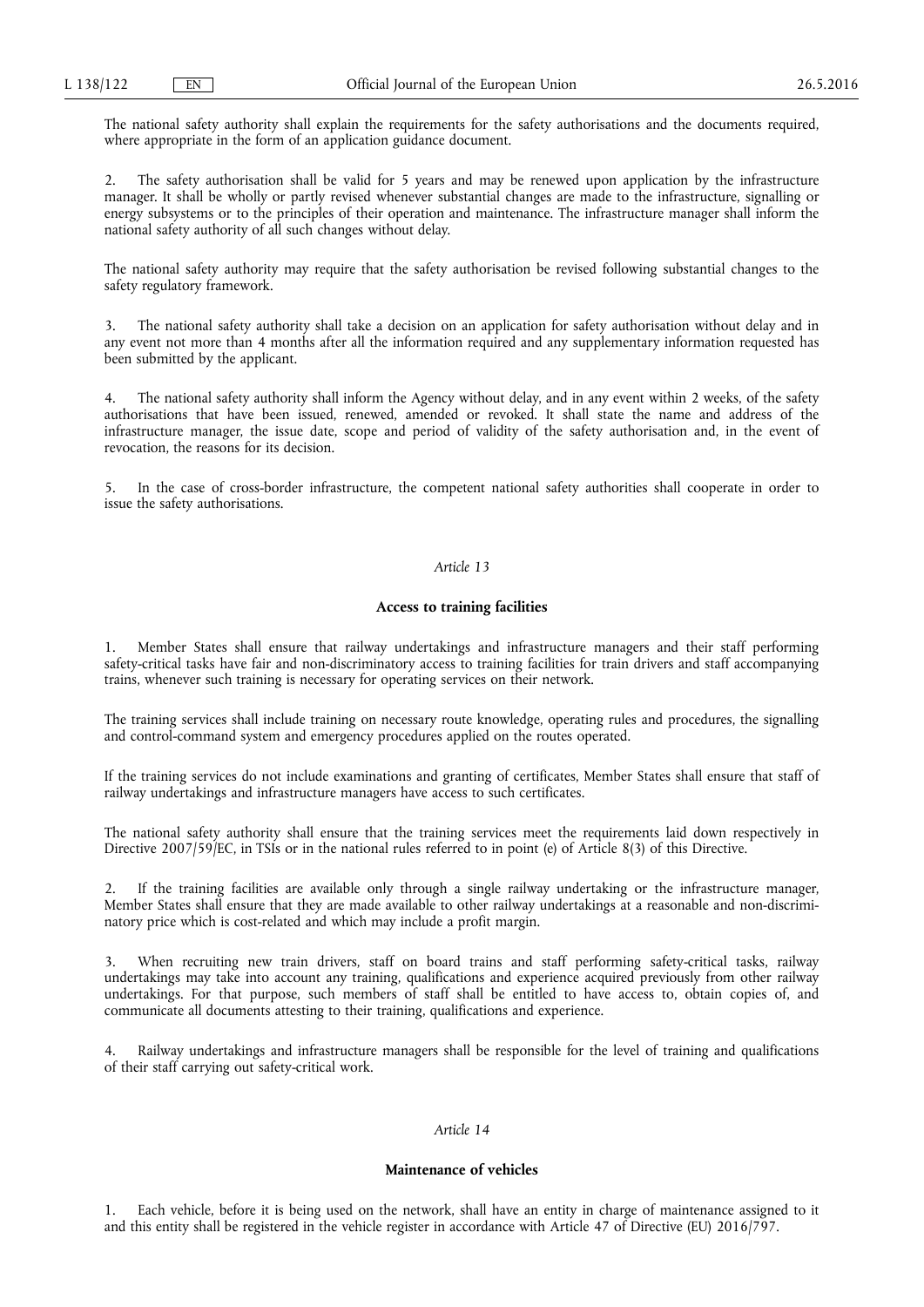The national safety authority shall explain the requirements for the safety authorisations and the documents required, where appropriate in the form of an application guidance document.

2. The safety authorisation shall be valid for 5 years and may be renewed upon application by the infrastructure manager. It shall be wholly or partly revised whenever substantial changes are made to the infrastructure, signalling or energy subsystems or to the principles of their operation and maintenance. The infrastructure manager shall inform the national safety authority of all such changes without delay.

The national safety authority may require that the safety authorisation be revised following substantial changes to the safety regulatory framework.

3. The national safety authority shall take a decision on an application for safety authorisation without delay and in any event not more than 4 months after all the information required and any supplementary information requested has been submitted by the applicant.

4. The national safety authority shall inform the Agency without delay, and in any event within 2 weeks, of the safety authorisations that have been issued, renewed, amended or revoked. It shall state the name and address of the infrastructure manager, the issue date, scope and period of validity of the safety authorisation and, in the event of revocation, the reasons for its decision.

5. In the case of cross-border infrastructure, the competent national safety authorities shall cooperate in order to issue the safety authorisations.

*Article 13*

**Access to training facilities**

1. Member States shall ensure that railway undertakings and infrastructure managers and their staff performing safety-critical tasks have fair and non-discriminatory access to training facilities for train drivers and staff accompanying trains, whenever such training is necessary for operating services on their network.

The training services shall include training on necessary route knowledge, operating rules and procedures, the signalling and control-command system and emergency procedures applied on the routes operated.

If the training services do not include examinations and granting of certificates, Member States shall ensure that staff of railway undertakings and infrastructure managers have access to such certificates.

The national safety authority shall ensure that the training services meet the requirements laid down respectively in Directive 2007/59/EC, in TSIs or in the national rules referred to in point (e) of Article 8(3) of this Directive.

2. If the training facilities are available only through a single railway undertaking or the infrastructure manager, Member States shall ensure that they are made available to other railway undertakings at a reasonable and non-discriminatory price which is cost-related and which may include a profit margin.

3. When recruiting new train drivers, staff on board trains and staff performing safety-critical tasks, railway undertakings may take into account any training, qualifications and experience acquired previously from other railway undertakings. For that purpose, such members of staff shall be entitled to have access to, obtain copies of, and communicate all documents attesting to their training, qualifications and experience.

4. Railway undertakings and infrastructure managers shall be responsible for the level of training and qualifications of their staff carrying out safety-critical work.

*Article 14*

**Maintenance of vehicles**

1. Each vehicle, before it is being used on the network, shall have an entity in charge of maintenance assigned to it and this entity shall be registered in the vehicle register in accordance with Article 47 of Directive (EU) 2016/797.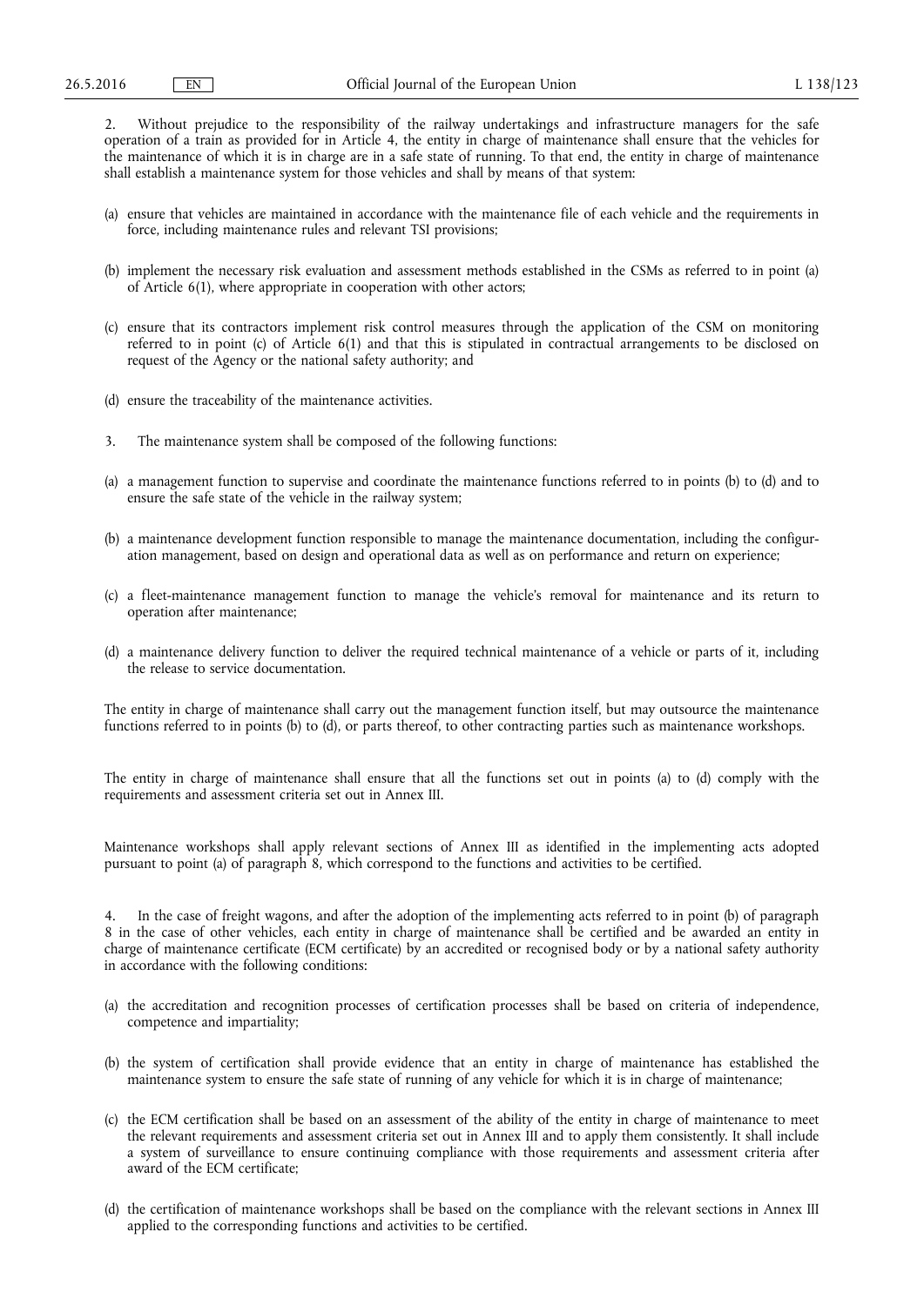2. Without prejudice to the responsibility of the railway undertakings and infrastructure managers for the safe operation of a train as provided for in Article 4, the entity in charge of maintenance shall ensure that the vehicles for the maintenance of which it is in charge are in a safe state of running. To that end, the entity in charge of maintenance shall establish a maintenance system for those vehicles and shall by means of that system:

(a) ensure that vehicles are maintained in accordance with the maintenance file of each vehicle and the requirements in force, including maintenance rules and relevant TSI provisions;

(b) implement the necessary risk evaluation and assessment methods established in the CSMs as referred to in point (a) of Article 6(1), where appropriate in cooperation with other actors;

(c) ensure that its contractors implement risk control measures through the application of the CSM on monitoring referred to in point (c) of Article 6(1) and that this is stipulated in contractual arrangements to be disclosed on request of the Agency or the national safety authority; and

(d) ensure the traceability of the maintenance activities.

3. The maintenance system shall be composed of the following functions:

(a) a management function to supervise and coordinate the maintenance functions referred to in points (b) to (d) and to ensure the safe state of the vehicle in the railway system;

(b) a maintenance development function responsible to manage the maintenance documentation, including the configuration management, based on design and operational data as well as on performance and return on experience;

(c) a fleet-maintenance management function to manage the vehicle's removal for maintenance and its return to operation after maintenance;

(d) a maintenance delivery function to deliver the required technical maintenance of a vehicle or parts of it, including the release to service documentation.

The entity in charge of maintenance shall carry out the management function itself, but may outsource the maintenance functions referred to in points (b) to (d), or parts thereof, to other contracting parties such as maintenance workshops.

The entity in charge of maintenance shall ensure that all the functions set out in points (a) to (d) comply with the requirements and assessment criteria set out in Annex III.

Maintenance workshops shall apply relevant sections of Annex III as identified in the implementing acts adopted pursuant to point (a) of paragraph 8, which correspond to the functions and activities to be certified.

4. In the case of freight wagons, and after the adoption of the implementing acts referred to in point (b) of paragraph 8 in the case of other vehicles, each entity in charge of maintenance shall be certified and be awarded an entity in charge of maintenance certificate (ECM certificate) by an accredited or recognised body or by a national safety authority in accordance with the following conditions:

(a) the accreditation and recognition processes of certification processes shall be based on criteria of independence, competence and impartiality;

(b) the system of certification shall provide evidence that an entity in charge of maintenance has established the maintenance system to ensure the safe state of running of any vehicle for which it is in charge of maintenance;

(c) the ECM certification shall be based on an assessment of the ability of the entity in charge of maintenance to meet the relevant requirements and assessment criteria set out in Annex III and to apply them consistently. It shall include a system of surveillance to ensure continuing compliance with those requirements and assessment criteria after award of the ECM certificate;

(d) the certification of maintenance workshops shall be based on the compliance with the relevant sections in Annex III applied to the corresponding functions and activities to be certified.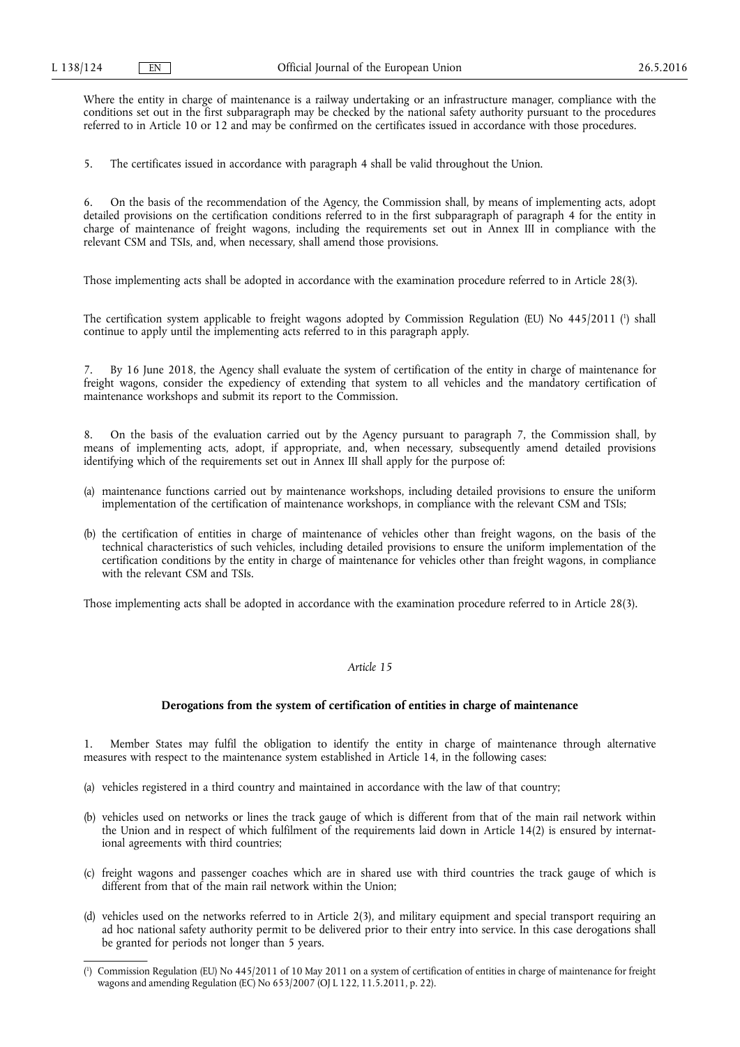Where the entity in charge of maintenance is a railway undertaking or an infrastructure manager, compliance with the conditions set out in the first subparagraph may be checked by the national safety authority pursuant to the procedures referred to in Article 10 or 12 and may be confirmed on the certificates issued in accordance with those procedures.

5. The certificates issued in accordance with paragraph 4 shall be valid throughout the Union.

6. On the basis of the recommendation of the Agency, the Commission shall, by means of implementing acts, adopt detailed provisions on the certification conditions referred to in the first subparagraph of paragraph 4 for the entity in charge of maintenance of freight wagons, including the requirements set out in Annex III in compliance with the relevant CSM and TSIs, and, when necessary, shall amend those provisions.

Those implementing acts shall be adopted in accordance with the examination procedure referred to in Article 28(3).

The certification system applicable to freight wagons adopted by Commission Regulation (EU) No 445/2011 [1] shall continue to apply until the implementing acts referred to in this paragraph apply.

7. By 16 June 2018, the Agency shall evaluate the system of certification of the entity in charge of maintenance for freight wagons, consider the expediency of extending that system to all vehicles and the mandatory certification of maintenance workshops and submit its report to the Commission.

8. On the basis of the evaluation carried out by the Agency pursuant to paragraph 7, the Commission shall, by means of implementing acts, adopt, if appropriate, and, when necessary, subsequently amend detailed provisions identifying which of the requirements set out in Annex III shall apply for the purpose of:

(a) maintenance functions carried out by maintenance workshops, including detailed provisions to ensure the uniform implementation of the certification of maintenance workshops, in compliance with the relevant CSM and TSIs;

(b) the certification of entities in charge of maintenance of vehicles other than freight wagons, on the basis of the technical characteristics of such vehicles, including detailed provisions to ensure the uniform implementation of the certification conditions by the entity in charge of maintenance for vehicles other than freight wagons, in compliance with the relevant CSM and TSIs.

Those implementing acts shall be adopted in accordance with the examination procedure referred to in Article 28(3).

*Article 15*

**Derogations from the system of certification of entities in charge of maintenance**

1. Member States may fulfil the obligation to identify the entity in charge of maintenance through alternative measures with respect to the maintenance system established in Article 14, in the following cases:

(a) vehicles registered in a third country and maintained in accordance with the law of that country;

(b) vehicles used on networks or lines the track gauge of which is different from that of the main rail network within the Union and in respect of which fulfilment of the requirements laid down in Article 14(2) is ensured by international agreements with third countries;

(c) freight wagons and passenger coaches which are in shared use with third countries the track gauge of which is different from that of the main rail network within the Union;

(d) vehicles used on the networks referred to in Article 2(3), and military equipment and special transport requiring an ad hoc national safety authority permit to be delivered prior to their entry into service. In this case derogations shall be granted for periods not longer than 5 years.

[1] Commission Regulation (EU) No 445/2011 of 10 May 2011 on a system of certification of entities in charge of maintenance for freight wagons and amending Regulation (EC) No 653/2007 (OJ L 122, 11.5.2011, p. 22).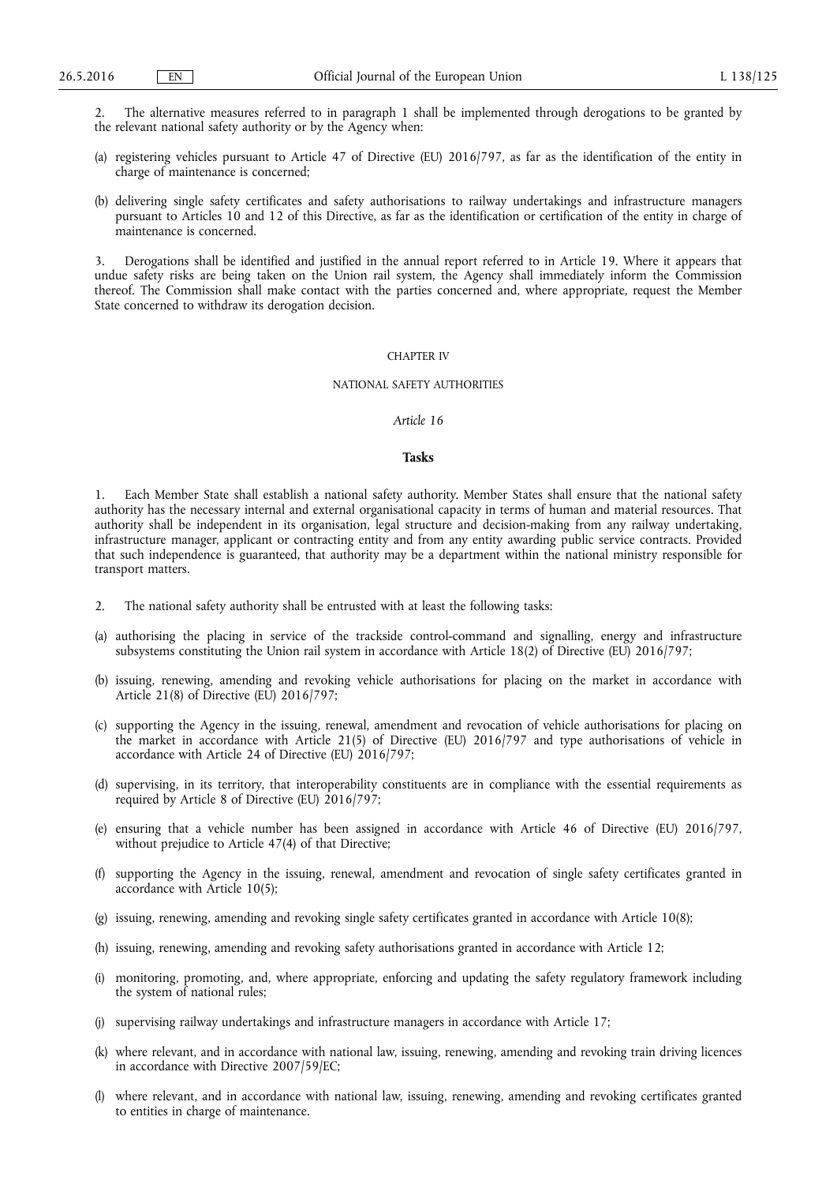2. The alternative measures referred to in paragraph 1 shall be implemented through derogations to be granted by the relevant national safety authority or by the Agency when:

(a) registering vehicles pursuant to Article 47 of Directive (EU) 2016/797, as far as the identification of the entity in charge of maintenance is concerned;

(b) delivering single safety certificates and safety authorisations to railway undertakings and infrastructure managers pursuant to Articles 10 and 12 of this Directive, as far as the identification or certification of the entity in charge of maintenance is concerned.

3. Derogations shall be identified and justified in the annual report referred to in Article 19. Where it appears that undue safety risks are being taken on the Union rail system, the Agency shall immediately inform the Commission thereof. The Commission shall make contact with the parties concerned and, where appropriate, request the Member State concerned to withdraw its derogation decision.

## CHAPTER IV

## NATIONAL SAFETY AUTHORITIES

### *Article 16*

### **Tasks**

1. Each Member State shall establish a national safety authority. Member States shall ensure that the national safety authority has the necessary internal and external organisational capacity in terms of human and material resources. That authority shall be independent in its organisation, legal structure and decision-making from any railway undertaking, infrastructure manager, applicant or contracting entity and from any entity awarding public service contracts. Provided that such independence is guaranteed, that authority may be a department within the national ministry responsible for transport matters.

2. The national safety authority shall be entrusted with at least the following tasks:

(a) authorising the placing in service of the trackside control-command and signalling, energy and infrastructure subsystems constituting the Union rail system in accordance with Article 18(2) of Directive (EU) 2016/797;

(b) issuing, renewing, amending and revoking vehicle authorisations for placing on the market in accordance with Article 21(8) of Directive (EU) 2016/797;

(c) supporting the Agency in the issuing, renewal, amendment and revocation of vehicle authorisations for placing on the market in accordance with Article 21(5) of Directive (EU) 2016/797 and type authorisations of vehicle in accordance with Article 24 of Directive (EU) 2016/797;

(d) supervising, in its territory, that interoperability constituents are in compliance with the essential requirements as required by Article 8 of Directive (EU) 2016/797;

(e) ensuring that a vehicle number has been assigned in accordance with Article 46 of Directive (EU) 2016/797, without prejudice to Article 47(4) of that Directive;

(f) supporting the Agency in the issuing, renewal, amendment and revocation of single safety certificates granted in accordance with Article 10(5);

(g) issuing, renewing, amending and revoking single safety certificates granted in accordance with Article 10(8);

(h) issuing, renewing, amending and revoking safety authorisations granted in accordance with Article 12;

(i) monitoring, promoting, and, where appropriate, enforcing and updating the safety regulatory framework including the system of national rules;

(j) supervising railway undertakings and infrastructure managers in accordance with Article 17;

(k) where relevant, and in accordance with national law, issuing, renewing, amending and revoking train driving licences in accordance with Directive 2007/59/EC;

(l) where relevant, and in accordance with national law, issuing, renewing, amending and revoking certificates granted to entities in charge of maintenance.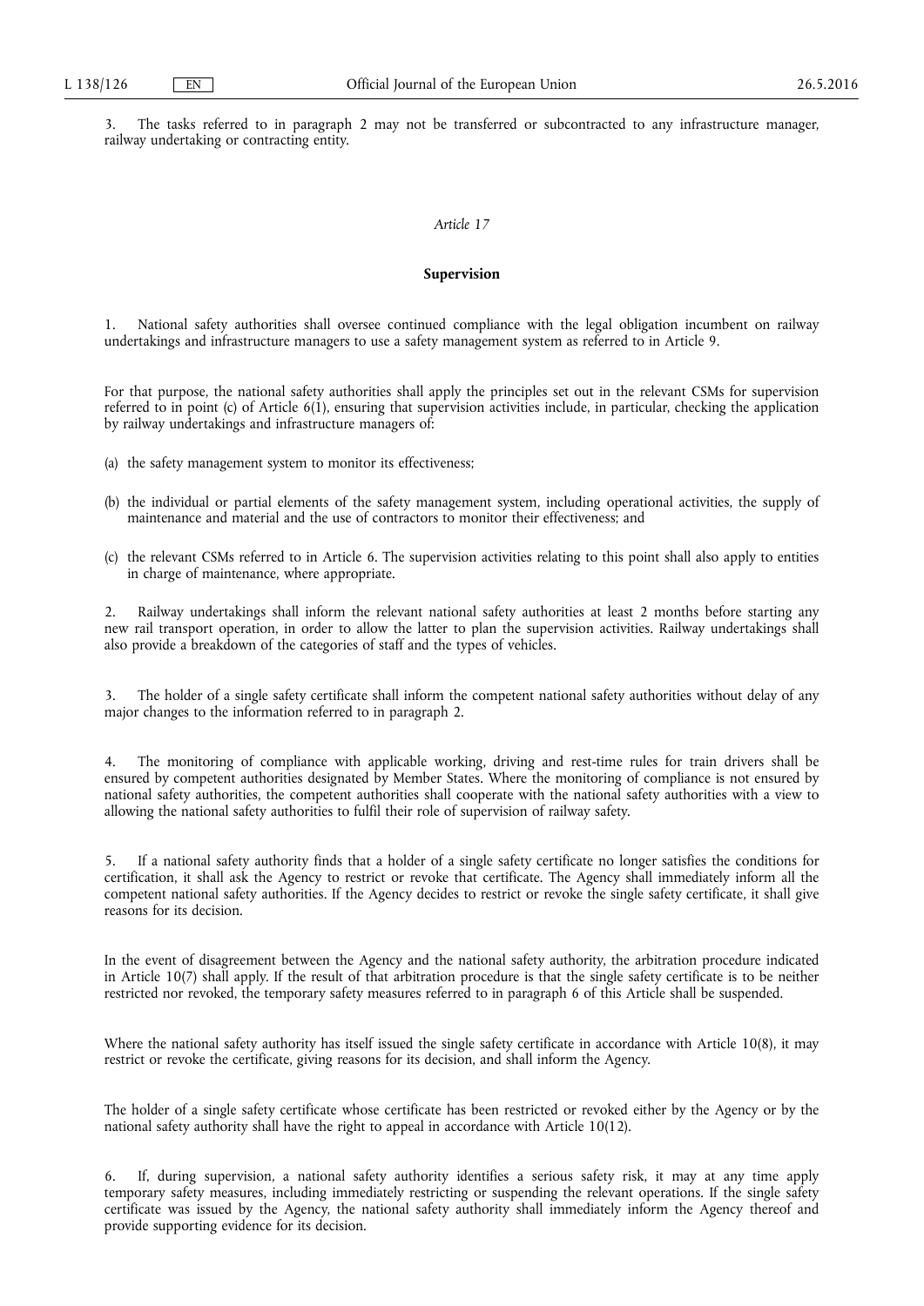3. The tasks referred to in paragraph 2 may not be transferred or subcontracted to any infrastructure manager, railway undertaking or contracting entity.

*Article 17*

**Supervision**

1. National safety authorities shall oversee continued compliance with the legal obligation incumbent on railway undertakings and infrastructure managers to use a safety management system as referred to in Article 9.

For that purpose, the national safety authorities shall apply the principles set out in the relevant CSMs for supervision referred to in point (c) of Article 6(1), ensuring that supervision activities include, in particular, checking the application by railway undertakings and infrastructure managers of:

(a) the safety management system to monitor its effectiveness;

(b) the individual or partial elements of the safety management system, including operational activities, the supply of maintenance and material and the use of contractors to monitor their effectiveness; and

(c) the relevant CSMs referred to in Article 6. The supervision activities relating to this point shall also apply to entities in charge of maintenance, where appropriate.

2. Railway undertakings shall inform the relevant national safety authorities at least 2 months before starting any new rail transport operation, in order to allow the latter to plan the supervision activities. Railway undertakings shall also provide a breakdown of the categories of staff and the types of vehicles.

3. The holder of a single safety certificate shall inform the competent national safety authorities without delay of any major changes to the information referred to in paragraph 2.

4. The monitoring of compliance with applicable working, driving and rest-time rules for train drivers shall be ensured by competent authorities designated by Member States. Where the monitoring of compliance is not ensured by national safety authorities, the competent authorities shall cooperate with the national safety authorities with a view to allowing the national safety authorities to fulfil their role of supervision of railway safety.

5. If a national safety authority finds that a holder of a single safety certificate no longer satisfies the conditions for certification, it shall ask the Agency to restrict or revoke that certificate. The Agency shall immediately inform all the competent national safety authorities. If the Agency decides to restrict or revoke the single safety certificate, it shall give reasons for its decision.

In the event of disagreement between the Agency and the national safety authority, the arbitration procedure indicated in Article 10(7) shall apply. If the result of that arbitration procedure is that the single safety certificate is to be neither restricted nor revoked, the temporary safety measures referred to in paragraph 6 of this Article shall be suspended.

Where the national safety authority has itself issued the single safety certificate in accordance with Article 10(8), it may restrict or revoke the certificate, giving reasons for its decision, and shall inform the Agency.

The holder of a single safety certificate whose certificate has been restricted or revoked either by the Agency or by the national safety authority shall have the right to appeal in accordance with Article 10(12).

6. If, during supervision, a national safety authority identifies a serious safety risk, it may at any time apply temporary safety measures, including immediately restricting or suspending the relevant operations. If the single safety certificate was issued by the Agency, the national safety authority shall immediately inform the Agency thereof and provide supporting evidence for its decision.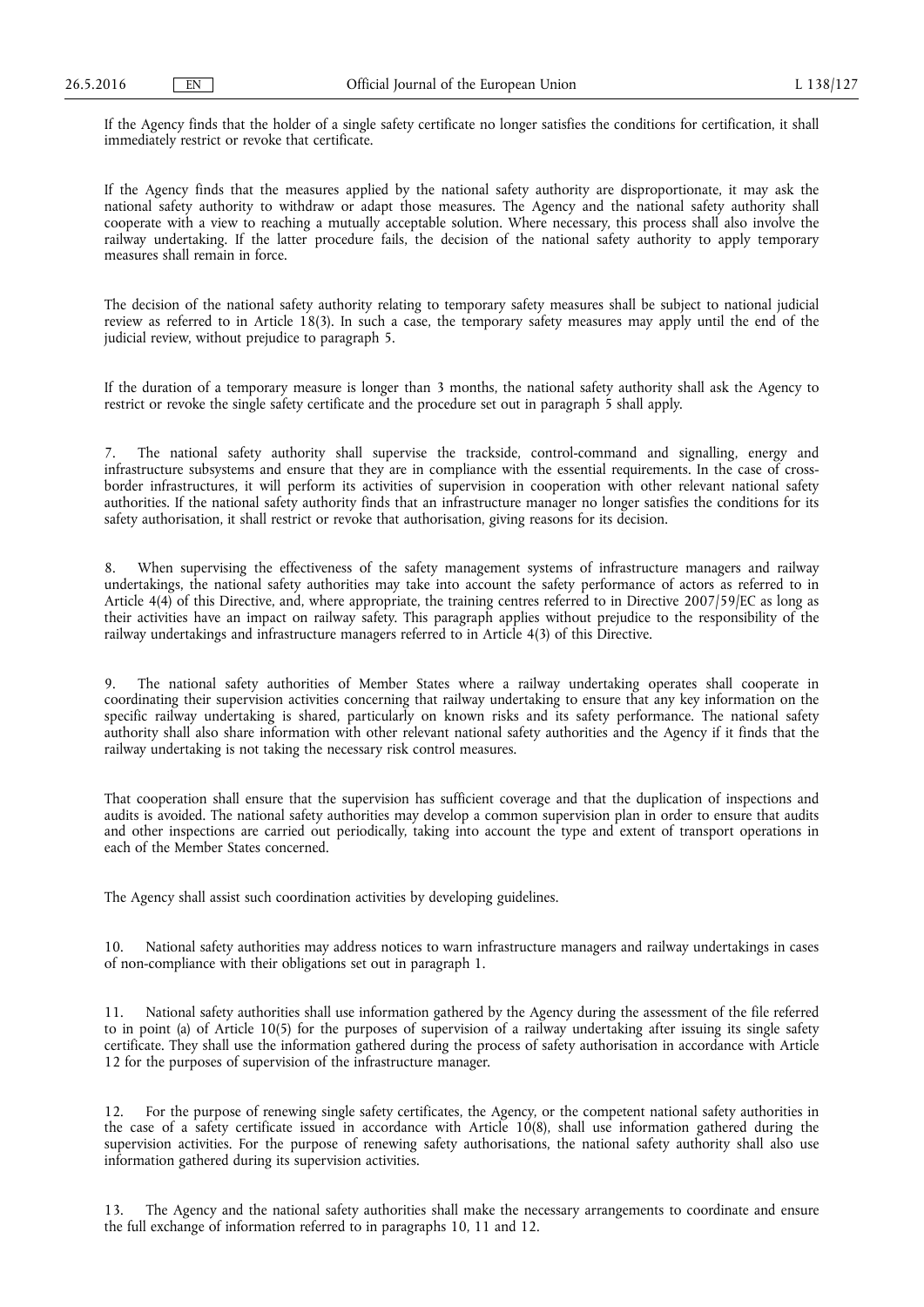If the Agency finds that the holder of a single safety certificate no longer satisfies the conditions for certification, it shall immediately restrict or revoke that certificate.

If the Agency finds that the measures applied by the national safety authority are disproportionate, it may ask the national safety authority to withdraw or adapt those measures. The Agency and the national safety authority shall cooperate with a view to reaching a mutually acceptable solution. Where necessary, this process shall also involve the railway undertaking. If the latter procedure fails, the decision of the national safety authority to apply temporary measures shall remain in force.

The decision of the national safety authority relating to temporary safety measures shall be subject to national judicial review as referred to in Article 18(3). In such a case, the temporary safety measures may apply until the end of the judicial review, without prejudice to paragraph 5.

If the duration of a temporary measure is longer than 3 months, the national safety authority shall ask the Agency to restrict or revoke the single safety certificate and the procedure set out in paragraph 5 shall apply.

7. The national safety authority shall supervise the trackside, control-command and signalling, energy and infrastructure subsystems and ensure that they are in compliance with the essential requirements. In the case of cross-border infrastructures, it will perform its activities of supervision in cooperation with other relevant national safety authorities. If the national safety authority finds that an infrastructure manager no longer satisfies the conditions for its safety authorisation, it shall restrict or revoke that authorisation, giving reasons for its decision.

8. When supervising the effectiveness of the safety management systems of infrastructure managers and railway undertakings, the national safety authorities may take into account the safety performance of actors as referred to in Article 4(4) of this Directive, and, where appropriate, the training centres referred to in Directive 2007/59/EC as long as their activities have an impact on railway safety. This paragraph applies without prejudice to the responsibility of the railway undertakings and infrastructure managers referred to in Article 4(3) of this Directive.

9. The national safety authorities of Member States where a railway undertaking operates shall cooperate in coordinating their supervision activities concerning that railway undertaking to ensure that any key information on the specific railway undertaking is shared, particularly on known risks and its safety performance. The national safety authority shall also share information with other relevant national safety authorities and the Agency if it finds that the railway undertaking is not taking the necessary risk control measures.

That cooperation shall ensure that the supervision has sufficient coverage and that the duplication of inspections and audits is avoided. The national safety authorities may develop a common supervision plan in order to ensure that audits and other inspections are carried out periodically, taking into account the type and extent of transport operations in each of the Member States concerned.

The Agency shall assist such coordination activities by developing guidelines.

10. National safety authorities may address notices to warn infrastructure managers and railway undertakings in cases of non-compliance with their obligations set out in paragraph 1.

11. National safety authorities shall use information gathered by the Agency during the assessment of the file referred to in point (a) of Article 10(5) for the purposes of supervision of a railway undertaking after issuing its single safety certificate. They shall use the information gathered during the process of safety authorisation in accordance with Article 12 for the purposes of supervision of the infrastructure manager.

12. For the purpose of renewing single safety certificates, the Agency, or the competent national safety authorities in the case of a safety certificate issued in accordance with Article 10(8), shall use information gathered during the supervision activities. For the purpose of renewing safety authorisations, the national safety authority shall also use information gathered during its supervision activities.

13. The Agency and the national safety authorities shall make the necessary arrangements to coordinate and ensure the full exchange of information referred to in paragraphs 10, 11 and 12.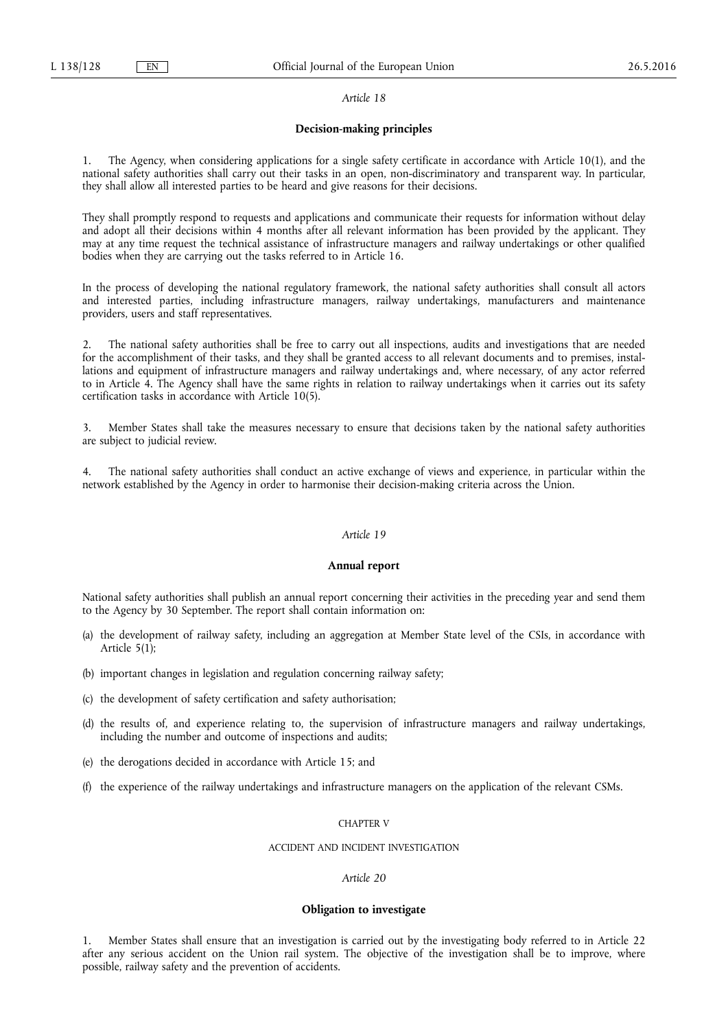*Article 18*

**Decision-making principles**

1. The Agency, when considering applications for a single safety certificate in accordance with Article 10(1), and the national safety authorities shall carry out their tasks in an open, non-discriminatory and transparent way. In particular, they shall allow all interested parties to be heard and give reasons for their decisions.

They shall promptly respond to requests and applications and communicate their requests for information without delay and adopt all their decisions within 4 months after all relevant information has been provided by the applicant. They may at any time request the technical assistance of infrastructure managers and railway undertakings or other qualified bodies when they are carrying out the tasks referred to in Article 16.

In the process of developing the national regulatory framework, the national safety authorities shall consult all actors and interested parties, including infrastructure managers, railway undertakings, manufacturers and maintenance providers, users and staff representatives.

2. The national safety authorities shall be free to carry out all inspections, audits and investigations that are needed for the accomplishment of their tasks, and they shall be granted access to all relevant documents and to premises, installations and equipment of infrastructure managers and railway undertakings and, where necessary, of any actor referred to in Article 4. The Agency shall have the same rights in relation to railway undertakings when it carries out its safety certification tasks in accordance with Article 10(5).

3. Member States shall take the measures necessary to ensure that decisions taken by the national safety authorities are subject to judicial review.

4. The national safety authorities shall conduct an active exchange of views and experience, in particular within the network established by the Agency in order to harmonise their decision-making criteria across the Union.

*Article 19*

**Annual report**

National safety authorities shall publish an annual report concerning their activities in the preceding year and send them to the Agency by 30 September. The report shall contain information on:

(a) the development of railway safety, including an aggregation at Member State level of the CSIs, in accordance with Article 5(1);

(b) important changes in legislation and regulation concerning railway safety;

(c) the development of safety certification and safety authorisation;

(d) the results of, and experience relating to, the supervision of infrastructure managers and railway undertakings, including the number and outcome of inspections and audits;

(e) the derogations decided in accordance with Article 15; and

(f) the experience of the railway undertakings and infrastructure managers on the application of the relevant CSMs.

CHAPTER V

ACCIDENT AND INCIDENT INVESTIGATION

*Article 20*

**Obligation to investigate**

1. Member States shall ensure that an investigation is carried out by the investigating body referred to in Article 22 after any serious accident on the Union rail system. The objective of the investigation shall be to improve, where possible, railway safety and the prevention of accidents.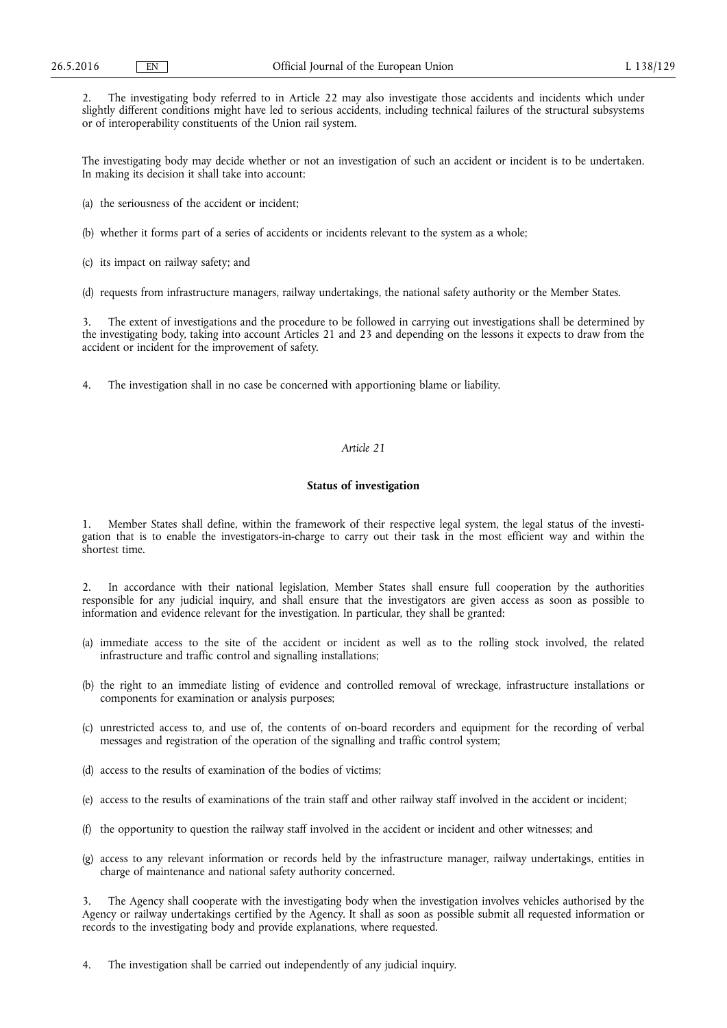2. The investigating body referred to in Article 22 may also investigate those accidents and incidents which under slightly different conditions might have led to serious accidents, including technical failures of the structural subsystems or of interoperability constituents of the Union rail system.

The investigating body may decide whether or not an investigation of such an accident or incident is to be undertaken. In making its decision it shall take into account:

(a) the seriousness of the accident or incident;

(b) whether it forms part of a series of accidents or incidents relevant to the system as a whole;

(c) its impact on railway safety; and

(d) requests from infrastructure managers, railway undertakings, the national safety authority or the Member States.

3. The extent of investigations and the procedure to be followed in carrying out investigations shall be determined by the investigating body, taking into account Articles 21 and 23 and depending on the lessons it expects to draw from the accident or incident for the improvement of safety.

4. The investigation shall in no case be concerned with apportioning blame or liability.

*Article 21*

**Status of investigation**

1. Member States shall define, within the framework of their respective legal system, the legal status of the investigation that is to enable the investigators-in-charge to carry out their task in the most efficient way and within the shortest time.

2. In accordance with their national legislation, Member States shall ensure full cooperation by the authorities responsible for any judicial inquiry, and shall ensure that the investigators are given access as soon as possible to information and evidence relevant for the investigation. In particular, they shall be granted:

(a) immediate access to the site of the accident or incident as well as to the rolling stock involved, the related infrastructure and traffic control and signalling installations;

(b) the right to an immediate listing of evidence and controlled removal of wreckage, infrastructure installations or components for examination or analysis purposes;

(c) unrestricted access to, and use of, the contents of on-board recorders and equipment for the recording of verbal messages and registration of the operation of the signalling and traffic control system;

(d) access to the results of examination of the bodies of victims;

(e) access to the results of examinations of the train staff and other railway staff involved in the accident or incident;

(f) the opportunity to question the railway staff involved in the accident or incident and other witnesses; and

(g) access to any relevant information or records held by the infrastructure manager, railway undertakings, entities in charge of maintenance and national safety authority concerned.

3. The Agency shall cooperate with the investigating body when the investigation involves vehicles authorised by the Agency or railway undertakings certified by the Agency. It shall as soon as possible submit all requested information or records to the investigating body and provide explanations, where requested.

4. The investigation shall be carried out independently of any judicial inquiry.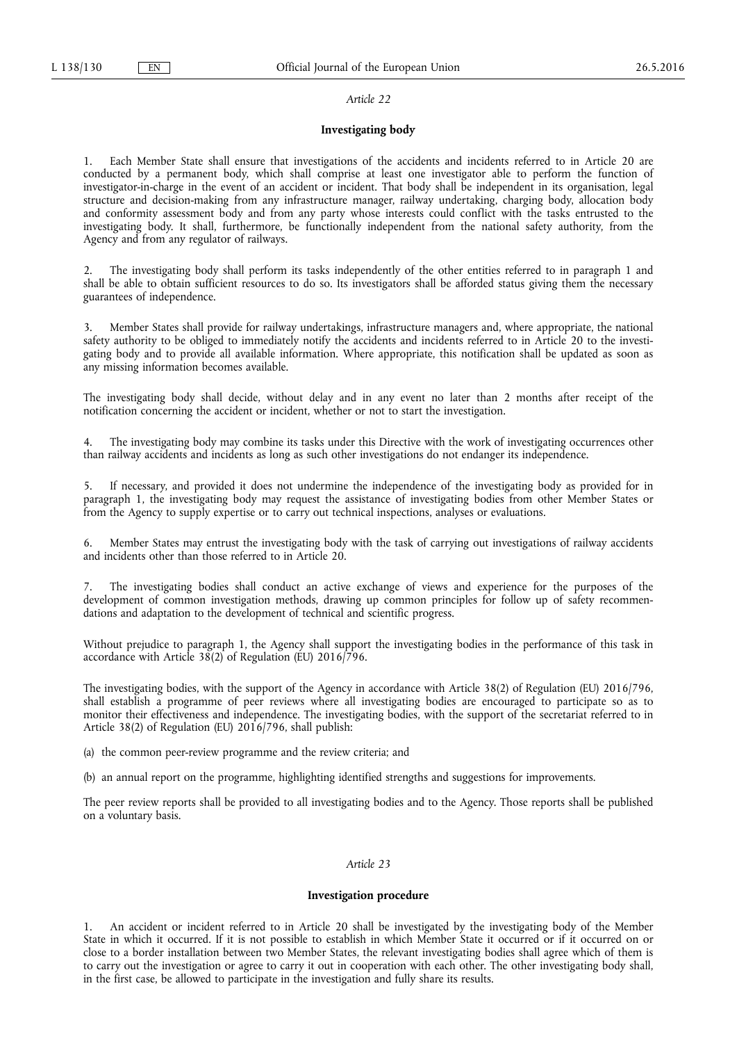*Article 22*

**Investigating body**

1. Each Member State shall ensure that investigations of the accidents and incidents referred to in Article 20 are conducted by a permanent body, which shall comprise at least one investigator able to perform the function of investigator-in-charge in the event of an accident or incident. That body shall be independent in its organisation, legal structure and decision-making from any infrastructure manager, railway undertaking, charging body, allocation body and conformity assessment body and from any party whose interests could conflict with the tasks entrusted to the investigating body. It shall, furthermore, be functionally independent from the national safety authority, from the Agency and from any regulator of railways.

2. The investigating body shall perform its tasks independently of the other entities referred to in paragraph 1 and shall be able to obtain sufficient resources to do so. Its investigators shall be afforded status giving them the necessary guarantees of independence.

3. Member States shall provide for railway undertakings, infrastructure managers and, where appropriate, the national safety authority to be obliged to immediately notify the accidents and incidents referred to in Article 20 to the investigating body and to provide all available information. Where appropriate, this notification shall be updated as soon as any missing information becomes available.

The investigating body shall decide, without delay and in any event no later than 2 months after receipt of the notification concerning the accident or incident, whether or not to start the investigation.

4. The investigating body may combine its tasks under this Directive with the work of investigating occurrences other than railway accidents and incidents as long as such other investigations do not endanger its independence.

5. If necessary, and provided it does not undermine the independence of the investigating body as provided for in paragraph 1, the investigating body may request the assistance of investigating bodies from other Member States or from the Agency to supply expertise or to carry out technical inspections, analyses or evaluations.

6. Member States may entrust the investigating body with the task of carrying out investigations of railway accidents and incidents other than those referred to in Article 20.

7. The investigating bodies shall conduct an active exchange of views and experience for the purposes of the development of common investigation methods, drawing up common principles for follow up of safety recommendations and adaptation to the development of technical and scientific progress.

Without prejudice to paragraph 1, the Agency shall support the investigating bodies in the performance of this task in accordance with Article 38(2) of Regulation (EU) 2016/796.

The investigating bodies, with the support of the Agency in accordance with Article 38(2) of Regulation (EU) 2016/796, shall establish a programme of peer reviews where all investigating bodies are encouraged to participate so as to monitor their effectiveness and independence. The investigating bodies, with the support of the secretariat referred to in Article 38(2) of Regulation (EU) 2016/796, shall publish:

(a) the common peer-review programme and the review criteria; and

(b) an annual report on the programme, highlighting identified strengths and suggestions for improvements.

The peer review reports shall be provided to all investigating bodies and to the Agency. Those reports shall be published on a voluntary basis.

*Article 23*

**Investigation procedure**

1. An accident or incident referred to in Article 20 shall be investigated by the investigating body of the Member State in which it occurred. If it is not possible to establish in which Member State it occurred or if it occurred on or close to a border installation between two Member States, the relevant investigating bodies shall agree which of them is to carry out the investigation or agree to carry it out in cooperation with each other. The other investigating body shall, in the first case, be allowed to participate in the investigation and fully share its results.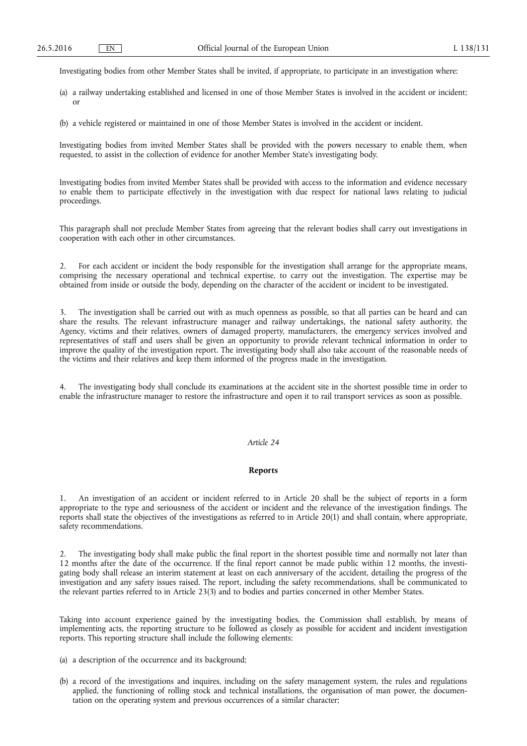Investigating bodies from other Member States shall be invited, if appropriate, to participate in an investigation where:

(a) a railway undertaking established and licensed in one of those Member States is involved in the accident or incident; or

(b) a vehicle registered or maintained in one of those Member States is involved in the accident or incident.

Investigating bodies from invited Member States shall be provided with the powers necessary to enable them, when requested, to assist in the collection of evidence for another Member State's investigating body.

Investigating bodies from invited Member States shall be provided with access to the information and evidence necessary to enable them to participate effectively in the investigation with due respect for national laws relating to judicial proceedings.

This paragraph shall not preclude Member States from agreeing that the relevant bodies shall carry out investigations in cooperation with each other in other circumstances.

2. For each accident or incident the body responsible for the investigation shall arrange for the appropriate means, comprising the necessary operational and technical expertise, to carry out the investigation. The expertise may be obtained from inside or outside the body, depending on the character of the accident or incident to be investigated.

3. The investigation shall be carried out with as much openness as possible, so that all parties can be heard and can share the results. The relevant infrastructure manager and railway undertakings, the national safety authority, the Agency, victims and their relatives, owners of damaged property, manufacturers, the emergency services involved and representatives of staff and users shall be given an opportunity to provide relevant technical information in order to improve the quality of the investigation report. The investigating body shall also take account of the reasonable needs of the victims and their relatives and keep them informed of the progress made in the investigation.

4. The investigating body shall conclude its examinations at the accident site in the shortest possible time in order to enable the infrastructure manager to restore the infrastructure and open it to rail transport services as soon as possible.

*Article 24*

**Reports**

1. An investigation of an accident or incident referred to in Article 20 shall be the subject of reports in a form appropriate to the type and seriousness of the accident or incident and the relevance of the investigation findings. The reports shall state the objectives of the investigations as referred to in Article 20(1) and shall contain, where appropriate, safety recommendations.

2. The investigating body shall make public the final report in the shortest possible time and normally not later than 12 months after the date of the occurrence. If the final report cannot be made public within 12 months, the investigating body shall release an interim statement at least on each anniversary of the accident, detailing the progress of the investigation and any safety issues raised. The report, including the safety recommendations, shall be communicated to the relevant parties referred to in Article 23(3) and to bodies and parties concerned in other Member States.

Taking into account experience gained by the investigating bodies, the Commission shall establish, by means of implementing acts, the reporting structure to be followed as closely as possible for accident and incident investigation reports. This reporting structure shall include the following elements:

(a) a description of the occurrence and its background;

(b) a record of the investigations and inquires, including on the safety management system, the rules and regulations applied, the functioning of rolling stock and technical installations, the organisation of man power, the documentation on the operating system and previous occurrences of a similar character;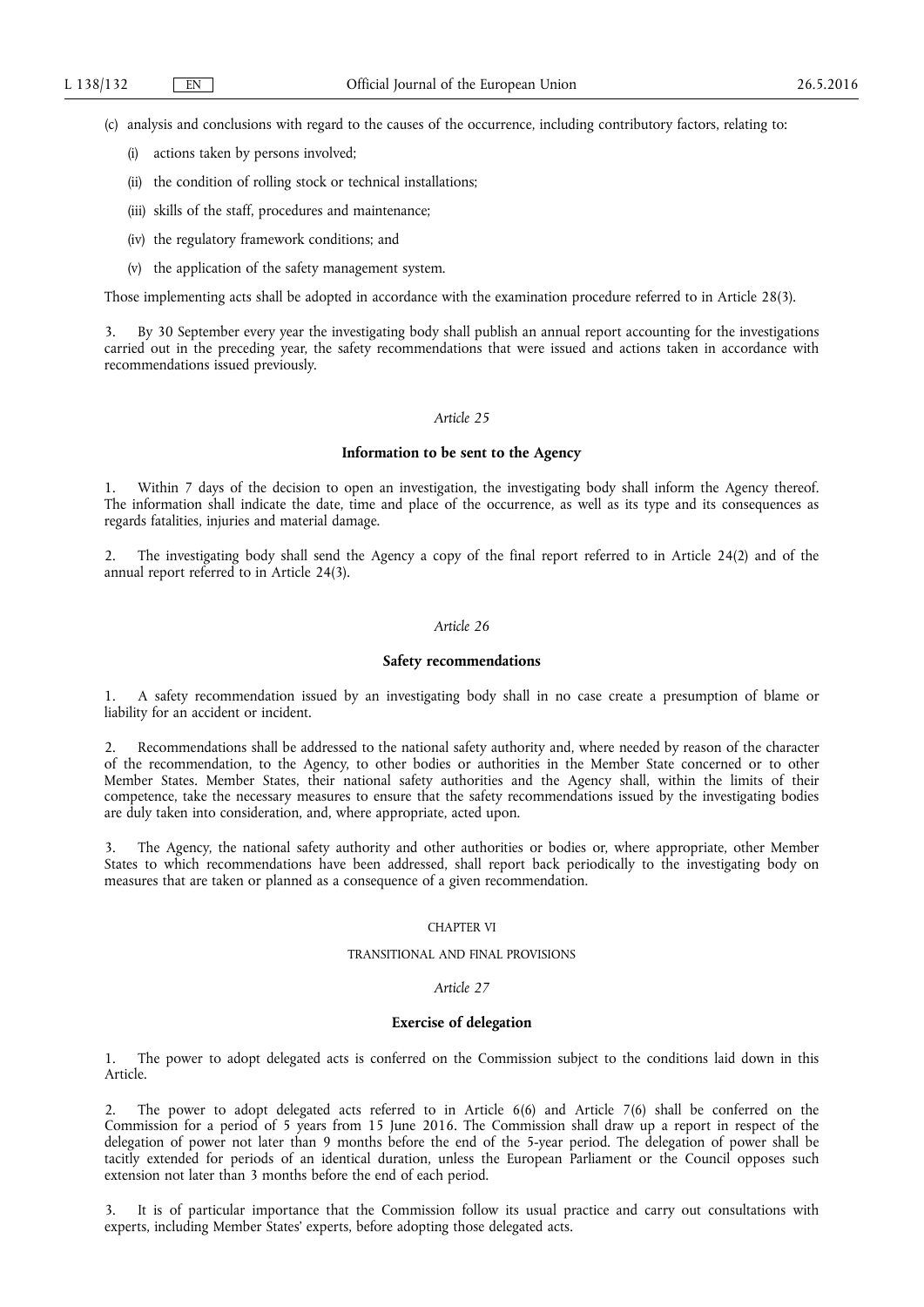(c) analysis and conclusions with regard to the causes of the occurrence, including contributory factors, relating to:

(i) actions taken by persons involved;

(ii) the condition of rolling stock or technical installations;

(iii) skills of the staff, procedures and maintenance;

(iv) the regulatory framework conditions; and

(v) the application of the safety management system.

Those implementing acts shall be adopted in accordance with the examination procedure referred to in Article 28(3).

3. By 30 September every year the investigating body shall publish an annual report accounting for the investigations carried out in the preceding year, the safety recommendations that were issued and actions taken in accordance with recommendations issued previously.

*Article 25*

**Information to be sent to the Agency**

1. Within 7 days of the decision to open an investigation, the investigating body shall inform the Agency thereof. The information shall indicate the date, time and place of the occurrence, as well as its type and its consequences as regards fatalities, injuries and material damage.

2. The investigating body shall send the Agency a copy of the final report referred to in Article 24(2) and of the annual report referred to in Article 24(3).

*Article 26*

**Safety recommendations**

1. A safety recommendation issued by an investigating body shall in no case create a presumption of blame or liability for an accident or incident.

2. Recommendations shall be addressed to the national safety authority and, where needed by reason of the character of the recommendation, to the Agency, to other bodies or authorities in the Member State concerned or to other Member States. Member States, their national safety authorities and the Agency shall, within the limits of their competence, take the necessary measures to ensure that the safety recommendations issued by the investigating bodies are duly taken into consideration, and, where appropriate, acted upon.

3. The Agency, the national safety authority and other authorities or bodies or, where appropriate, other Member States to which recommendations have been addressed, shall report back periodically to the investigating body on measures that are taken or planned as a consequence of a given recommendation.

CHAPTER VI

TRANSITIONAL AND FINAL PROVISIONS

*Article 27*

**Exercise of delegation**

1. The power to adopt delegated acts is conferred on the Commission subject to the conditions laid down in this Article.

2. The power to adopt delegated acts referred to in Article 6(6) and Article 7(6) shall be conferred on the Commission for a period of 5 years from 15 June 2016. The Commission shall draw up a report in respect of the delegation of power not later than 9 months before the end of the 5-year period. The delegation of power shall be tacitly extended for periods of an identical duration, unless the European Parliament or the Council opposes such extension not later than 3 months before the end of each period.

3. It is of particular importance that the Commission follow its usual practice and carry out consultations with experts, including Member States' experts, before adopting those delegated acts.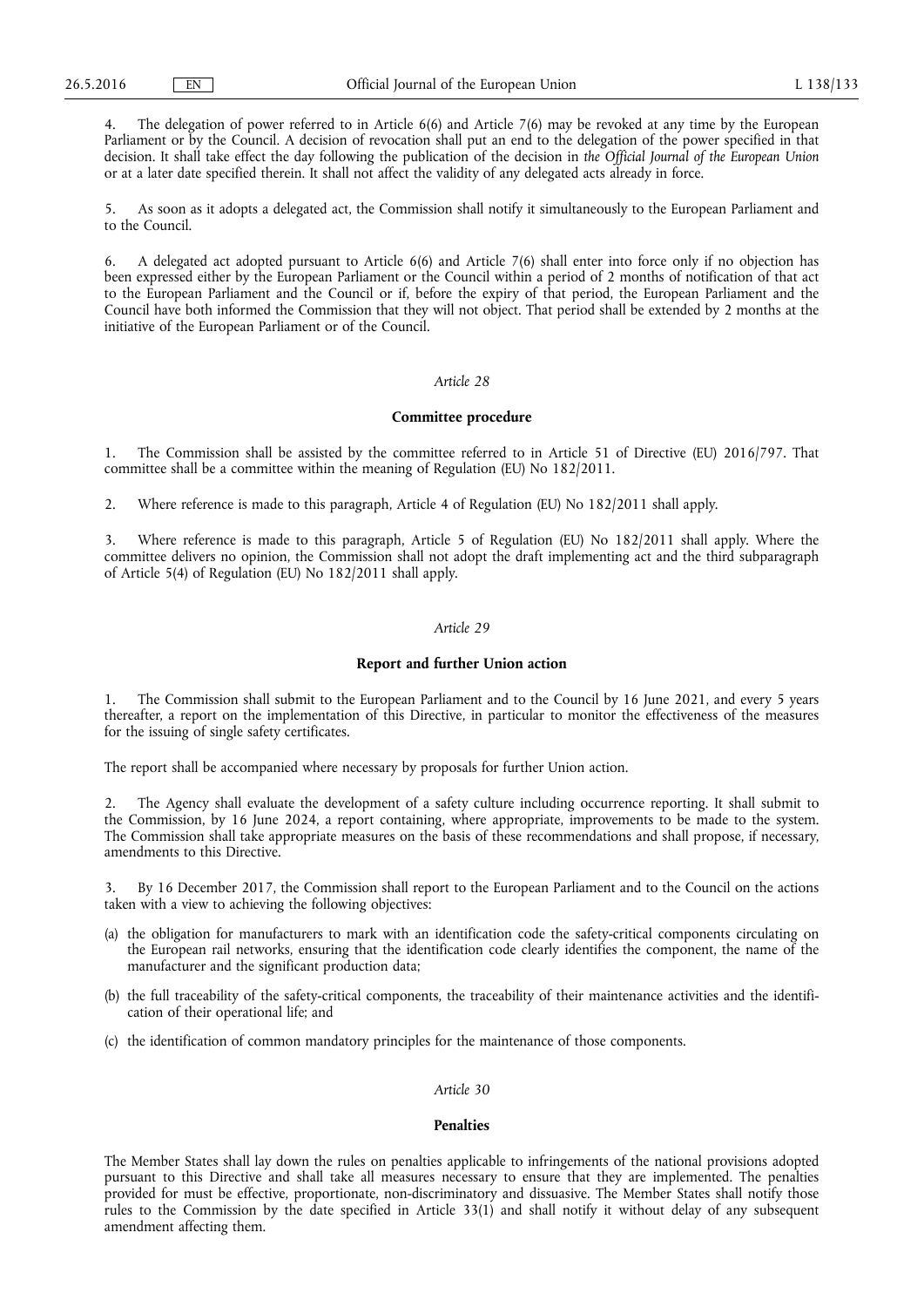4. The delegation of power referred to in Article 6(6) and Article 7(6) may be revoked at any time by the European Parliament or by the Council. A decision of revocation shall put an end to the delegation of the power specified in that decision. It shall take effect the day following the publication of the decision in *the Official Journal of the European Union* or at a later date specified therein. It shall not affect the validity of any delegated acts already in force.

5. As soon as it adopts a delegated act, the Commission shall notify it simultaneously to the European Parliament and to the Council.

6. A delegated act adopted pursuant to Article 6(6) and Article 7(6) shall enter into force only if no objection has been expressed either by the European Parliament or the Council within a period of 2 months of notification of that act to the European Parliament and the Council or if, before the expiry of that period, the European Parliament and the Council have both informed the Commission that they will not object. That period shall be extended by 2 months at the initiative of the European Parliament or of the Council.

*Article 28*

**Committee procedure**

1. The Commission shall be assisted by the committee referred to in Article 51 of Directive (EU) 2016/797. That committee shall be a committee within the meaning of Regulation (EU) No 182/2011.

2. Where reference is made to this paragraph, Article 4 of Regulation (EU) No 182/2011 shall apply.

3. Where reference is made to this paragraph, Article 5 of Regulation (EU) No 182/2011 shall apply. Where the committee delivers no opinion, the Commission shall not adopt the draft implementing act and the third subparagraph of Article 5(4) of Regulation (EU) No 182/2011 shall apply.

*Article 29*

**Report and further Union action**

1. The Commission shall submit to the European Parliament and to the Council by 16 June 2021, and every 5 years thereafter, a report on the implementation of this Directive, in particular to monitor the effectiveness of the measures for the issuing of single safety certificates.

The report shall be accompanied where necessary by proposals for further Union action.

2. The Agency shall evaluate the development of a safety culture including occurrence reporting. It shall submit to the Commission, by 16 June 2024, a report containing, where appropriate, improvements to be made to the system. The Commission shall take appropriate measures on the basis of these recommendations and shall propose, if necessary, amendments to this Directive.

3. By 16 December 2017, the Commission shall report to the European Parliament and to the Council on the actions taken with a view to achieving the following objectives:

(a) the obligation for manufacturers to mark with an identification code the safety-critical components circulating on the European rail networks, ensuring that the identification code clearly identifies the component, the name of the manufacturer and the significant production data;

(b) the full traceability of the safety-critical components, the traceability of their maintenance activities and the identification of their operational life; and

(c) the identification of common mandatory principles for the maintenance of those components.

*Article 30*

**Penalties**

The Member States shall lay down the rules on penalties applicable to infringements of the national provisions adopted pursuant to this Directive and shall take all measures necessary to ensure that they are implemented. The penalties provided for must be effective, proportionate, non-discriminatory and dissuasive. The Member States shall notify those rules to the Commission by the date specified in Article 33(1) and shall notify it without delay of any subsequent amendment affecting them.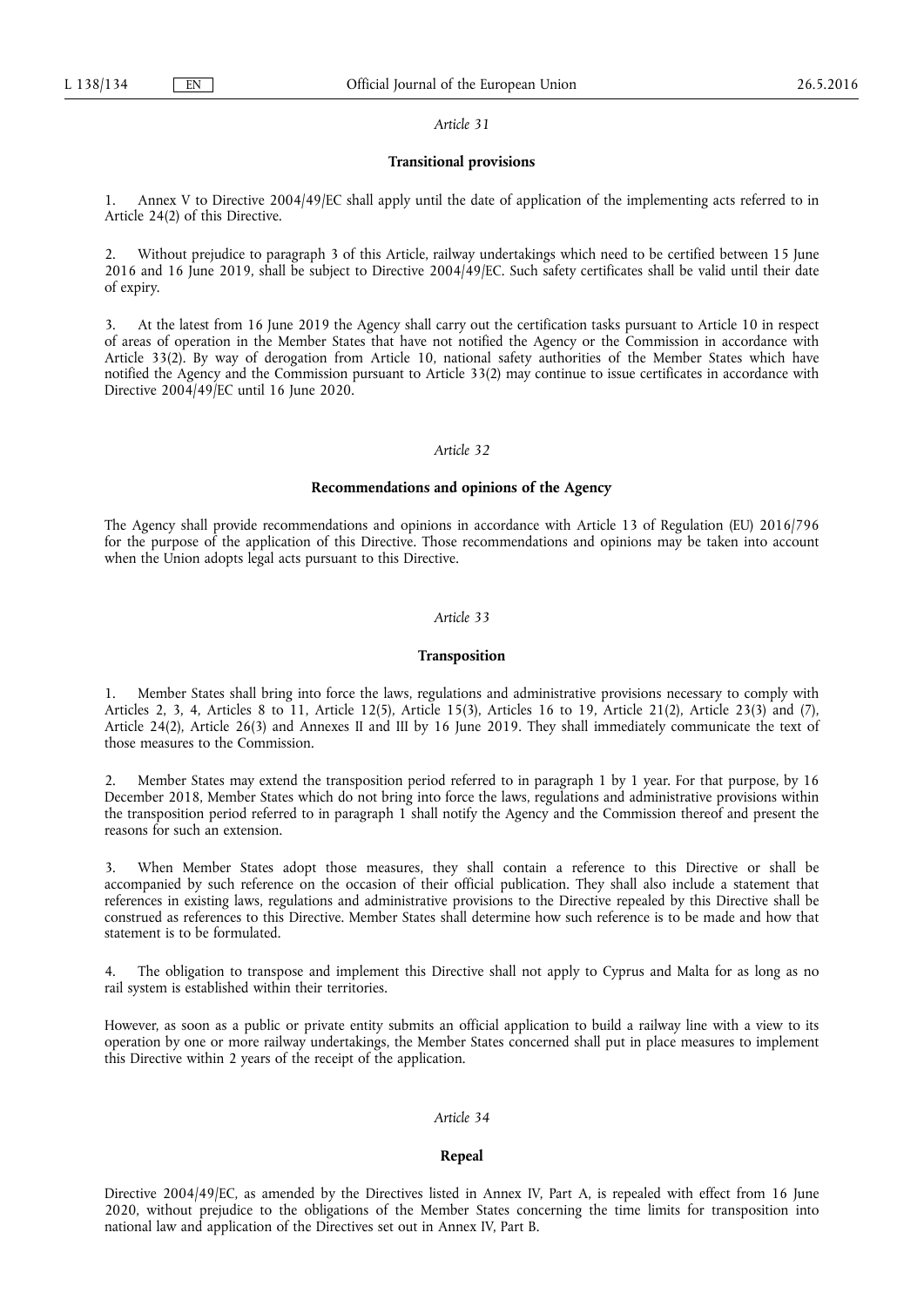*Article 31*

**Transitional provisions**

1. Annex V to Directive 2004/49/EC shall apply until the date of application of the implementing acts referred to in Article 24(2) of this Directive.

2. Without prejudice to paragraph 3 of this Article, railway undertakings which need to be certified between 15 June 2016 and 16 June 2019, shall be subject to Directive 2004/49/EC. Such safety certificates shall be valid until their date of expiry.

3. At the latest from 16 June 2019 the Agency shall carry out the certification tasks pursuant to Article 10 in respect of areas of operation in the Member States that have not notified the Agency or the Commission in accordance with Article 33(2). By way of derogation from Article 10, national safety authorities of the Member States which have notified the Agency and the Commission pursuant to Article 33(2) may continue to issue certificates in accordance with Directive 2004/49/EC until 16 June 2020.

*Article 32*

**Recommendations and opinions of the Agency**

The Agency shall provide recommendations and opinions in accordance with Article 13 of Regulation (EU) 2016/796 for the purpose of the application of this Directive. Those recommendations and opinions may be taken into account when the Union adopts legal acts pursuant to this Directive.

*Article 33*

**Transposition**

1. Member States shall bring into force the laws, regulations and administrative provisions necessary to comply with Articles 2, 3, 4, Articles 8 to 11, Article 12(5), Article 15(3), Articles 16 to 19, Article 21(2), Article 23(3) and (7), Article 24(2), Article 26(3) and Annexes II and III by 16 June 2019. They shall immediately communicate the text of those measures to the Commission.

2. Member States may extend the transposition period referred to in paragraph 1 by 1 year. For that purpose, by 16 December 2018, Member States which do not bring into force the laws, regulations and administrative provisions within the transposition period referred to in paragraph 1 shall notify the Agency and the Commission thereof and present the reasons for such an extension.

3. When Member States adopt those measures, they shall contain a reference to this Directive or shall be accompanied by such reference on the occasion of their official publication. They shall also include a statement that references in existing laws, regulations and administrative provisions to the Directive repealed by this Directive shall be construed as references to this Directive. Member States shall determine how such reference is to be made and how that statement is to be formulated.

4. The obligation to transpose and implement this Directive shall not apply to Cyprus and Malta for as long as no rail system is established within their territories.

However, as soon as a public or private entity submits an official application to build a railway line with a view to its operation by one or more railway undertakings, the Member States concerned shall put in place measures to implement this Directive within 2 years of the receipt of the application.

*Article 34*

**Repeal**

Directive 2004/49/EC, as amended by the Directives listed in Annex IV, Part A, is repealed with effect from 16 June 2020, without prejudice to the obligations of the Member States concerning the time limits for transposition into national law and application of the Directives set out in Annex IV, Part B.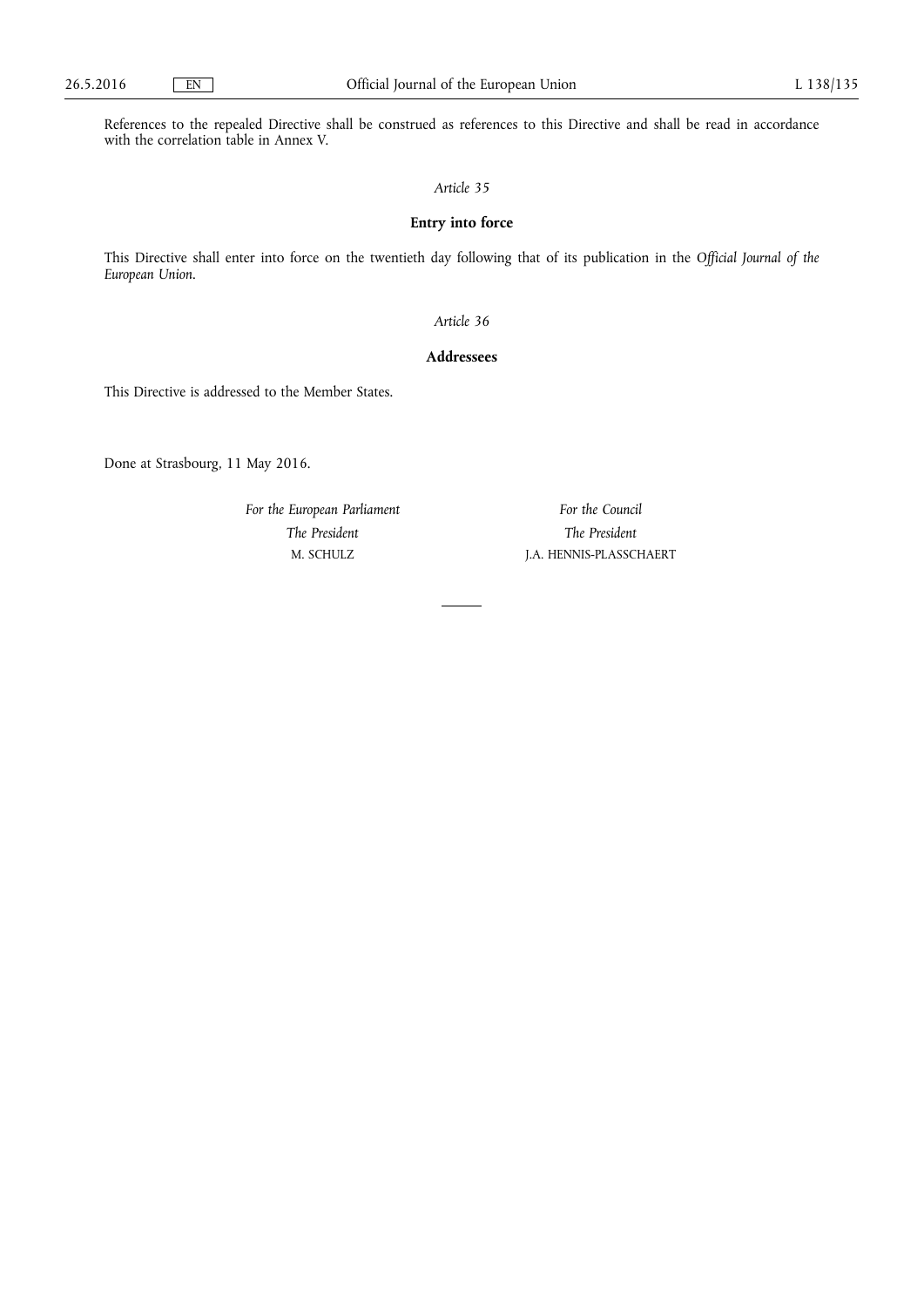References to the repealed Directive shall be construed as references to this Directive and shall be read in accordance with the correlation table in Annex V.

*Article 35*

**Entry into force**

This Directive shall enter into force on the twentieth day following that of its publication in the *Official Journal of the European Union*.

*Article 36*

**Addressees**

This Directive is addressed to the Member States.

Done at Strasbourg, 11 May 2016.

*For the European Parliament*

*The President*

M. SCHULZ

*For the Council*

*The President*

J.A. HENNIS-PLASSCHAERT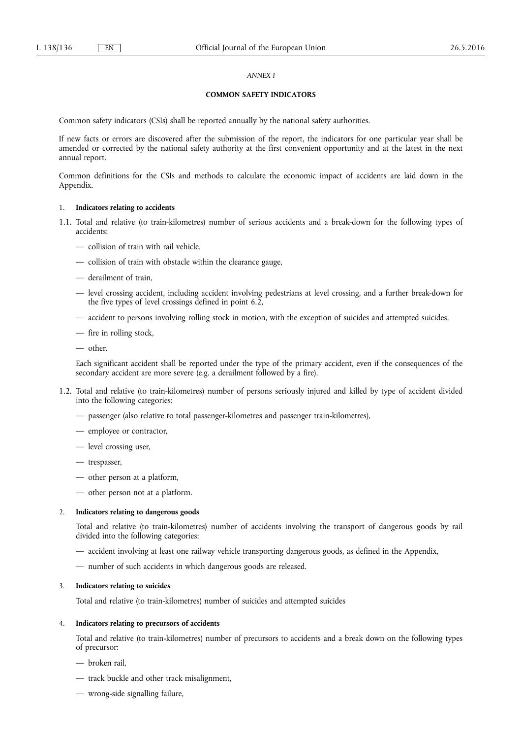*ANNEX I*

## COMMON SAFETY INDICATORS

Common safety indicators (CSIs) shall be reported annually by the national safety authorities.

If new facts or errors are discovered after the submission of the report, the indicators for one particular year shall be amended or corrected by the national safety authority at the first convenient opportunity and at the latest in the next annual report.

Common definitions for the CSIs and methods to calculate the economic impact of accidents are laid down in the Appendix.

### 1. **Indicators relating to accidents**

1.1. Total and relative (to train-kilometres) number of serious accidents and a break-down for the following types of accidents:

- — collision of train with rail vehicle,
- — collision of train with obstacle within the clearance gauge,
- — derailment of train,
- — level crossing accident, including accident involving pedestrians at level crossing, and a further break-down for the five types of level crossings defined in point 6.2,
- — accident to persons involving rolling stock in motion, with the exception of suicides and attempted suicides,
- — fire in rolling stock,
- — other.

Each significant accident shall be reported under the type of the primary accident, even if the consequences of the secondary accident are more severe (e.g. a derailment followed by a fire).

1.2. Total and relative (to train-kilometres) number of persons seriously injured and killed by type of accident divided into the following categories:

- — passenger (also relative to total passenger-kilometres and passenger train-kilometres),
- — employee or contractor,
- — level crossing user,
- — trespasser,
- — other person at a platform,
- — other person not at a platform.

### 2. **Indicators relating to dangerous goods**

Total and relative (to train-kilometres) number of accidents involving the transport of dangerous goods by rail divided into the following categories:

- — accident involving at least one railway vehicle transporting dangerous goods, as defined in the Appendix,
- — number of such accidents in which dangerous goods are released.

### 3. **Indicators relating to suicides**

Total and relative (to train-kilometres) number of suicides and attempted suicides

### 4. **Indicators relating to precursors of accidents**

Total and relative (to train-kilometres) number of precursors to accidents and a break down on the following types of precursor:

- — broken rail,
- — track buckle and other track misalignment,
- — wrong-side signalling failure,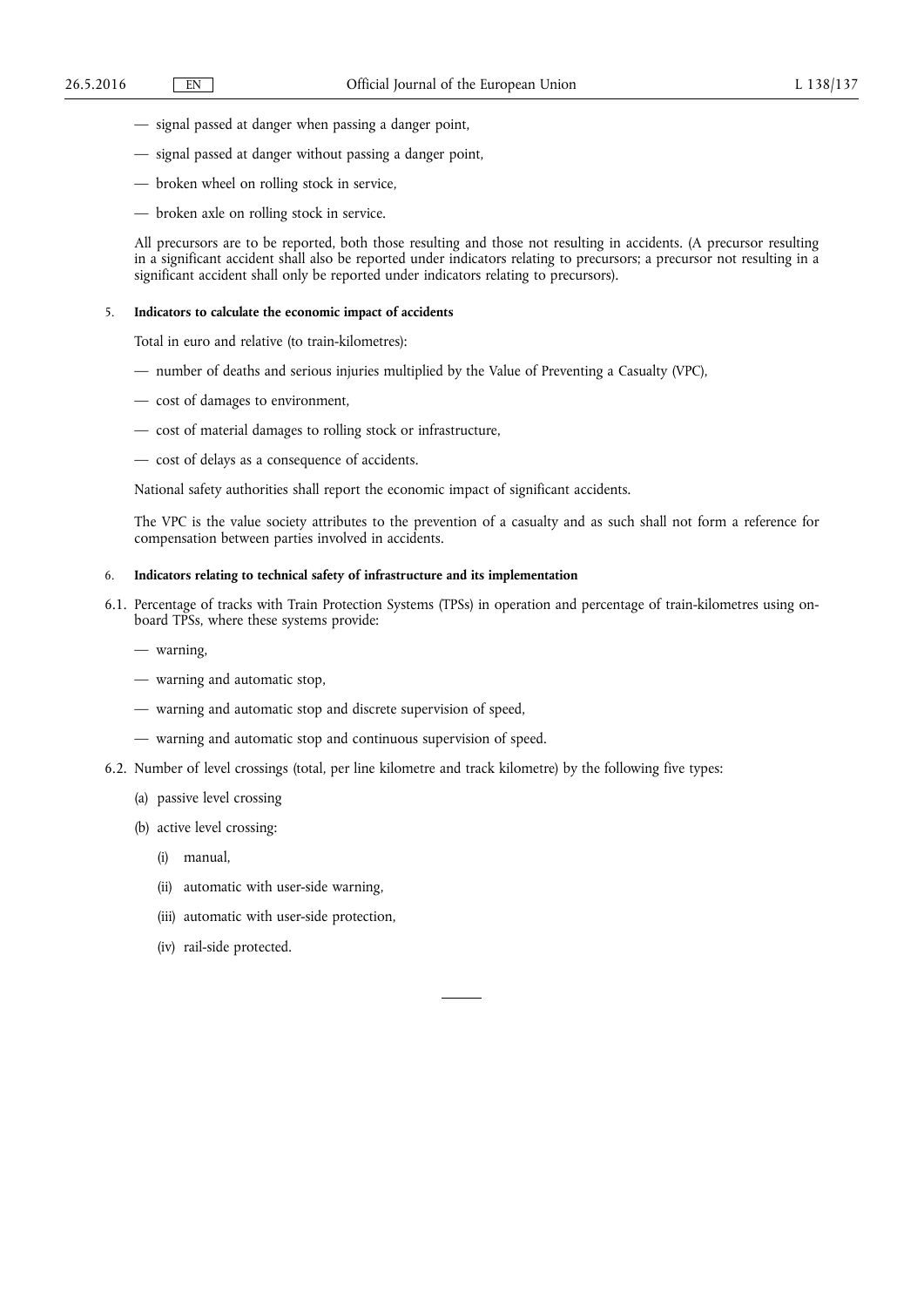— signal passed at danger when passing a danger point,

— signal passed at danger without passing a danger point,

— broken wheel on rolling stock in service,

— broken axle on rolling stock in service.

All precursors are to be reported, both those resulting and those not resulting in accidents. (A precursor resulting in a significant accident shall also be reported under indicators relating to precursors; a precursor not resulting in a significant accident shall only be reported under indicators relating to precursors).

5. **Indicators to calculate the economic impact of accidents**

Total in euro and relative (to train-kilometres):

— number of deaths and serious injuries multiplied by the Value of Preventing a Casualty (VPC),

— cost of damages to environment,

— cost of material damages to rolling stock or infrastructure,

— cost of delays as a consequence of accidents.

National safety authorities shall report the economic impact of significant accidents.

The VPC is the value society attributes to the prevention of a casualty and as such shall not form a reference for compensation between parties involved in accidents.

6. **Indicators relating to technical safety of infrastructure and its implementation**

6.1. Percentage of tracks with Train Protection Systems (TPSs) in operation and percentage of train-kilometres using on-board TPSs, where these systems provide:

— warning,

— warning and automatic stop,

— warning and automatic stop and discrete supervision of speed,

— warning and automatic stop and continuous supervision of speed.

6.2. Number of level crossings (total, per line kilometre and track kilometre) by the following five types:

(a) passive level crossing

(b) active level crossing:

(i) manual,

(ii) automatic with user-side warning,

(iii) automatic with user-side protection,

(iv) rail-side protected.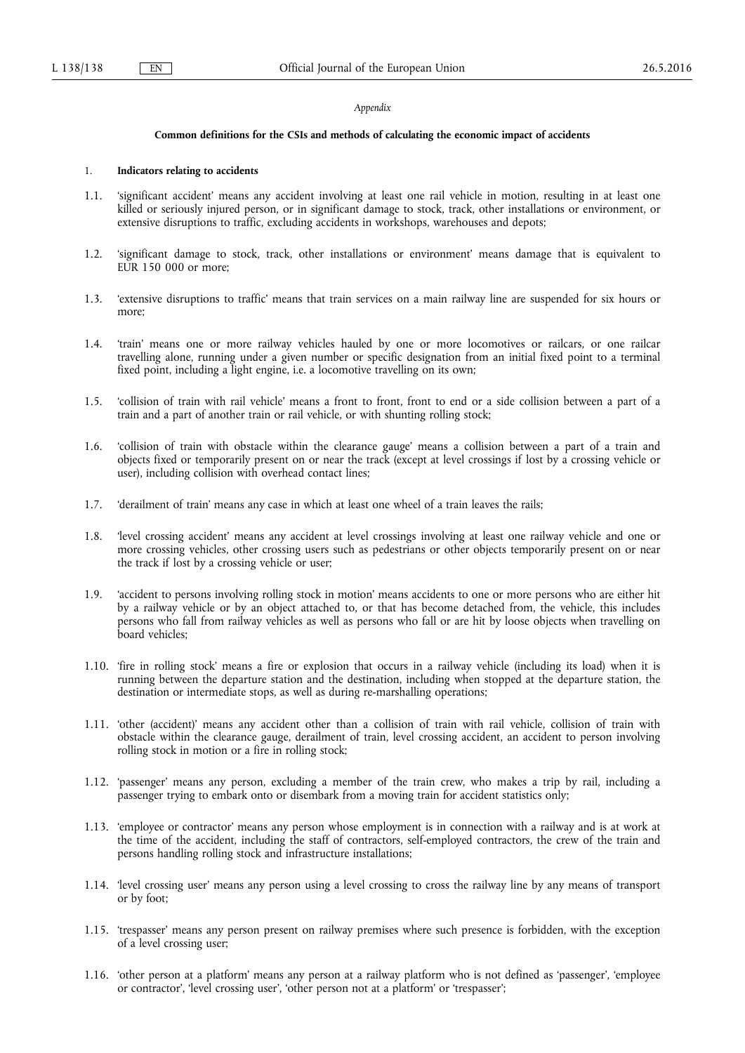*Appendix*

**Common definitions for the CSIs and methods of calculating the economic impact of accidents**

1. **Indicators relating to accidents**

1.1. 'significant accident' means any accident involving at least one rail vehicle in motion, resulting in at least one killed or seriously injured person, or in significant damage to stock, track, other installations or environment, or extensive disruptions to traffic, excluding accidents in workshops, warehouses and depots;

1.2. 'significant damage to stock, track, other installations or environment' means damage that is equivalent to EUR 150 000 or more;

1.3. 'extensive disruptions to traffic' means that train services on a main railway line are suspended for six hours or more;

1.4. 'train' means one or more railway vehicles hauled by one or more locomotives or railcars, or one railcar travelling alone, running under a given number or specific designation from an initial fixed point to a terminal fixed point, including a light engine, i.e. a locomotive travelling on its own;

1.5. 'collision of train with rail vehicle' means a front to front, front to end or a side collision between a part of a train and a part of another train or rail vehicle, or with shunting rolling stock;

1.6. 'collision of train with obstacle within the clearance gauge' means a collision between a part of a train and objects fixed or temporarily present on or near the track (except at level crossings if lost by a crossing vehicle or user), including collision with overhead contact lines;

1.7. 'derailment of train' means any case in which at least one wheel of a train leaves the rails;

1.8. 'level crossing accident' means any accident at level crossings involving at least one railway vehicle and one or more crossing vehicles, other crossing users such as pedestrians or other objects temporarily present on or near the track if lost by a crossing vehicle or user;

1.9. 'accident to persons involving rolling stock in motion' means accidents to one or more persons who are either hit by a railway vehicle or by an object attached to, or that has become detached from, the vehicle, this includes persons who fall from railway vehicles as well as persons who fall or are hit by loose objects when travelling on board vehicles;

1.10. 'fire in rolling stock' means a fire or explosion that occurs in a railway vehicle (including its load) when it is running between the departure station and the destination, including when stopped at the departure station, the destination or intermediate stops, as well as during re-marshalling operations;

1.11. 'other (accident)' means any accident other than a collision of train with rail vehicle, collision of train with obstacle within the clearance gauge, derailment of train, level crossing accident, an accident to person involving rolling stock in motion or a fire in rolling stock;

1.12. 'passenger' means any person, excluding a member of the train crew, who makes a trip by rail, including a passenger trying to embark onto or disembark from a moving train for accident statistics only;

1.13. 'employee or contractor' means any person whose employment is in connection with a railway and is at work at the time of the accident, including the staff of contractors, self-employed contractors, the crew of the train and persons handling rolling stock and infrastructure installations;

1.14. 'level crossing user' means any person using a level crossing to cross the railway line by any means of transport or by foot;

1.15. 'trespasser' means any person present on railway premises where such presence is forbidden, with the exception of a level crossing user;

1.16. 'other person at a platform' means any person at a railway platform who is not defined as 'passenger', 'employee or contractor', 'level crossing user', 'other person not at a platform' or 'trespasser';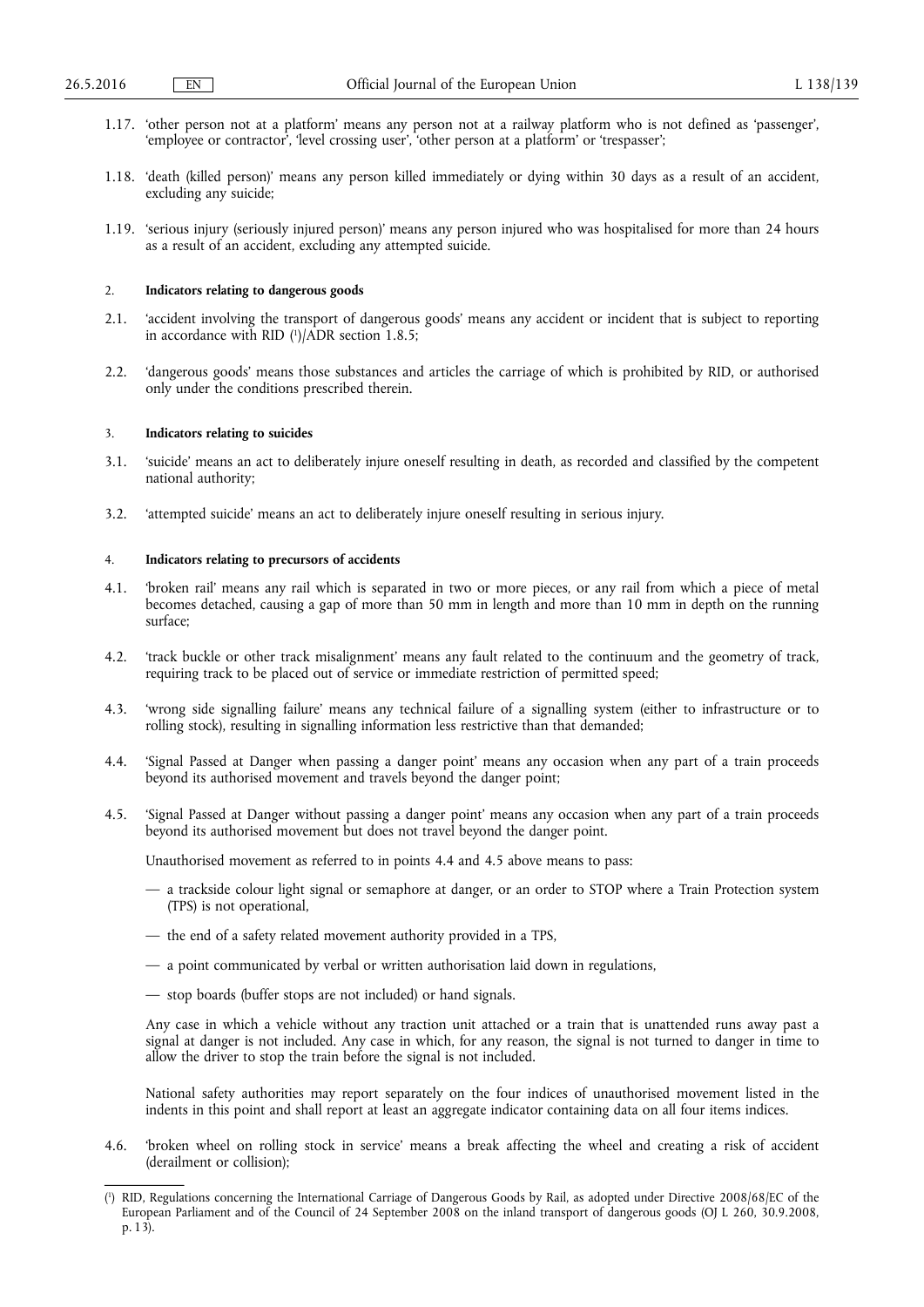1.17. 'other person not at a platform' means any person not at a railway platform who is not defined as 'passenger', 'employee or contractor', 'level crossing user', 'other person at a platform' or 'trespasser';

1.18. 'death (killed person)' means any person killed immediately or dying within 30 days as a result of an accident, excluding any suicide;

1.19. 'serious injury (seriously injured person)' means any person injured who was hospitalised for more than 24 hours as a result of an accident, excluding any attempted suicide.

2. **Indicators relating to dangerous goods**

2.1. 'accident involving the transport of dangerous goods' means any accident or incident that is subject to reporting in accordance with RID [1]/ADR section 1.8.5;

2.2. 'dangerous goods' means those substances and articles the carriage of which is prohibited by RID, or authorised only under the conditions prescribed therein.

3. **Indicators relating to suicides**

3.1. 'suicide' means an act to deliberately injure oneself resulting in death, as recorded and classified by the competent national authority;

3.2. 'attempted suicide' means an act to deliberately injure oneself resulting in serious injury.

4. **Indicators relating to precursors of accidents**

4.1. 'broken rail' means any rail which is separated in two or more pieces, or any rail from which a piece of metal becomes detached, causing a gap of more than 50 mm in length and more than 10 mm in depth on the running surface;

4.2. 'track buckle or other track misalignment' means any fault related to the continuum and the geometry of track, requiring track to be placed out of service or immediate restriction of permitted speed;

4.3. 'wrong side signalling failure' means any technical failure of a signalling system (either to infrastructure or to rolling stock), resulting in signalling information less restrictive than that demanded;

4.4. 'Signal Passed at Danger when passing a danger point' means any occasion when any part of a train proceeds beyond its authorised movement and travels beyond the danger point;

4.5. 'Signal Passed at Danger without passing a danger point' means any occasion when any part of a train proceeds beyond its authorised movement but does not travel beyond the danger point.

Unauthorised movement as referred to in points 4.4 and 4.5 above means to pass:

— a trackside colour light signal or semaphore at danger, or an order to STOP where a Train Protection system (TPS) is not operational,

— the end of a safety related movement authority provided in a TPS,

— a point communicated by verbal or written authorisation laid down in regulations,

— stop boards (buffer stops are not included) or hand signals.

Any case in which a vehicle without any traction unit attached or a train that is unattended runs away past a signal at danger is not included. Any case in which, for any reason, the signal is not turned to danger in time to allow the driver to stop the train before the signal is not included.

National safety authorities may report separately on the four indices of unauthorised movement listed in the indents in this point and shall report at least an aggregate indicator containing data on all four items indices.

4.6. 'broken wheel on rolling stock in service' means a break affecting the wheel and creating a risk of accident (derailment or collision);

---

[1] RID, Regulations concerning the International Carriage of Dangerous Goods by Rail, as adopted under Directive 2008/68/EC of the European Parliament and of the Council of 24 September 2008 on the inland transport of dangerous goods (OJ L 260, 30.9.2008, p. 13).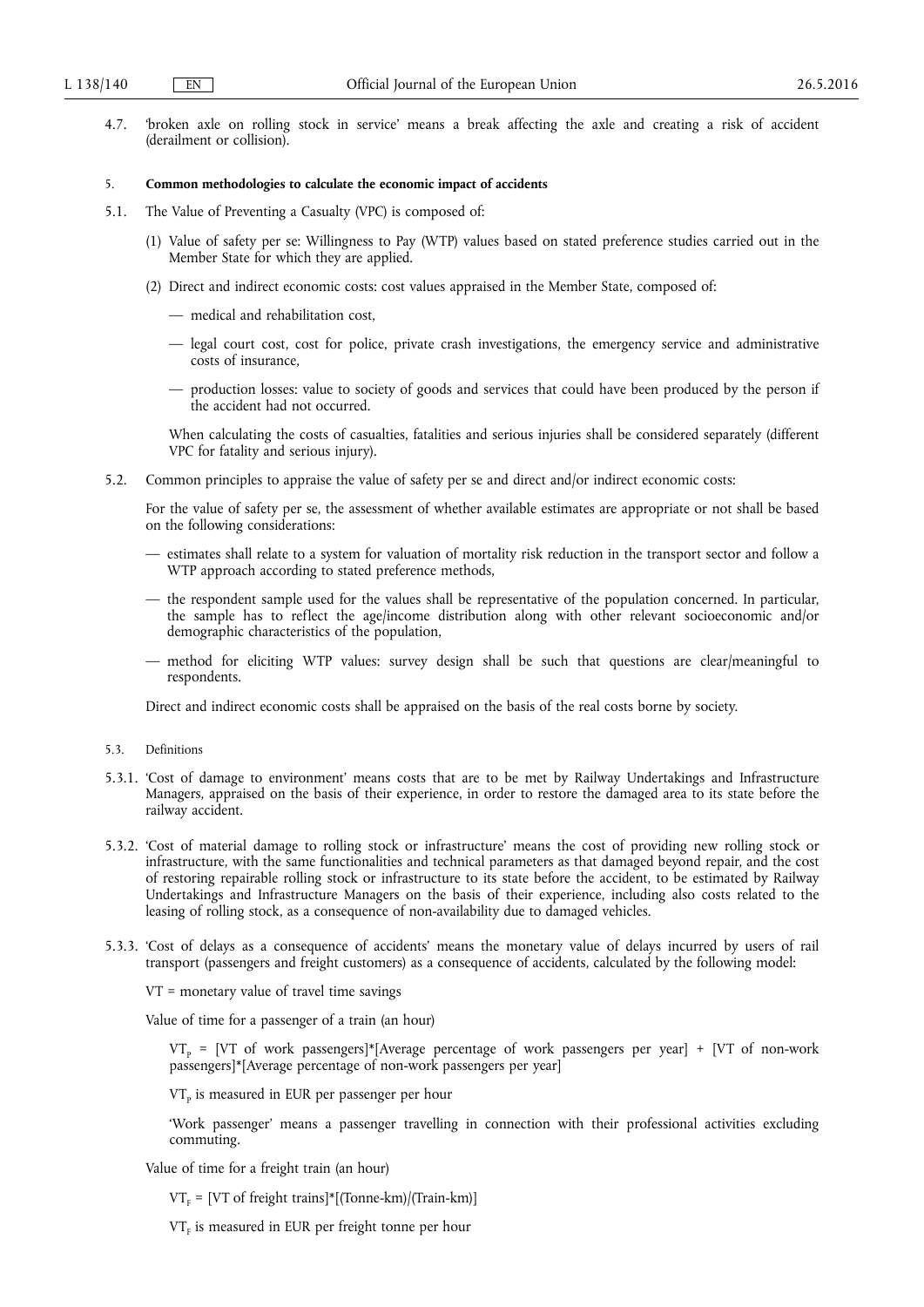4.7. 'broken axle on rolling stock in service' means a break affecting the axle and creating a risk of accident (derailment or collision).

5. **Common methodologies to calculate the economic impact of accidents**

5.1. The Value of Preventing a Casualty (VPC) is composed of:

(1) Value of safety per se: Willingness to Pay (WTP) values based on stated preference studies carried out in the Member State for which they are applied.

(2) Direct and indirect economic costs: cost values appraised in the Member State, composed of:

— medical and rehabilitation cost,

— legal court cost, cost for police, private crash investigations, the emergency service and administrative costs of insurance,

— production losses: value to society of goods and services that could have been produced by the person if the accident had not occurred.

When calculating the costs of casualties, fatalities and serious injuries shall be considered separately (different VPC for fatality and serious injury).

5.2. Common principles to appraise the value of safety per se and direct and/or indirect economic costs:

For the value of safety per se, the assessment of whether available estimates are appropriate or not shall be based on the following considerations:

— estimates shall relate to a system for valuation of mortality risk reduction in the transport sector and follow a WTP approach according to stated preference methods,

— the respondent sample used for the values shall be representative of the population concerned. In particular, the sample has to reflect the age/income distribution along with other relevant socioeconomic and/or demographic characteristics of the population,

— method for eliciting WTP values: survey design shall be such that questions are clear/meaningful to respondents.

Direct and indirect economic costs shall be appraised on the basis of the real costs borne by society.

5.3. Definitions

5.3.1. 'Cost of damage to environment' means costs that are to be met by Railway Undertakings and Infrastructure Managers, appraised on the basis of their experience, in order to restore the damaged area to its state before the railway accident.

5.3.2. 'Cost of material damage to rolling stock or infrastructure' means the cost of providing new rolling stock or infrastructure, with the same functionalities and technical parameters as that damaged beyond repair, and the cost of restoring repairable rolling stock or infrastructure to its state before the accident, to be estimated by Railway Undertakings and Infrastructure Managers on the basis of their experience, including also costs related to the leasing of rolling stock, as a consequence of non-availability due to damaged vehicles.

5.3.3. 'Cost of delays as a consequence of accidents' means the monetary value of delays incurred by users of rail transport (passengers and freight customers) as a consequence of accidents, calculated by the following model:

VT = monetary value of travel time savings

Value of time for a passenger of a train (an hour)

$VT_P$ = [VT of work passengers]*[Average percentage of work passengers per year] + [VT of non-work passengers]*[Average percentage of non-work passengers per year]

$VT_P$ is measured in EUR per passenger per hour

'Work passenger' means a passenger travelling in connection with their professional activities excluding commuting.

Value of time for a freight train (an hour)

$VT_F$ = [VT of freight trains]*[(Tonne-km)/(Train-km)]

$VT_F$ is measured in EUR per freight tonne per hour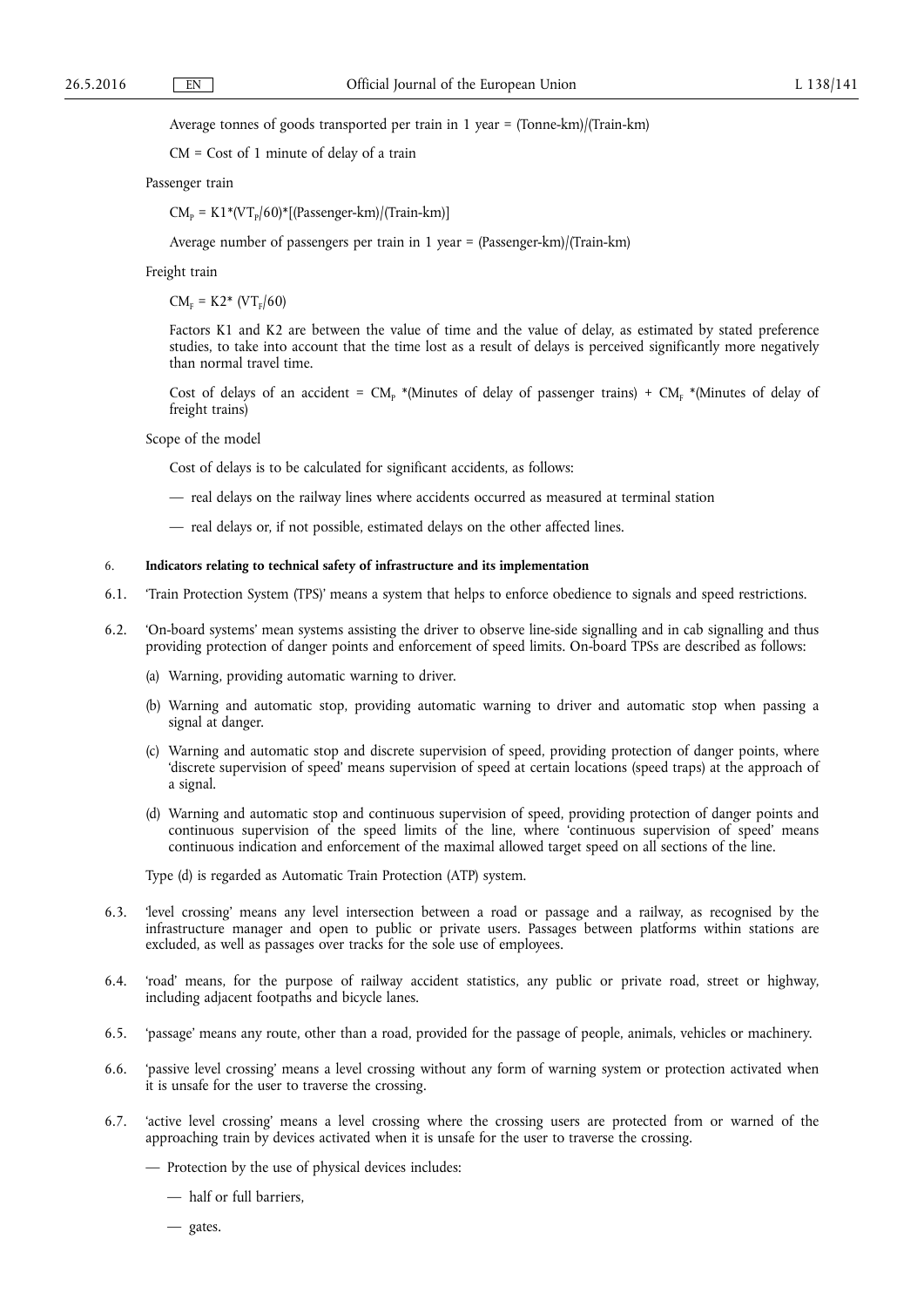Average tonnes of goods transported per train in 1 year = (Tonne-km)/(Train-km)

CM = Cost of 1 minute of delay of a train

Passenger train

$CM_P = K1*(VT_P/60)*[(Passenger\text{-}km)/(Train\text{-}km)]$

Average number of passengers per train in 1 year = (Passenger-km)/(Train-km)

Freight train

$CM_F = K2*(VT_F/60)$

Factors K1 and K2 are between the value of time and the value of delay, as estimated by stated preference studies, to take into account that the time lost as a result of delays is perceived significantly more negatively than normal travel time.

Cost of delays of an accident = $CM_P$ *(Minutes of delay of passenger trains) + $CM_F$ *(Minutes of delay of freight trains)

Scope of the model

Cost of delays is to be calculated for significant accidents, as follows:

— real delays on the railway lines where accidents occurred as measured at terminal station

— real delays or, if not possible, estimated delays on the other affected lines.

6. **Indicators relating to technical safety of infrastructure and its implementation**

6.1. 'Train Protection System (TPS)' means a system that helps to enforce obedience to signals and speed restrictions.

6.2. 'On-board systems' mean systems assisting the driver to observe line-side signalling and in cab signalling and thus providing protection of danger points and enforcement of speed limits. On-board TPSs are described as follows:

(a) Warning, providing automatic warning to driver.

(b) Warning and automatic stop, providing automatic warning to driver and automatic stop when passing a signal at danger.

(c) Warning and automatic stop and discrete supervision of speed, providing protection of danger points, where 'discrete supervision of speed' means supervision of speed at certain locations (speed traps) at the approach of a signal.

(d) Warning and automatic stop and continuous supervision of speed, providing protection of danger points and continuous supervision of the speed limits of the line, where 'continuous supervision of speed' means continuous indication and enforcement of the maximal allowed target speed on all sections of the line.

Type (d) is regarded as Automatic Train Protection (ATP) system.

6.3. 'level crossing' means any level intersection between a road or passage and a railway, as recognised by the infrastructure manager and open to public or private users. Passages between platforms within stations are excluded, as well as passages over tracks for the sole use of employees.

6.4. 'road' means, for the purpose of railway accident statistics, any public or private road, street or highway, including adjacent footpaths and bicycle lanes.

6.5. 'passage' means any route, other than a road, provided for the passage of people, animals, vehicles or machinery.

6.6. 'passive level crossing' means a level crossing without any form of warning system or protection activated when it is unsafe for the user to traverse the crossing.

6.7. 'active level crossing' means a level crossing where the crossing users are protected from or warned of the approaching train by devices activated when it is unsafe for the user to traverse the crossing.

— Protection by the use of physical devices includes:

— half or full barriers,

— gates.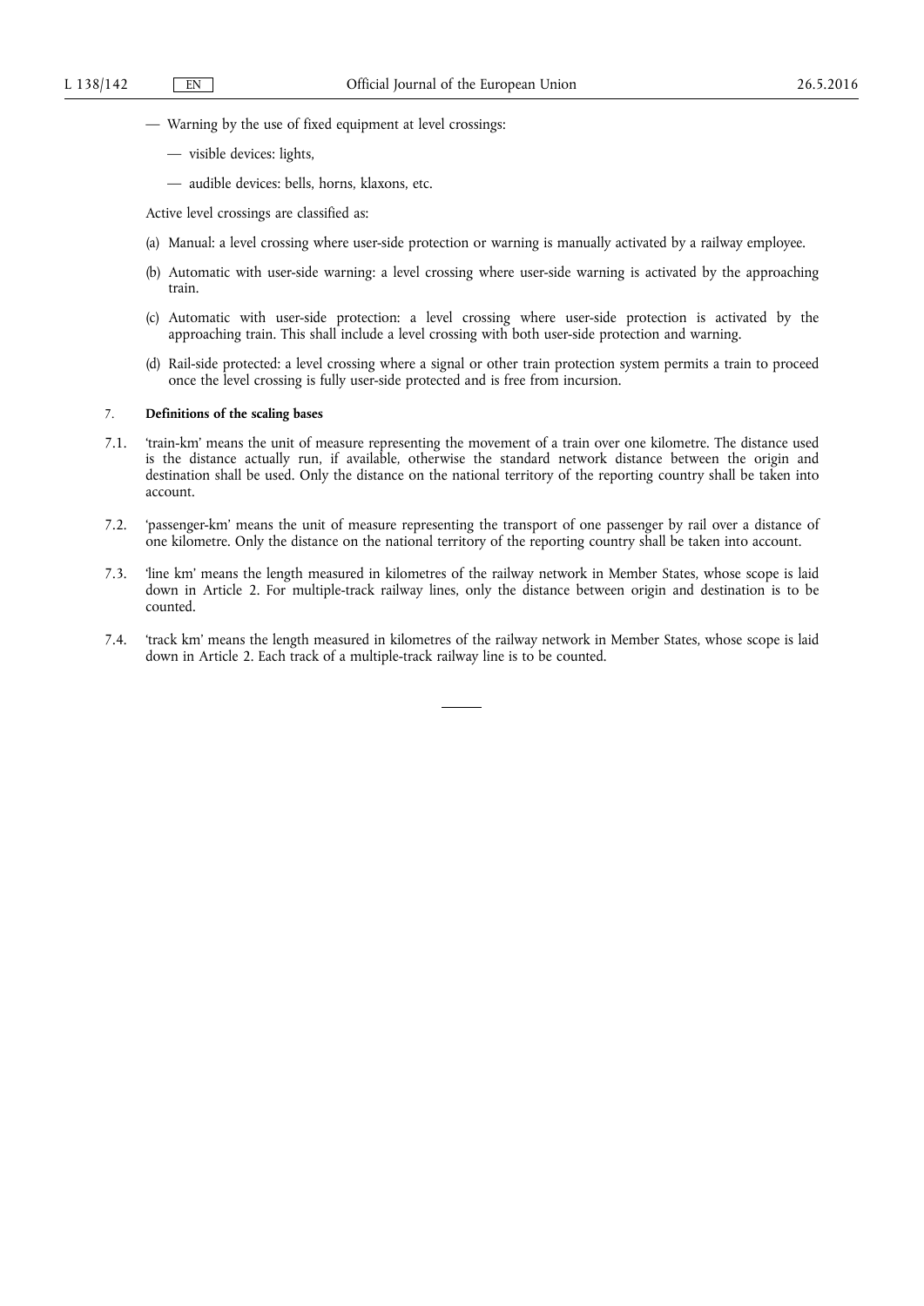— Warning by the use of fixed equipment at level crossings:

— visible devices: lights,

— audible devices: bells, horns, klaxons, etc.

Active level crossings are classified as:

(a) Manual: a level crossing where user-side protection or warning is manually activated by a railway employee.

(b) Automatic with user-side warning: a level crossing where user-side warning is activated by the approaching train.

(c) Automatic with user-side protection: a level crossing where user-side protection is activated by the approaching train. This shall include a level crossing with both user-side protection and warning.

(d) Rail-side protected: a level crossing where a signal or other train protection system permits a train to proceed once the level crossing is fully user-side protected and is free from incursion.

7. **Definitions of the scaling bases**

7.1. 'train-km' means the unit of measure representing the movement of a train over one kilometre. The distance used is the distance actually run, if available, otherwise the standard network distance between the origin and destination shall be used. Only the distance on the national territory of the reporting country shall be taken into account.

7.2. 'passenger-km' means the unit of measure representing the transport of one passenger by rail over a distance of one kilometre. Only the distance on the national territory of the reporting country shall be taken into account.

7.3. 'line km' means the length measured in kilometres of the railway network in Member States, whose scope is laid down in Article 2. For multiple-track railway lines, only the distance between origin and destination is to be counted.

7.4. 'track km' means the length measured in kilometres of the railway network in Member States, whose scope is laid down in Article 2. Each track of a multiple-track railway line is to be counted.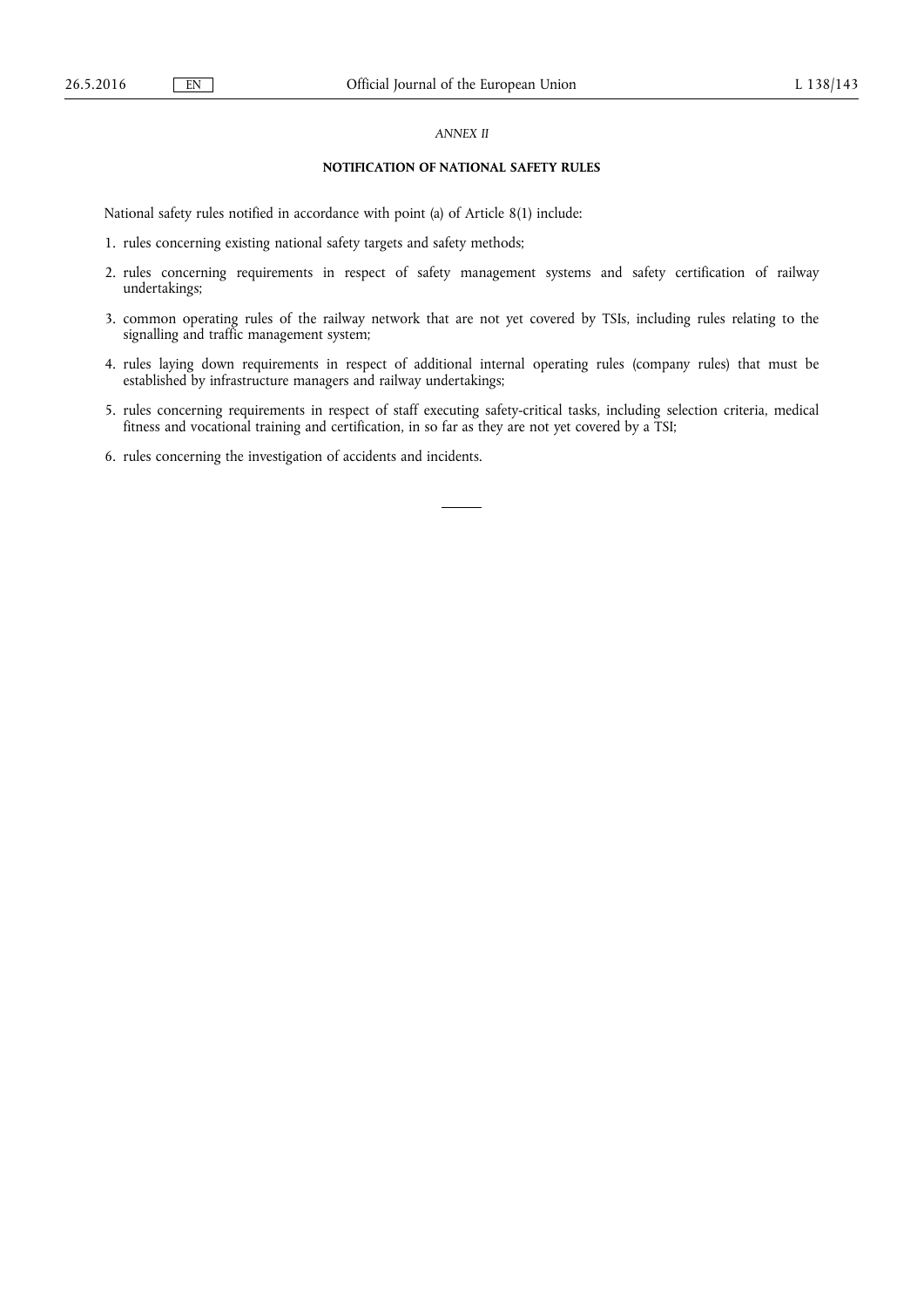*ANNEX II*

## NOTIFICATION OF NATIONAL SAFETY RULES

National safety rules notified in accordance with point (a) of Article 8(1) include:

1. rules concerning existing national safety targets and safety methods;
2. rules concerning requirements in respect of safety management systems and safety certification of railway undertakings;
3. common operating rules of the railway network that are not yet covered by TSIs, including rules relating to the signalling and traffic management system;
4. rules laying down requirements in respect of additional internal operating rules (company rules) that must be established by infrastructure managers and railway undertakings;
5. rules concerning requirements in respect of staff executing safety-critical tasks, including selection criteria, medical fitness and vocational training and certification, in so far as they are not yet covered by a TSI;
6. rules concerning the investigation of accidents and incidents.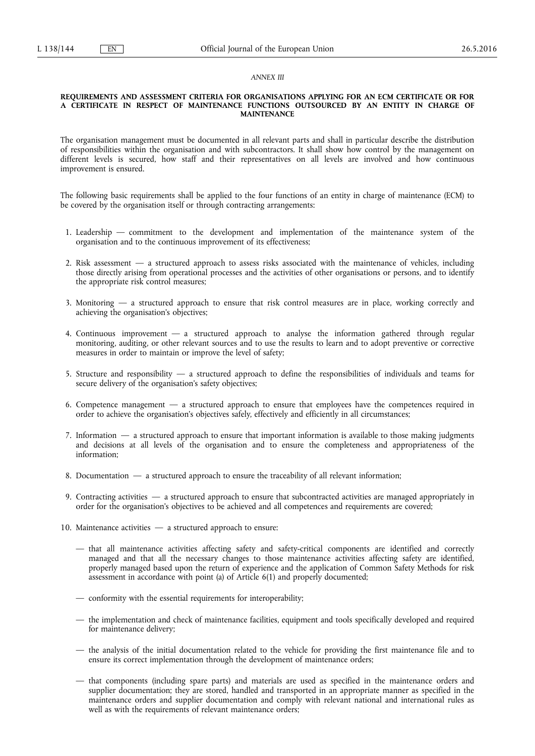*ANNEX III*

**REQUIREMENTS AND ASSESSMENT CRITERIA FOR ORGANISATIONS APPLYING FOR AN ECM CERTIFICATE OR FOR A CERTIFICATE IN RESPECT OF MAINTENANCE FUNCTIONS OUTSOURCED BY AN ENTITY IN CHARGE OF MAINTENANCE**

The organisation management must be documented in all relevant parts and shall in particular describe the distribution of responsibilities within the organisation and with subcontractors. It shall show how control by the management on different levels is secured, how staff and their representatives on all levels are involved and how continuous improvement is ensured.

The following basic requirements shall be applied to the four functions of an entity in charge of maintenance (ECM) to be covered by the organisation itself or through contracting arrangements:

1. Leadership — commitment to the development and implementation of the maintenance system of the organisation and to the continuous improvement of its effectiveness;

2. Risk assessment — a structured approach to assess risks associated with the maintenance of vehicles, including those directly arising from operational processes and the activities of other organisations or persons, and to identify the appropriate risk control measures;

3. Monitoring — a structured approach to ensure that risk control measures are in place, working correctly and achieving the organisation's objectives;

4. Continuous improvement — a structured approach to analyse the information gathered through regular monitoring, auditing, or other relevant sources and to use the results to learn and to adopt preventive or corrective measures in order to maintain or improve the level of safety;

5. Structure and responsibility — a structured approach to define the responsibilities of individuals and teams for secure delivery of the organisation's safety objectives;

6. Competence management — a structured approach to ensure that employees have the competences required in order to achieve the organisation's objectives safely, effectively and efficiently in all circumstances;

7. Information — a structured approach to ensure that important information is available to those making judgments and decisions at all levels of the organisation and to ensure the completeness and appropriateness of the information;

8. Documentation — a structured approach to ensure the traceability of all relevant information;

9. Contracting activities — a structured approach to ensure that subcontracted activities are managed appropriately in order for the organisation's objectives to be achieved and all competences and requirements are covered;

10. Maintenance activities — a structured approach to ensure:

    — that all maintenance activities affecting safety and safety-critical components are identified and correctly managed and that all the necessary changes to those maintenance activities affecting safety are identified, properly managed based upon the return of experience and the application of Common Safety Methods for risk assessment in accordance with point (a) of Article 6(1) and properly documented;

    — conformity with the essential requirements for interoperability;

    — the implementation and check of maintenance facilities, equipment and tools specifically developed and required for maintenance delivery;

    — the analysis of the initial documentation related to the vehicle for providing the first maintenance file and to ensure its correct implementation through the development of maintenance orders;

    — that components (including spare parts) and materials are used as specified in the maintenance orders and supplier documentation; they are stored, handled and transported in an appropriate manner as specified in the maintenance orders and supplier documentation and comply with relevant national and international rules as well as with the requirements of relevant maintenance orders;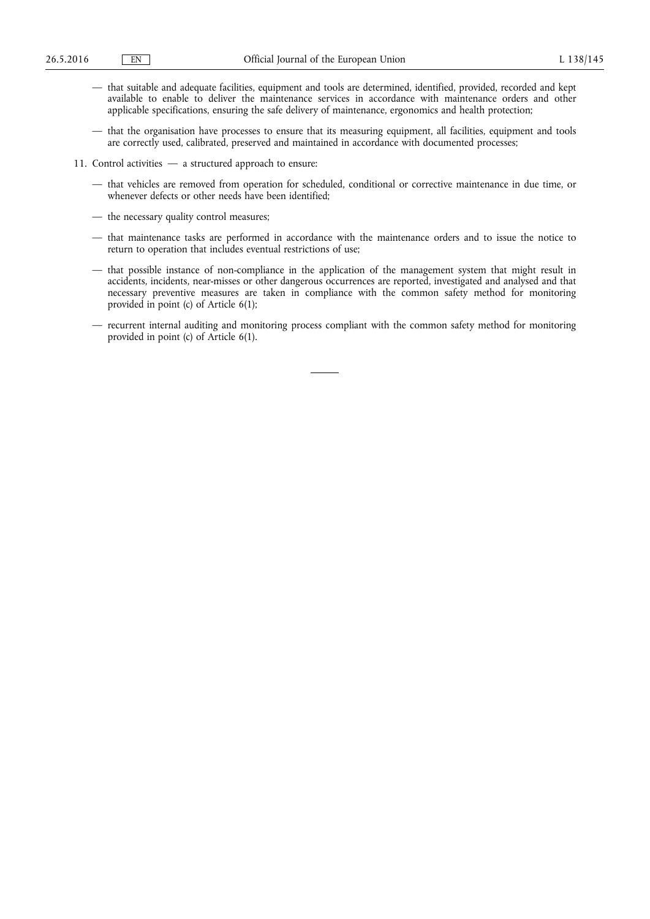— that suitable and adequate facilities, equipment and tools are determined, identified, provided, recorded and kept available to enable to deliver the maintenance services in accordance with maintenance orders and other applicable specifications, ensuring the safe delivery of maintenance, ergonomics and health protection;

— that the organisation have processes to ensure that its measuring equipment, all facilities, equipment and tools are correctly used, calibrated, preserved and maintained in accordance with documented processes;

11. Control activities — a structured approach to ensure:

— that vehicles are removed from operation for scheduled, conditional or corrective maintenance in due time, or whenever defects or other needs have been identified;

— the necessary quality control measures;

— that maintenance tasks are performed in accordance with the maintenance orders and to issue the notice to return to operation that includes eventual restrictions of use;

— that possible instance of non-compliance in the application of the management system that might result in accidents, incidents, near-misses or other dangerous occurrences are reported, investigated and analysed and that necessary preventive measures are taken in compliance with the common safety method for monitoring provided in point (c) of Article 6(1);

— recurrent internal auditing and monitoring process compliant with the common safety method for monitoring provided in point (c) of Article 6(1).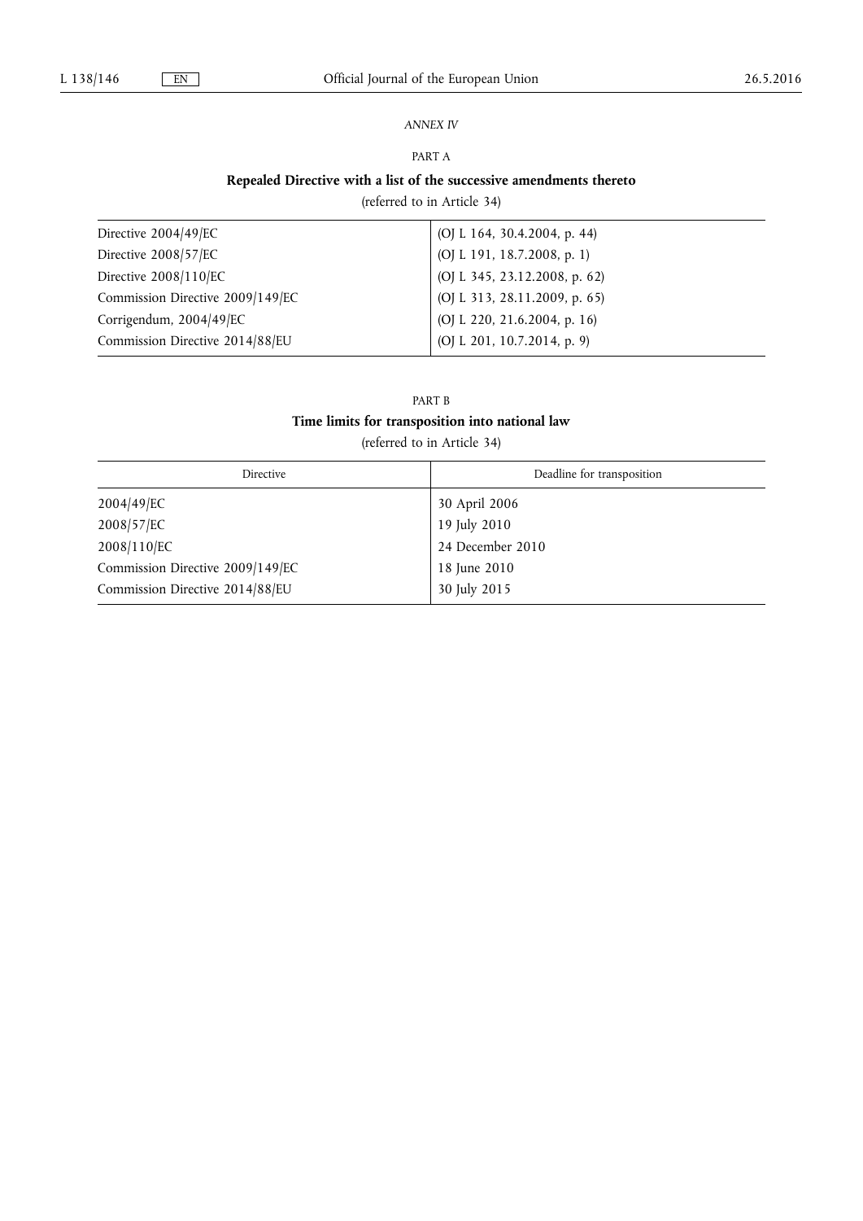*ANNEX IV*

PART A

**Repealed Directive with a list of the successive amendments thereto**

(referred to in Article 34)

| | |
|---|---|
| Directive 2004/49/EC | (OJ L 164, 30.4.2004, p. 44) |
| Directive 2008/57/EC | (OJ L 191, 18.7.2008, p. 1) |
| Directive 2008/110/EC | (OJ L 345, 23.12.2008, p. 62) |
| Commission Directive 2009/149/EC | (OJ L 313, 28.11.2009, p. 65) |
| Corrigendum, 2004/49/EC | (OJ L 220, 21.6.2004, p. 16) |
| Commission Directive 2014/88/EU | (OJ L 201, 10.7.2014, p. 9) |

PART B

**Time limits for transposition into national law**

(referred to in Article 34)

| Directive | Deadline for transposition |
|---|---|
| 2004/49/EC | 30 April 2006 |
| 2008/57/EC | 19 July 2010 |
| 2008/110/EC | 24 December 2010 |
| Commission Directive 2009/149/EC | 18 June 2010 |
| Commission Directive 2014/88/EU | 30 July 2015 |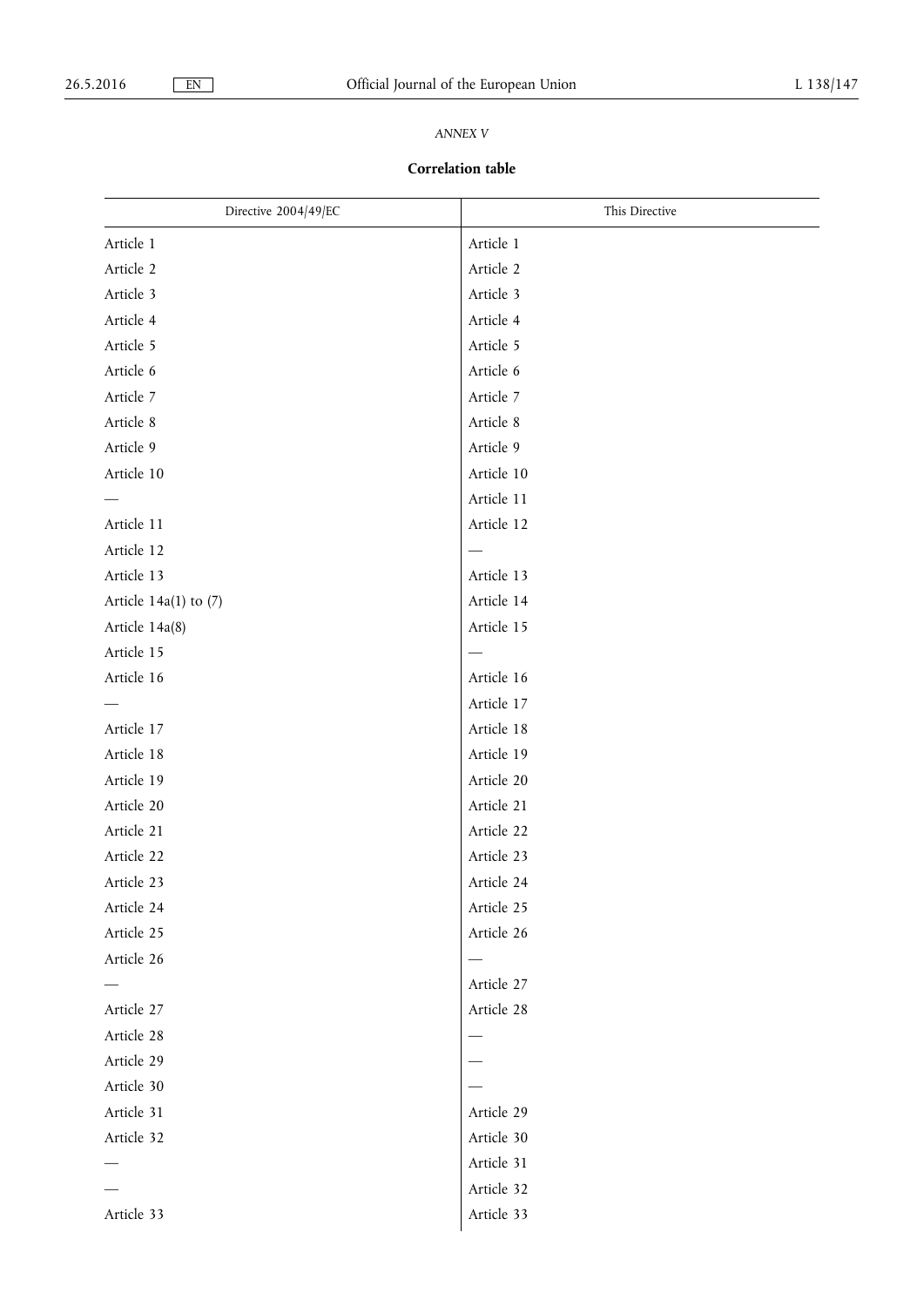*ANNEX V*

**Correlation table**

| Directive 2004/49/EC | This Directive |
|---|---|
| Article 1 | Article 1 |
| Article 2 | Article 2 |
| Article 3 | Article 3 |
| Article 4 | Article 4 |
| Article 5 | Article 5 |
| Article 6 | Article 6 |
| Article 7 | Article 7 |
| Article 8 | Article 8 |
| Article 9 | Article 9 |
| Article 10 | Article 10 |
| — | Article 11 |
| Article 11 | Article 12 |
| Article 12 | — |
| Article 13 | Article 13 |
| Article 14a(1) to (7) | Article 14 |
| Article 14a(8) | Article 15 |
| Article 15 | — |
| Article 16 | Article 16 |
| — | Article 17 |
| Article 17 | Article 18 |
| Article 18 | Article 19 |
| Article 19 | Article 20 |
| Article 20 | Article 21 |
| Article 21 | Article 22 |
| Article 22 | Article 23 |
| Article 23 | Article 24 |
| Article 24 | Article 25 |
| Article 25 | Article 26 |
| Article 26 | — |
| — | Article 27 |
| Article 27 | Article 28 |
| Article 28 | — |
| Article 29 | — |
| Article 30 | — |
| Article 31 | Article 29 |
| Article 32 | Article 30 |
| — | Article 31 |
| — | Article 32 |
| Article 33 | Article 33 |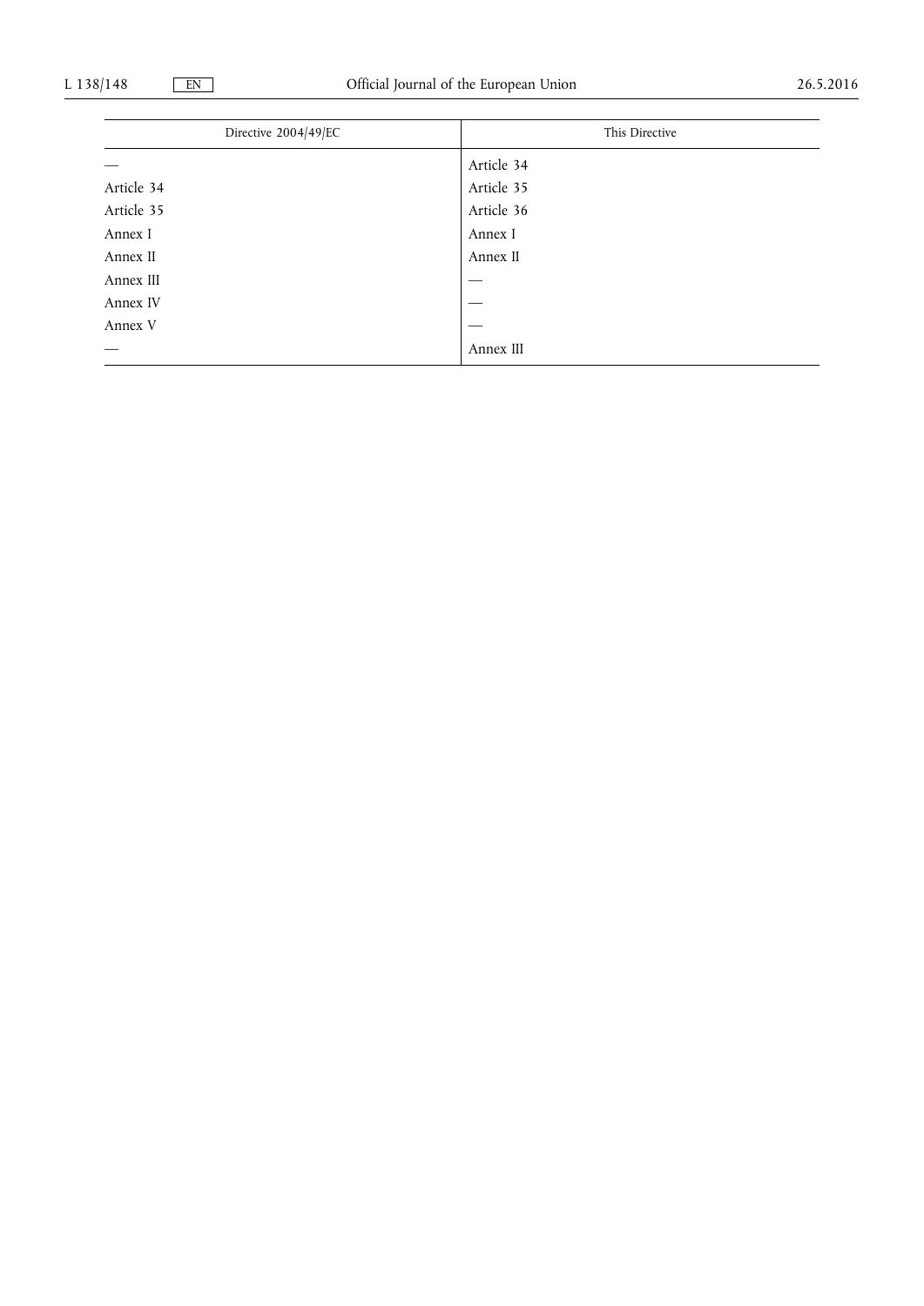| Directive 2004/49/EC | This Directive |
|---|---|
| — | Article 34 |
| Article 34 | Article 35 |
| Article 35 | Article 36 |
| Annex I | Annex I |
| Annex II | Annex II |
| Annex III | — |
| Annex IV | — |
| Annex V | — |
| — | Annex III |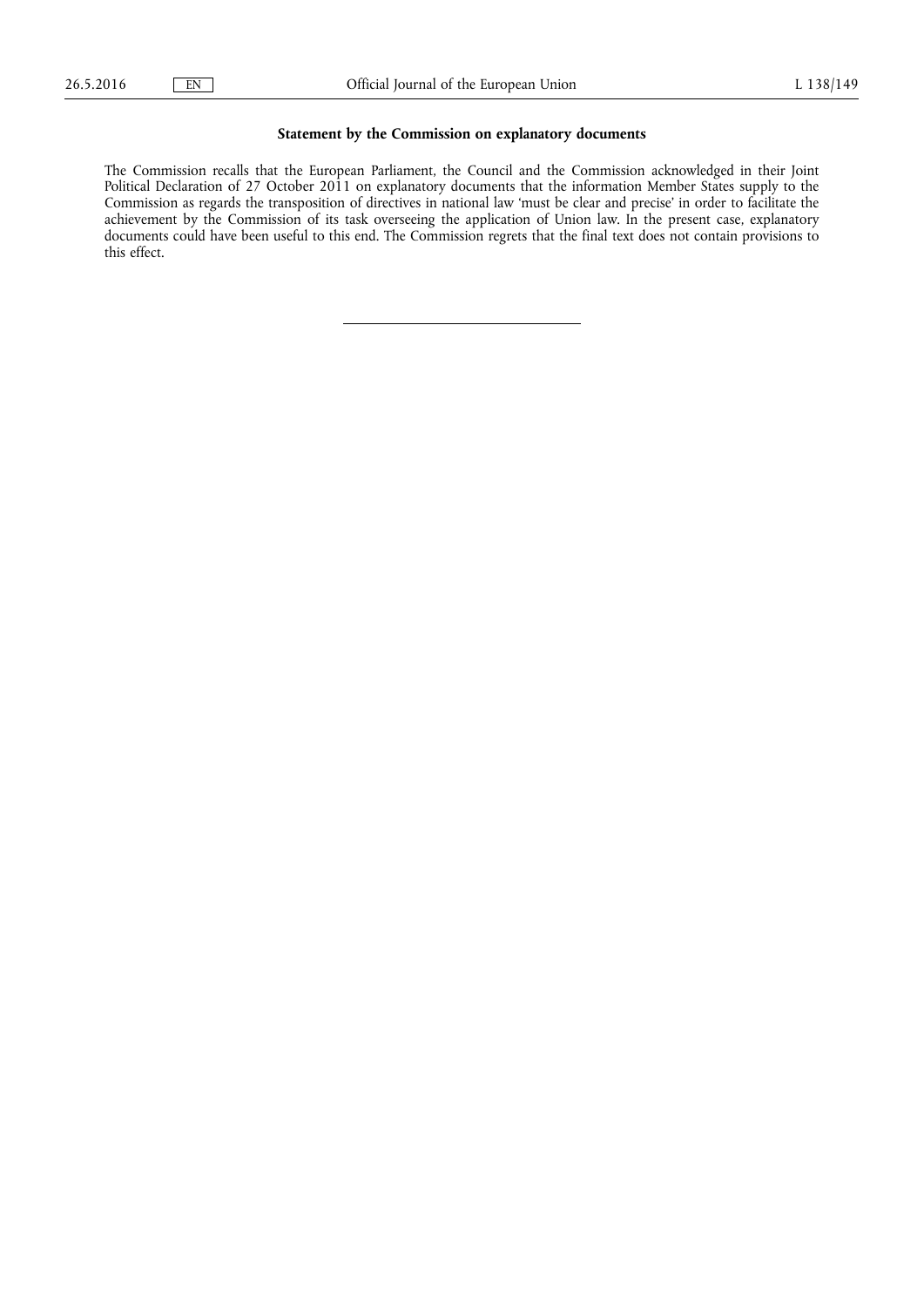**Statement by the Commission on explanatory documents**

The Commission recalls that the European Parliament, the Council and the Commission acknowledged in their Joint Political Declaration of 27 October 2011 on explanatory documents that the information Member States supply to the Commission as regards the transposition of directives in national law 'must be clear and precise' in order to facilitate the achievement by the Commission of its task overseeing the application of Union law. In the present case, explanatory documents could have been useful to this end. The Commission regrets that the final text does not contain provisions to this effect.